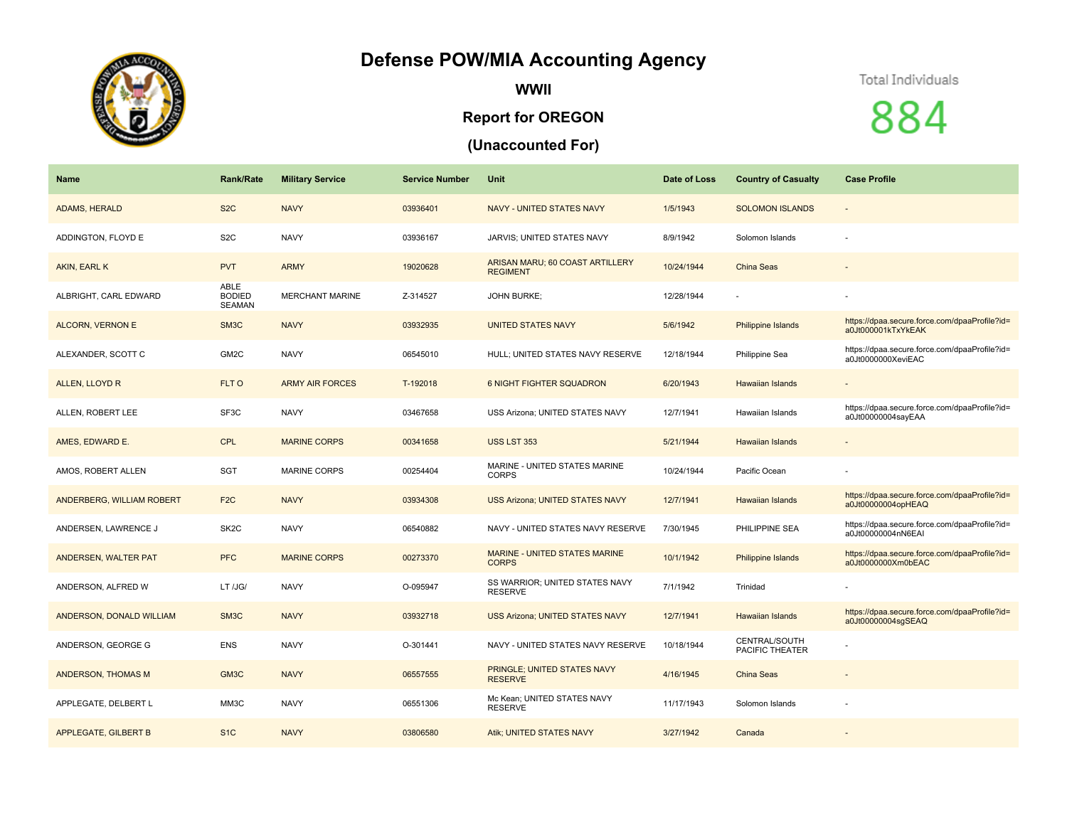# Defense POW/MIA Accounting Agency

## WWII

## Report for OREGON

## (Unaccounted For)

Total Individuals

884

| Name | Rank/Rate | Military Service | Service Number | Unit | Date of Loss | Country of Casualty | Case Profile |
|---|---|---|---|---|---|---|---|
| ADAMS, HERALD | S2C | NAVY | 03936401 | NAVY - UNITED STATES NAVY | 1/5/1943 | SOLOMON ISLANDS | - |
| ADDINGTON, FLOYD E | S2C | NAVY | 03936167 | JARVIS; UNITED STATES NAVY | 8/9/1942 | Solomon Islands | - |
| AKIN, EARL K | PVT | ARMY | 19020628 | ARISAN MARU; 60 COAST ARTILLERY REGIMENT | 10/24/1944 | China Seas | - |
| ALBRIGHT, CARL EDWARD | ABLE BODIED SEAMAN | MERCHANT MARINE | Z-314527 | JOHN BURKE; | 12/28/1944 | - | - |
| ALCORN, VERNON E | SM3C | NAVY | 03932935 | UNITED STATES NAVY | 5/6/1942 | Philippine Islands | https://dpaa.secure.force.com/dpaaProfile?id=a0Jt000001kTxYkEAK |
| ALEXANDER, SCOTT C | GM2C | NAVY | 06545010 | HULL; UNITED STATES NAVY RESERVE | 12/18/1944 | Philippine Sea | https://dpaa.secure.force.com/dpaaProfile?id=a0Jt0000000XeviEAC |
| ALLEN, LLOYD R | FLT O | ARMY AIR FORCES | T-192018 | 6 NIGHT FIGHTER SQUADRON | 6/20/1943 | Hawaiian Islands | - |
| ALLEN, ROBERT LEE | SF3C | NAVY | 03467658 | USS Arizona; UNITED STATES NAVY | 12/7/1941 | Hawaiian Islands | https://dpaa.secure.force.com/dpaaProfile?id=a0Jt00000004sayEAA |
| AMES, EDWARD E. | CPL | MARINE CORPS | 00341658 | USS LST 353 | 5/21/1944 | Hawaiian Islands | - |
| AMOS, ROBERT ALLEN | SGT | MARINE CORPS | 00254404 | MARINE - UNITED STATES MARINE CORPS | 10/24/1944 | Pacific Ocean | - |
| ANDERBERG, WILLIAM ROBERT | F2C | NAVY | 03934308 | USS Arizona; UNITED STATES NAVY | 12/7/1941 | Hawaiian Islands | https://dpaa.secure.force.com/dpaaProfile?id=a0Jt00000004opHEAQ |
| ANDERSEN, LAWRENCE J | SK2C | NAVY | 06540882 | NAVY - UNITED STATES NAVY RESERVE | 7/30/1945 | PHILIPPINE SEA | https://dpaa.secure.force.com/dpaaProfile?id=a0Jt00000004nN6EAI |
| ANDERSEN, WALTER PAT | PFC | MARINE CORPS | 00273370 | MARINE - UNITED STATES MARINE CORPS | 10/1/1942 | Philippine Islands | https://dpaa.secure.force.com/dpaaProfile?id=a0Jt0000000Xm0bEAC |
| ANDERSON, ALFRED W | LT /JG/ | NAVY | O-095947 | SS WARRIOR; UNITED STATES NAVY RESERVE | 7/1/1942 | Trinidad | - |
| ANDERSON, DONALD WILLIAM | SM3C | NAVY | 03932718 | USS Arizona; UNITED STATES NAVY | 12/7/1941 | Hawaiian Islands | https://dpaa.secure.force.com/dpaaProfile?id=a0Jt00000004sgSEAQ |
| ANDERSON, GEORGE G | ENS | NAVY | O-301441 | NAVY - UNITED STATES NAVY RESERVE | 10/18/1944 | CENTRAL/SOUTH PACIFIC THEATER | - |
| ANDERSON, THOMAS M | GM3C | NAVY | 06557555 | PRINGLE; UNITED STATES NAVY RESERVE | 4/16/1945 | China Seas | - |
| APPLEGATE, DELBERT L | MM3C | NAVY | 06551306 | Mc Kean; UNITED STATES NAVY RESERVE | 11/17/1943 | Solomon Islands | - |
| APPLEGATE, GILBERT B | S1C | NAVY | 03806580 | Atik; UNITED STATES NAVY | 3/27/1942 | Canada | - |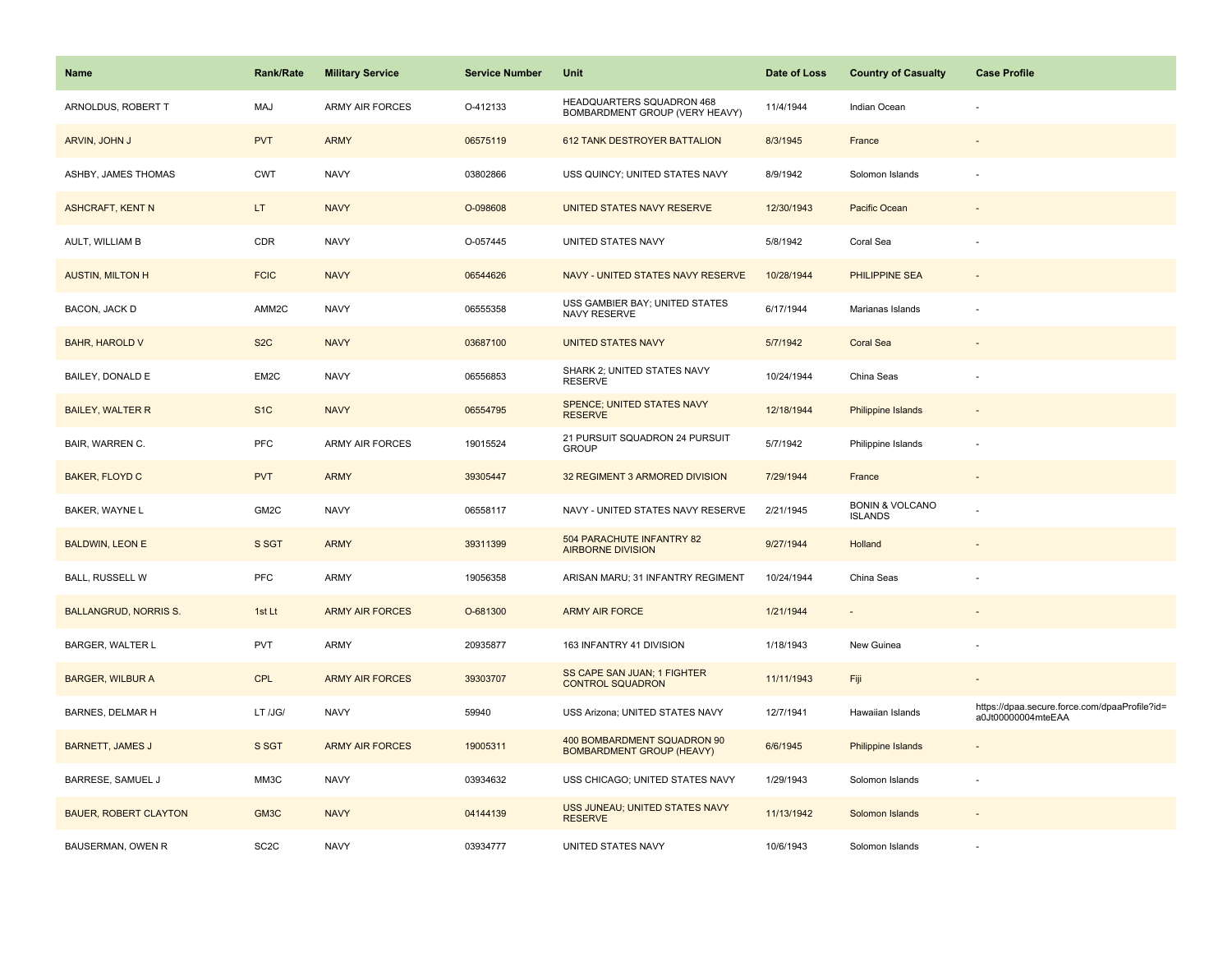| Name | Rank/Rate | Military Service | Service Number | Unit | Date of Loss | Country of Casualty | Case Profile |
| --- | --- | --- | --- | --- | --- | --- | --- |
| ARNOLDUS, ROBERT T | MAJ | ARMY AIR FORCES | O-412133 | HEADQUARTERS SQUADRON 468 BOMBARDMENT GROUP (VERY HEAVY) | 11/4/1944 | Indian Ocean | - |
| ARVIN, JOHN J | PVT | ARMY | 06575119 | 612 TANK DESTROYER BATTALION | 8/3/1945 | France | - |
| ASHBY, JAMES THOMAS | CWT | NAVY | 03802866 | USS QUINCY; UNITED STATES NAVY | 8/9/1942 | Solomon Islands | - |
| ASHCRAFT, KENT N | LT | NAVY | O-098608 | UNITED STATES NAVY RESERVE | 12/30/1943 | Pacific Ocean | - |
| AULT, WILLIAM B | CDR | NAVY | O-057445 | UNITED STATES NAVY | 5/8/1942 | Coral Sea | - |
| AUSTIN, MILTON H | FCIC | NAVY | 06544626 | NAVY - UNITED STATES NAVY RESERVE | 10/28/1944 | PHILIPPINE SEA | - |
| BACON, JACK D | AMM2C | NAVY | 06555358 | USS GAMBIER BAY; UNITED STATES NAVY RESERVE | 6/17/1944 | Marianas Islands | - |
| BAHR, HAROLD V | S2C | NAVY | 03687100 | UNITED STATES NAVY | 5/7/1942 | Coral Sea | - |
| BAILEY, DONALD E | EM2C | NAVY | 06556853 | SHARK 2; UNITED STATES NAVY RESERVE | 10/24/1944 | China Seas | - |
| BAILEY, WALTER R | S1C | NAVY | 06554795 | SPENCE; UNITED STATES NAVY RESERVE | 12/18/1944 | Philippine Islands | - |
| BAIR, WARREN C. | PFC | ARMY AIR FORCES | 19015524 | 21 PURSUIT SQUADRON 24 PURSUIT GROUP | 5/7/1942 | Philippine Islands | - |
| BAKER, FLOYD C | PVT | ARMY | 39305447 | 32 REGIMENT 3 ARMORED DIVISION | 7/29/1944 | France | - |
| BAKER, WAYNE L | GM2C | NAVY | 06558117 | NAVY - UNITED STATES NAVY RESERVE | 2/21/1945 | BONIN & VOLCANO ISLANDS | - |
| BALDWIN, LEON E | S SGT | ARMY | 39311399 | 504 PARACHUTE INFANTRY 82 AIRBORNE DIVISION | 9/27/1944 | Holland | - |
| BALL, RUSSELL W | PFC | ARMY | 19056358 | ARISAN MARU; 31 INFANTRY REGIMENT | 10/24/1944 | China Seas | - |
| BALLANGRUD, NORRIS S. | 1st Lt | ARMY AIR FORCES | O-681300 | ARMY AIR FORCE | 1/21/1944 | - | - |
| BARGER, WALTER L | PVT | ARMY | 20935877 | 163 INFANTRY 41 DIVISION | 1/18/1943 | New Guinea | - |
| BARGER, WILBUR A | CPL | ARMY AIR FORCES | 39303707 | SS CAPE SAN JUAN; 1 FIGHTER CONTROL SQUADRON | 11/11/1943 | Fiji | - |
| BARNES, DELMAR H | LT /JG/ | NAVY | 59940 | USS Arizona; UNITED STATES NAVY | 12/7/1941 | Hawaiian Islands | https://dpaa.secure.force.com/dpaaProfile?id=a0Jt00000004mteEAA |
| BARNETT, JAMES J | S SGT | ARMY AIR FORCES | 19005311 | 400 BOMBARDMENT SQUADRON 90 BOMBARDMENT GROUP (HEAVY) | 6/6/1945 | Philippine Islands | - |
| BARRESE, SAMUEL J | MM3C | NAVY | 03934632 | USS CHICAGO; UNITED STATES NAVY | 1/29/1943 | Solomon Islands | - |
| BAUER, ROBERT CLAYTON | GM3C | NAVY | 04144139 | USS JUNEAU; UNITED STATES NAVY RESERVE | 11/13/1942 | Solomon Islands | - |
| BAUSERMAN, OWEN R | SC2C | NAVY | 03934777 | UNITED STATES NAVY | 10/6/1943 | Solomon Islands | - |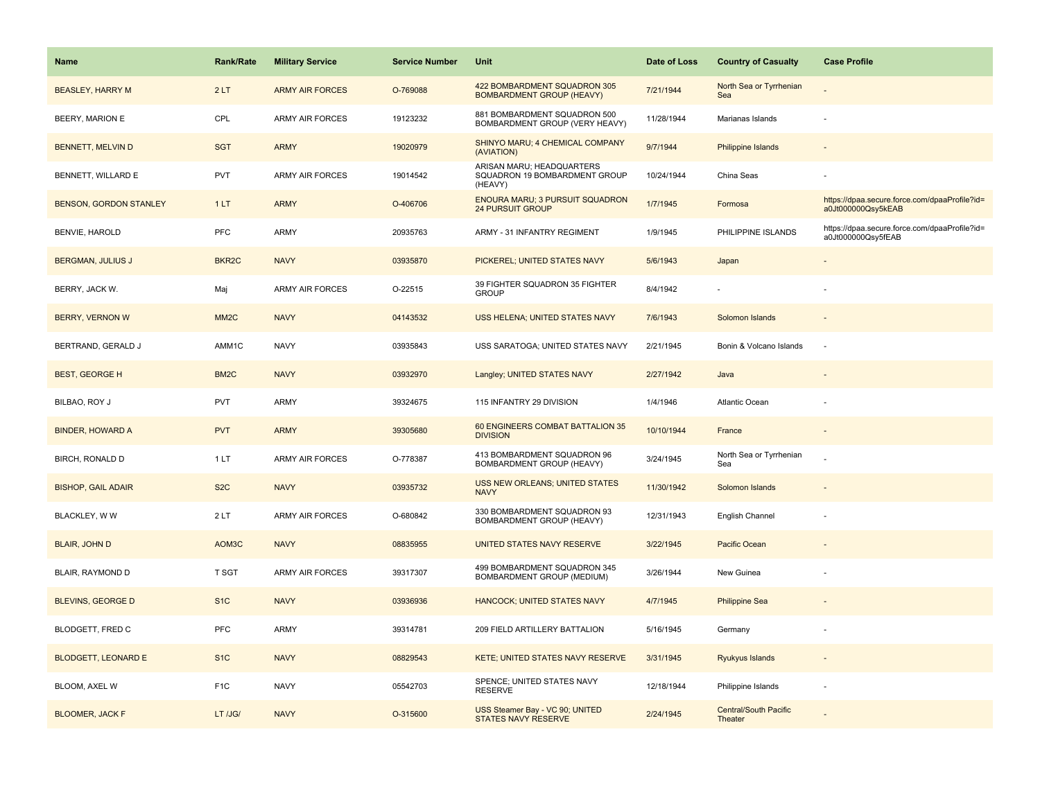| Name | Rank/Rate | Military Service | Service Number | Unit | Date of Loss | Country of Casualty | Case Profile |
|---|---|---|---|---|---|---|---|
| BEASLEY, HARRY M | 2 LT | ARMY AIR FORCES | O-769088 | 422 BOMBARDMENT SQUADRON 305 BOMBARDMENT GROUP (HEAVY) | 7/21/1944 | North Sea or Tyrrhenian Sea | - |
| BEERY, MARION E | CPL | ARMY AIR FORCES | 19123232 | 881 BOMBARDMENT SQUADRON 500 BOMBARDMENT GROUP (VERY HEAVY) | 11/28/1944 | Marianas Islands | - |
| BENNETT, MELVIN D | SGT | ARMY | 19020979 | SHINYO MARU; 4 CHEMICAL COMPANY (AVIATION) | 9/7/1944 | Philippine Islands | - |
| BENNETT, WILLARD E | PVT | ARMY AIR FORCES | 19014542 | ARISAN MARU; HEADQUARTERS SQUADRON 19 BOMBARDMENT GROUP (HEAVY) | 10/24/1944 | China Seas | - |
| BENSON, GORDON STANLEY | 1 LT | ARMY | O-406706 | ENOURA MARU; 3 PURSUIT SQUADRON 24 PURSUIT GROUP | 1/7/1945 | Formosa | https://dpaa.secure.force.com/dpaaProfile?id=a0Jt000000Qsy5kEAB |
| BENVIE, HAROLD | PFC | ARMY | 20935763 | ARMY - 31 INFANTRY REGIMENT | 1/9/1945 | PHILIPPINE ISLANDS | https://dpaa.secure.force.com/dpaaProfile?id=a0Jt000000Qsy5fEAB |
| BERGMAN, JULIUS J | BKR2C | NAVY | 03935870 | PICKEREL; UNITED STATES NAVY | 5/6/1943 | Japan | - |
| BERRY, JACK W. | Maj | ARMY AIR FORCES | O-22515 | 39 FIGHTER SQUADRON 35 FIGHTER GROUP | 8/4/1942 | - | - |
| BERRY, VERNON W | MM2C | NAVY | 04143532 | USS HELENA; UNITED STATES NAVY | 7/6/1943 | Solomon Islands | - |
| BERTRAND, GERALD J | AMM1C | NAVY | 03935843 | USS SARATOGA; UNITED STATES NAVY | 2/21/1945 | Bonin & Volcano Islands | - |
| BEST, GEORGE H | BM2C | NAVY | 03932970 | Langley; UNITED STATES NAVY | 2/27/1942 | Java | - |
| BILBAO, ROY J | PVT | ARMY | 39324675 | 115 INFANTRY 29 DIVISION | 1/4/1946 | Atlantic Ocean | - |
| BINDER, HOWARD A | PVT | ARMY | 39305680 | 60 ENGINEERS COMBAT BATTALION 35 DIVISION | 10/10/1944 | France | - |
| BIRCH, RONALD D | 1 LT | ARMY AIR FORCES | O-778387 | 413 BOMBARDMENT SQUADRON 96 BOMBARDMENT GROUP (HEAVY) | 3/24/1945 | North Sea or Tyrrhenian Sea | - |
| BISHOP, GAIL ADAIR | S2C | NAVY | 03935732 | USS NEW ORLEANS; UNITED STATES NAVY | 11/30/1942 | Solomon Islands | - |
| BLACKLEY, W W | 2 LT | ARMY AIR FORCES | O-680842 | 330 BOMBARDMENT SQUADRON 93 BOMBARDMENT GROUP (HEAVY) | 12/31/1943 | English Channel | - |
| BLAIR, JOHN D | AOM3C | NAVY | 08835955 | UNITED STATES NAVY RESERVE | 3/22/1945 | Pacific Ocean | - |
| BLAIR, RAYMOND D | T SGT | ARMY AIR FORCES | 39317307 | 499 BOMBARDMENT SQUADRON 345 BOMBARDMENT GROUP (MEDIUM) | 3/26/1944 | New Guinea | - |
| BLEVINS, GEORGE D | S1C | NAVY | 03936936 | HANCOCK; UNITED STATES NAVY | 4/7/1945 | Philippine Sea | - |
| BLODGETT, FRED C | PFC | ARMY | 39314781 | 209 FIELD ARTILLERY BATTALION | 5/16/1945 | Germany | - |
| BLODGETT, LEONARD E | S1C | NAVY | 08829543 | KETE; UNITED STATES NAVY RESERVE | 3/31/1945 | Ryukyus Islands | - |
| BLOOM, AXEL W | F1C | NAVY | 05542703 | SPENCE; UNITED STATES NAVY RESERVE | 12/18/1944 | Philippine Islands | - |
| BLOOMER, JACK F | LT /JG/ | NAVY | O-315600 | USS Steamer Bay - VC 90; UNITED STATES NAVY RESERVE | 2/24/1945 | Central/South Pacific Theater | - |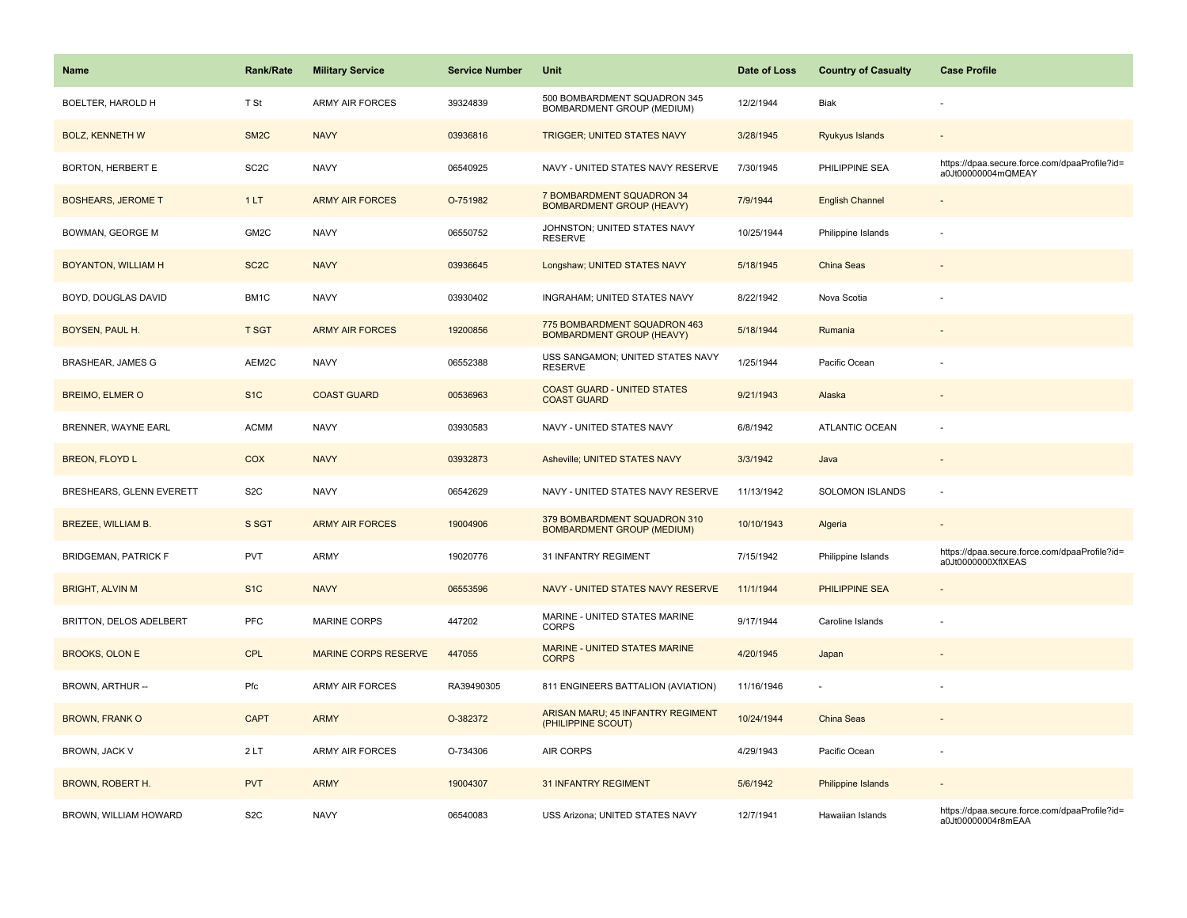| Name | Rank/Rate | Military Service | Service Number | Unit | Date of Loss | Country of Casualty | Case Profile |
|---|---|---|---|---|---|---|---|
| BOELTER, HAROLD H | T St | ARMY AIR FORCES | 39324839 | 500 BOMBARDMENT SQUADRON 345 BOMBARDMENT GROUP (MEDIUM) | 12/2/1944 | Biak | - |
| BOLZ, KENNETH W | SM2C | NAVY | 03936816 | TRIGGER; UNITED STATES NAVY | 3/28/1945 | Ryukyus Islands | - |
| BORTON, HERBERT E | SC2C | NAVY | 06540925 | NAVY - UNITED STATES NAVY RESERVE | 7/30/1945 | PHILIPPINE SEA | https://dpaa.secure.force.com/dpaaProfile?id=a0Jt00000004mQMEAY |
| BOSHEARS, JEROME T | 1 LT | ARMY AIR FORCES | O-751982 | 7 BOMBARDMENT SQUADRON 34 BOMBARDMENT GROUP (HEAVY) | 7/9/1944 | English Channel | - |
| BOWMAN, GEORGE M | GM2C | NAVY | 06550752 | JOHNSTON; UNITED STATES NAVY RESERVE | 10/25/1944 | Philippine Islands | - |
| BOYANTON, WILLIAM H | SC2C | NAVY | 03936645 | Longshaw; UNITED STATES NAVY | 5/18/1945 | China Seas | - |
| BOYD, DOUGLAS DAVID | BM1C | NAVY | 03930402 | INGRAHAM; UNITED STATES NAVY | 8/22/1942 | Nova Scotia | - |
| BOYSEN, PAUL H. | T SGT | ARMY AIR FORCES | 19200856 | 775 BOMBARDMENT SQUADRON 463 BOMBARDMENT GROUP (HEAVY) | 5/18/1944 | Rumania | - |
| BRASHEAR, JAMES G | AEM2C | NAVY | 06552388 | USS SANGAMON; UNITED STATES NAVY RESERVE | 1/25/1944 | Pacific Ocean | - |
| BREIMO, ELMER O | S1C | COAST GUARD | 00536963 | COAST GUARD - UNITED STATES COAST GUARD | 9/21/1943 | Alaska | - |
| BRENNER, WAYNE EARL | ACMM | NAVY | 03930583 | NAVY - UNITED STATES NAVY | 6/8/1942 | ATLANTIC OCEAN | - |
| BREON, FLOYD L | COX | NAVY | 03932873 | Asheville; UNITED STATES NAVY | 3/3/1942 | Java | - |
| BRESHEARS, GLENN EVERETT | S2C | NAVY | 06542629 | NAVY - UNITED STATES NAVY RESERVE | 11/13/1942 | SOLOMON ISLANDS | - |
| BREZEE, WILLIAM B. | S SGT | ARMY AIR FORCES | 19004906 | 379 BOMBARDMENT SQUADRON 310 BOMBARDMENT GROUP (MEDIUM) | 10/10/1943 | Algeria | - |
| BRIDGEMAN, PATRICK F | PVT | ARMY | 19020776 | 31 INFANTRY REGIMENT | 7/15/1942 | Philippine Islands | https://dpaa.secure.force.com/dpaaProfile?id=a0Jt0000000XflXEAS |
| BRIGHT, ALVIN M | S1C | NAVY | 06553596 | NAVY - UNITED STATES NAVY RESERVE | 11/1/1944 | PHILIPPINE SEA | - |
| BRITTON, DELOS ADELBERT | PFC | MARINE CORPS | 447202 | MARINE - UNITED STATES MARINE CORPS | 9/17/1944 | Caroline Islands | - |
| BROOKS, OLON E | CPL | MARINE CORPS RESERVE | 447055 | MARINE - UNITED STATES MARINE CORPS | 4/20/1945 | Japan | - |
| BROWN, ARTHUR -- | Pfc | ARMY AIR FORCES | RA39490305 | 811 ENGINEERS BATTALION (AVIATION) | 11/16/1946 | - | - |
| BROWN, FRANK O | CAPT | ARMY | O-382372 | ARISAN MARU; 45 INFANTRY REGIMENT (PHILIPPINE SCOUT) | 10/24/1944 | China Seas | - |
| BROWN, JACK V | 2 LT | ARMY AIR FORCES | O-734306 | AIR CORPS | 4/29/1943 | Pacific Ocean | - |
| BROWN, ROBERT H. | PVT | ARMY | 19004307 | 31 INFANTRY REGIMENT | 5/6/1942 | Philippine Islands | - |
| BROWN, WILLIAM HOWARD | S2C | NAVY | 06540083 | USS Arizona; UNITED STATES NAVY | 12/7/1941 | Hawaiian Islands | https://dpaa.secure.force.com/dpaaProfile?id=a0Jt00000004r8mEAA |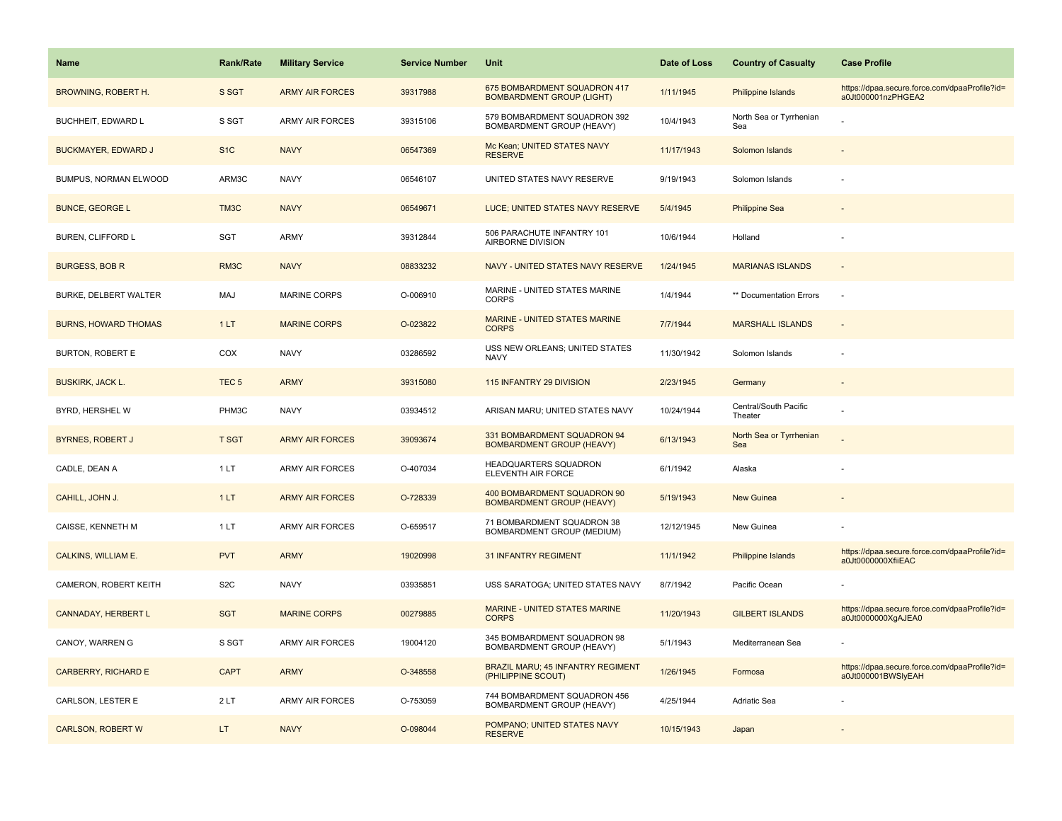| Name | Rank/Rate | Military Service | Service Number | Unit | Date of Loss | Country of Casualty | Case Profile |
| --- | --- | --- | --- | --- | --- | --- | --- |
| BROWNING, ROBERT H. | S SGT | ARMY AIR FORCES | 39317988 | 675 BOMBARDMENT SQUADRON 417 BOMBARDMENT GROUP (LIGHT) | 1/11/1945 | Philippine Islands | https://dpaa.secure.force.com/dpaaProfile?id=a0Jt000001nzPHGEA2 |
| BUCHHEIT, EDWARD L | S SGT | ARMY AIR FORCES | 39315106 | 579 BOMBARDMENT SQUADRON 392 BOMBARDMENT GROUP (HEAVY) | 10/4/1943 | North Sea or Tyrrhenian Sea | - |
| BUCKMAYER, EDWARD J | S1C | NAVY | 06547369 | Mc Kean; UNITED STATES NAVY RESERVE | 11/17/1943 | Solomon Islands | - |
| BUMPUS, NORMAN ELWOOD | ARM3C | NAVY | 06546107 | UNITED STATES NAVY RESERVE | 9/19/1943 | Solomon Islands | - |
| BUNCE, GEORGE L | TM3C | NAVY | 06549671 | LUCE; UNITED STATES NAVY RESERVE | 5/4/1945 | Philippine Sea | - |
| BUREN, CLIFFORD L | SGT | ARMY | 39312844 | 506 PARACHUTE INFANTRY 101 AIRBORNE DIVISION | 10/6/1944 | Holland | - |
| BURGESS, BOB R | RM3C | NAVY | 08833232 | NAVY - UNITED STATES NAVY RESERVE | 1/24/1945 | MARIANAS ISLANDS | - |
| BURKE, DELBERT WALTER | MAJ | MARINE CORPS | O-006910 | MARINE - UNITED STATES MARINE CORPS | 1/4/1944 | ** Documentation Errors | - |
| BURNS, HOWARD THOMAS | 1 LT | MARINE CORPS | O-023822 | MARINE - UNITED STATES MARINE CORPS | 7/7/1944 | MARSHALL ISLANDS | - |
| BURTON, ROBERT E | COX | NAVY | 03286592 | USS NEW ORLEANS; UNITED STATES NAVY | 11/30/1942 | Solomon Islands | - |
| BUSKIRK, JACK L. | TEC 5 | ARMY | 39315080 | 115 INFANTRY 29 DIVISION | 2/23/1945 | Germany | - |
| BYRD, HERSHEL W | PHM3C | NAVY | 03934512 | ARISAN MARU; UNITED STATES NAVY | 10/24/1944 | Central/South Pacific Theater | - |
| BYRNES, ROBERT J | T SGT | ARMY AIR FORCES | 39093674 | 331 BOMBARDMENT SQUADRON 94 BOMBARDMENT GROUP (HEAVY) | 6/13/1943 | North Sea or Tyrrhenian Sea | - |
| CADLE, DEAN A | 1 LT | ARMY AIR FORCES | O-407034 | HEADQUARTERS SQUADRON ELEVENTH AIR FORCE | 6/1/1942 | Alaska | - |
| CAHILL, JOHN J. | 1 LT | ARMY AIR FORCES | O-728339 | 400 BOMBARDMENT SQUADRON 90 BOMBARDMENT GROUP (HEAVY) | 5/19/1943 | New Guinea | - |
| CAISSE, KENNETH M | 1 LT | ARMY AIR FORCES | O-659517 | 71 BOMBARDMENT SQUADRON 38 BOMBARDMENT GROUP (MEDIUM) | 12/12/1945 | New Guinea | - |
| CALKINS, WILLIAM E. | PVT | ARMY | 19020998 | 31 INFANTRY REGIMENT | 11/1/1942 | Philippine Islands | https://dpaa.secure.force.com/dpaaProfile?id=a0Jt0000000XfiiEAC |
| CAMERON, ROBERT KEITH | S2C | NAVY | 03935851 | USS SARATOGA; UNITED STATES NAVY | 8/7/1942 | Pacific Ocean | - |
| CANNADAY, HERBERT L | SGT | MARINE CORPS | 00279885 | MARINE - UNITED STATES MARINE CORPS | 11/20/1943 | GILBERT ISLANDS | https://dpaa.secure.force.com/dpaaProfile?id=a0Jt0000000XgAJEA0 |
| CANOY, WARREN G | S SGT | ARMY AIR FORCES | 19004120 | 345 BOMBARDMENT SQUADRON 98 BOMBARDMENT GROUP (HEAVY) | 5/1/1943 | Mediterranean Sea | - |
| CARBERRY, RICHARD E | CAPT | ARMY | O-348558 | BRAZIL MARU; 45 INFANTRY REGIMENT (PHILIPPINE SCOUT) | 1/26/1945 | Formosa | https://dpaa.secure.force.com/dpaaProfile?id=a0Jt000001BWSlyEAH |
| CARLSON, LESTER E | 2 LT | ARMY AIR FORCES | O-753059 | 744 BOMBARDMENT SQUADRON 456 BOMBARDMENT GROUP (HEAVY) | 4/25/1944 | Adriatic Sea | - |
| CARLSON, ROBERT W | LT | NAVY | O-098044 | POMPANO; UNITED STATES NAVY RESERVE | 10/15/1943 | Japan | - |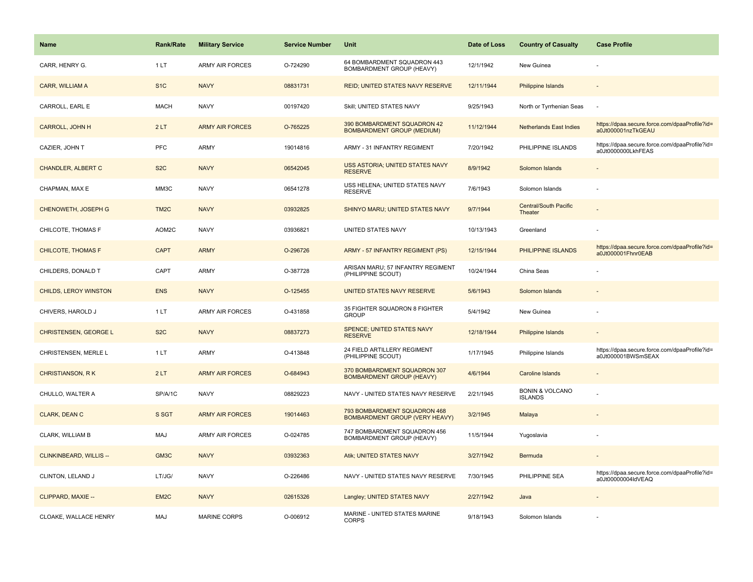| Name | Rank/Rate | Military Service | Service Number | Unit | Date of Loss | Country of Casualty | Case Profile |
|---|---|---|---|---|---|---|---|
| CARR, HENRY G. | 1 LT | ARMY AIR FORCES | O-724290 | 64 BOMBARDMENT SQUADRON 443 BOMBARDMENT GROUP (HEAVY) | 12/1/1942 | New Guinea | - |
| CARR, WILLIAM A | S1C | NAVY | 08831731 | REID; UNITED STATES NAVY RESERVE | 12/11/1944 | Philippine Islands | - |
| CARROLL, EARL E | MACH | NAVY | 00197420 | Skill; UNITED STATES NAVY | 9/25/1943 | North or Tyrrhenian Seas | - |
| CARROLL, JOHN H | 2 LT | ARMY AIR FORCES | O-765225 | 390 BOMBARDMENT SQUADRON 42 BOMBARDMENT GROUP (MEDIUM) | 11/12/1944 | Netherlands East Indies | https://dpaa.secure.force.com/dpaaProfile?id=a0Jt000001nzTkGEAU |
| CAZIER, JOHN T | PFC | ARMY | 19014816 | ARMY - 31 INFANTRY REGIMENT | 7/20/1942 | PHILIPPINE ISLANDS | https://dpaa.secure.force.com/dpaaProfile?id=a0Jt0000000LkhFEAS |
| CHANDLER, ALBERT C | S2C | NAVY | 06542045 | USS ASTORIA; UNITED STATES NAVY RESERVE | 8/9/1942 | Solomon Islands | - |
| CHAPMAN, MAX E | MM3C | NAVY | 06541278 | USS HELENA; UNITED STATES NAVY RESERVE | 7/6/1943 | Solomon Islands | - |
| CHENOWETH, JOSEPH G | TM2C | NAVY | 03932825 | SHINYO MARU; UNITED STATES NAVY | 9/7/1944 | Central/South Pacific Theater | - |
| CHILCOTE, THOMAS F | AOM2C | NAVY | 03936821 | UNITED STATES NAVY | 10/13/1943 | Greenland | - |
| CHILCOTE, THOMAS F | CAPT | ARMY | O-296726 | ARMY - 57 INFANTRY REGIMENT (PS) | 12/15/1944 | PHILIPPINE ISLANDS | https://dpaa.secure.force.com/dpaaProfile?id=a0Jt000001Fhnr0EAB |
| CHILDERS, DONALD T | CAPT | ARMY | O-387728 | ARISAN MARU; 57 INFANTRY REGIMENT (PHILIPPINE SCOUT) | 10/24/1944 | China Seas | - |
| CHILDS, LEROY WINSTON | ENS | NAVY | O-125455 | UNITED STATES NAVY RESERVE | 5/6/1943 | Solomon Islands | - |
| CHIVERS, HAROLD J | 1 LT | ARMY AIR FORCES | O-431858 | 35 FIGHTER SQUADRON 8 FIGHTER GROUP | 5/4/1942 | New Guinea | - |
| CHRISTENSEN, GEORGE L | S2C | NAVY | 08837273 | SPENCE; UNITED STATES NAVY RESERVE | 12/18/1944 | Philippine Islands | - |
| CHRISTENSEN, MERLE L | 1 LT | ARMY | O-413848 | 24 FIELD ARTILLERY REGIMENT (PHILIPPINE SCOUT) | 1/17/1945 | Philippine Islands | https://dpaa.secure.force.com/dpaaProfile?id=a0Jt000001BWSmSEAX |
| CHRISTIANSON, R K | 2 LT | ARMY AIR FORCES | O-684943 | 370 BOMBARDMENT SQUADRON 307 BOMBARDMENT GROUP (HEAVY) | 4/6/1944 | Caroline Islands | - |
| CHULLO, WALTER A | SP/A/1C | NAVY | 08829223 | NAVY - UNITED STATES NAVY RESERVE | 2/21/1945 | BONIN & VOLCANO ISLANDS | - |
| CLARK, DEAN C | S SGT | ARMY AIR FORCES | 19014463 | 793 BOMBARDMENT SQUADRON 468 BOMBARDMENT GROUP (VERY HEAVY) | 3/2/1945 | Malaya | - |
| CLARK, WILLIAM B | MAJ | ARMY AIR FORCES | O-024785 | 747 BOMBARDMENT SQUADRON 456 BOMBARDMENT GROUP (HEAVY) | 11/5/1944 | Yugoslavia | - |
| CLINKINBEARD, WILLIS -- | GM3C | NAVY | 03932363 | Atik; UNITED STATES NAVY | 3/27/1942 | Bermuda | - |
| CLINTON, LELAND J | LT/JG/ | NAVY | O-226486 | NAVY - UNITED STATES NAVY RESERVE | 7/30/1945 | PHILIPPINE SEA | https://dpaa.secure.force.com/dpaaProfile?id=a0Jt00000004IdVEAQ |
| CLIPPARD, MAXIE -- | EM2C | NAVY | 02615326 | Langley; UNITED STATES NAVY | 2/27/1942 | Java | - |
| CLOAKE, WALLACE HENRY | MAJ | MARINE CORPS | O-006912 | MARINE - UNITED STATES MARINE CORPS | 9/18/1943 | Solomon Islands | - |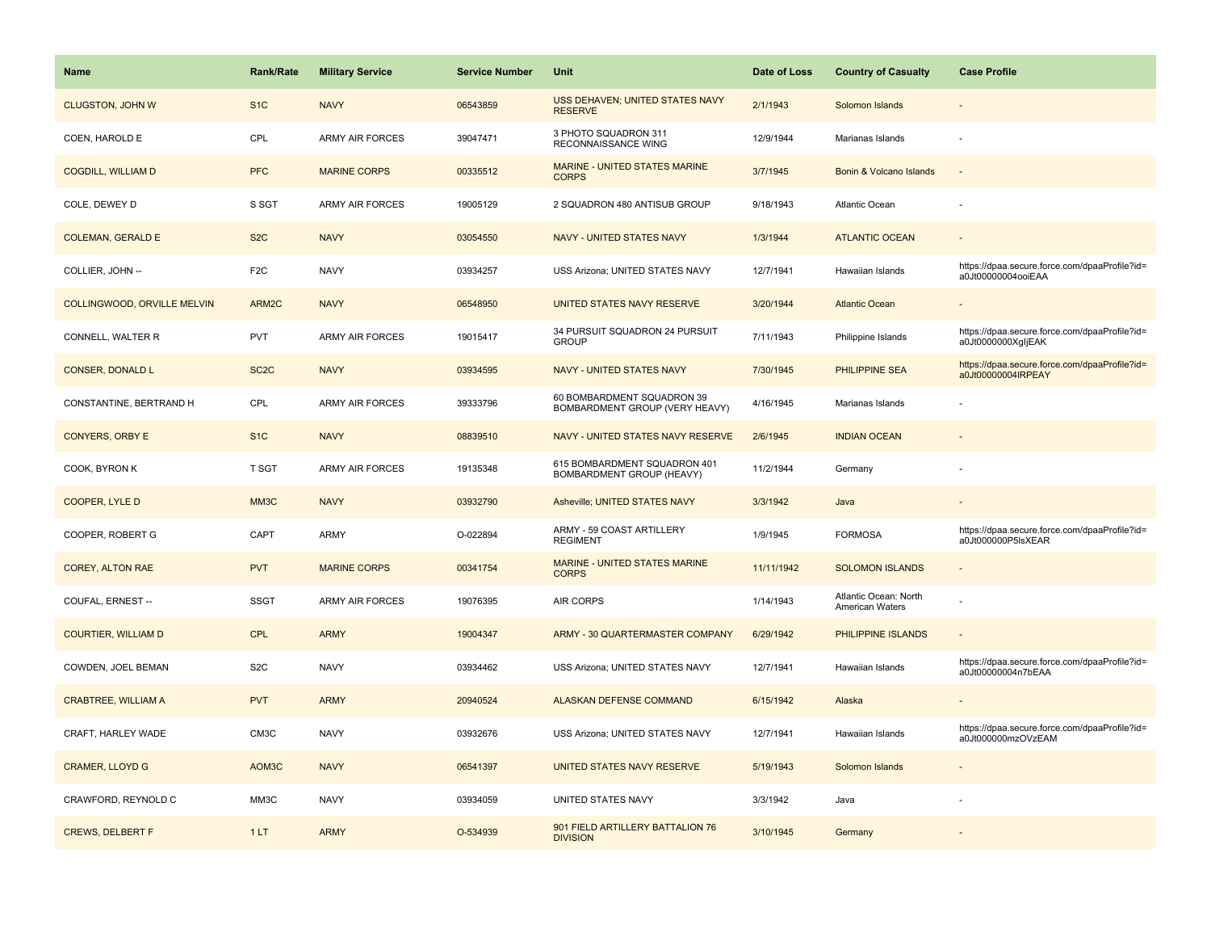| Name | Rank/Rate | Military Service | Service Number | Unit | Date of Loss | Country of Casualty | Case Profile |
|---|---|---|---|---|---|---|---|
| CLUGSTON, JOHN W | S1C | NAVY | 06543859 | USS DEHAVEN; UNITED STATES NAVY RESERVE | 2/1/1943 | Solomon Islands | - |
| COEN, HAROLD E | CPL | ARMY AIR FORCES | 39047471 | 3 PHOTO SQUADRON 311 RECONNAISSANCE WING | 12/9/1944 | Marianas Islands | - |
| COGDILL, WILLIAM D | PFC | MARINE CORPS | 00335512 | MARINE - UNITED STATES MARINE CORPS | 3/7/1945 | Bonin & Volcano Islands | - |
| COLE, DEWEY D | S SGT | ARMY AIR FORCES | 19005129 | 2 SQUADRON 480 ANTISUB GROUP | 9/18/1943 | Atlantic Ocean | - |
| COLEMAN, GERALD E | S2C | NAVY | 03054550 | NAVY - UNITED STATES NAVY | 1/3/1944 | ATLANTIC OCEAN | - |
| COLLIER, JOHN -- | F2C | NAVY | 03934257 | USS Arizona; UNITED STATES NAVY | 12/7/1941 | Hawaiian Islands | https://dpaa.secure.force.com/dpaaProfile?id=a0Jt00000004ooiEAA |
| COLLINGWOOD, ORVILLE MELVIN | ARM2C | NAVY | 06548950 | UNITED STATES NAVY RESERVE | 3/20/1944 | Atlantic Ocean | - |
| CONNELL, WALTER R | PVT | ARMY AIR FORCES | 19015417 | 34 PURSUIT SQUADRON 24 PURSUIT GROUP | 7/11/1943 | Philippine Islands | https://dpaa.secure.force.com/dpaaProfile?id=a0Jt0000000XgljEAK |
| CONSER, DONALD L | SC2C | NAVY | 03934595 | NAVY - UNITED STATES NAVY | 7/30/1945 | PHILIPPINE SEA | https://dpaa.secure.force.com/dpaaProfile?id=a0Jt00000004lRPEAY |
| CONSTANTINE, BERTRAND H | CPL | ARMY AIR FORCES | 39333796 | 60 BOMBARDMENT SQUADRON 39 BOMBARDMENT GROUP (VERY HEAVY) | 4/16/1945 | Marianas Islands | - |
| CONYERS, ORBY E | S1C | NAVY | 08839510 | NAVY - UNITED STATES NAVY RESERVE | 2/6/1945 | INDIAN OCEAN | - |
| COOK, BYRON K | T SGT | ARMY AIR FORCES | 19135348 | 615 BOMBARDMENT SQUADRON 401 BOMBARDMENT GROUP (HEAVY) | 11/2/1944 | Germany | - |
| COOPER, LYLE D | MM3C | NAVY | 03932790 | Asheville; UNITED STATES NAVY | 3/3/1942 | Java | - |
| COOPER, ROBERT G | CAPT | ARMY | O-022894 | ARMY - 59 COAST ARTILLERY REGIMENT | 1/9/1945 | FORMOSA | https://dpaa.secure.force.com/dpaaProfile?id=a0Jt000000P5lsXEAR |
| COREY, ALTON RAE | PVT | MARINE CORPS | 00341754 | MARINE - UNITED STATES MARINE CORPS | 11/11/1942 | SOLOMON ISLANDS | - |
| COUFAL, ERNEST -- | SSGT | ARMY AIR FORCES | 19076395 | AIR CORPS | 1/14/1943 | Atlantic Ocean: North American Waters | - |
| COURTIER, WILLIAM D | CPL | ARMY | 19004347 | ARMY - 30 QUARTERMASTER COMPANY | 6/29/1942 | PHILIPPINE ISLANDS | - |
| COWDEN, JOEL BEMAN | S2C | NAVY | 03934462 | USS Arizona; UNITED STATES NAVY | 12/7/1941 | Hawaiian Islands | https://dpaa.secure.force.com/dpaaProfile?id=a0Jt00000004n7bEAA |
| CRABTREE, WILLIAM A | PVT | ARMY | 20940524 | ALASKAN DEFENSE COMMAND | 6/15/1942 | Alaska | - |
| CRAFT, HARLEY WADE | CM3C | NAVY | 03932676 | USS Arizona; UNITED STATES NAVY | 12/7/1941 | Hawaiian Islands | https://dpaa.secure.force.com/dpaaProfile?id=a0Jt000000mzOVzEAM |
| CRAMER, LLOYD G | AOM3C | NAVY | 06541397 | UNITED STATES NAVY RESERVE | 5/19/1943 | Solomon Islands | - |
| CRAWFORD, REYNOLD C | MM3C | NAVY | 03934059 | UNITED STATES NAVY | 3/3/1942 | Java | - |
| CREWS, DELBERT F | 1 LT | ARMY | O-534939 | 901 FIELD ARTILLERY BATTALION 76 DIVISION | 3/10/1945 | Germany | - |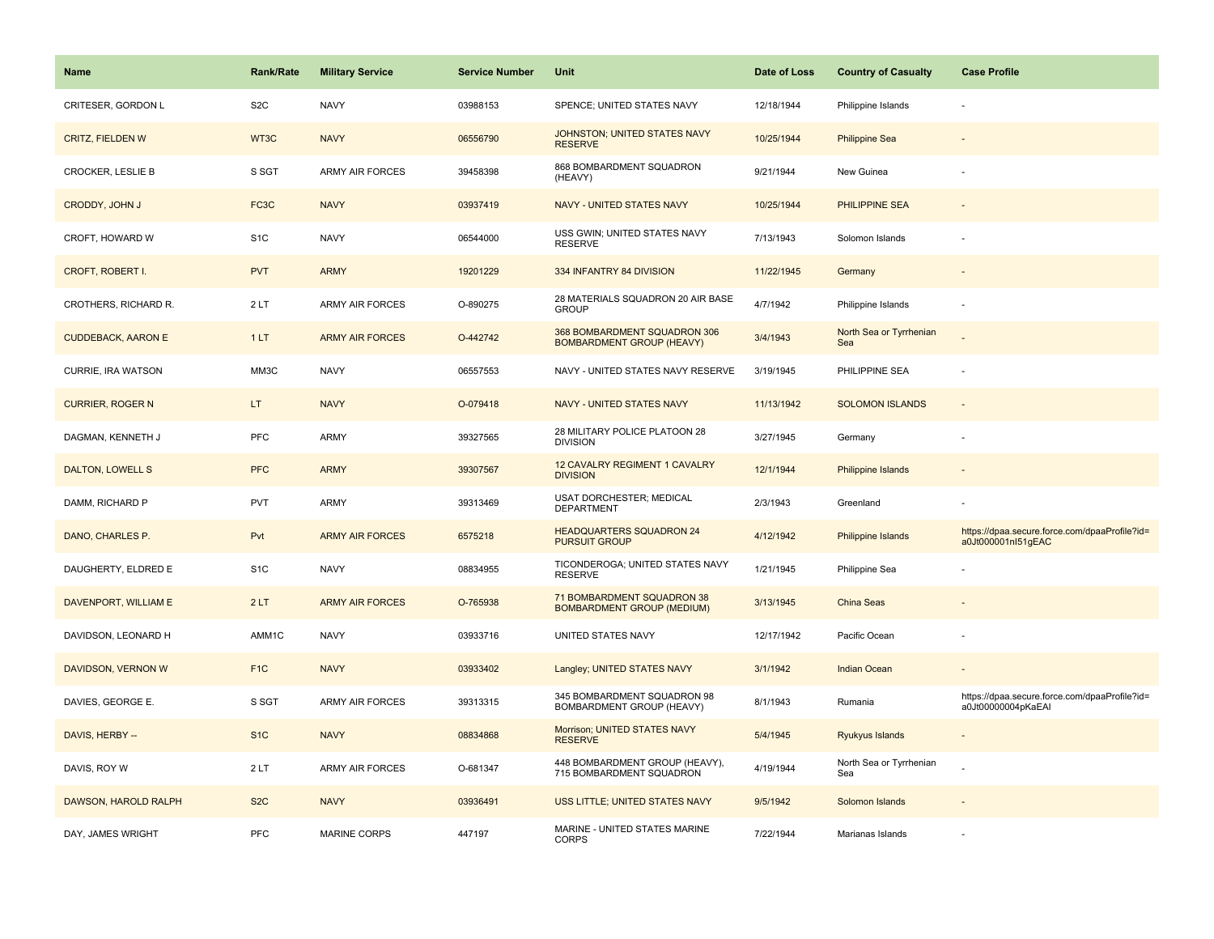| Name | Rank/Rate | Military Service | Service Number | Unit | Date of Loss | Country of Casualty | Case Profile |
|---|---|---|---|---|---|---|---|
| CRITESER, GORDON L | S2C | NAVY | 03988153 | SPENCE; UNITED STATES NAVY | 12/18/1944 | Philippine Islands | - |
| CRITZ, FIELDEN W | WT3C | NAVY | 06556790 | JOHNSTON; UNITED STATES NAVY RESERVE | 10/25/1944 | Philippine Sea | - |
| CROCKER, LESLIE B | S SGT | ARMY AIR FORCES | 39458398 | 868 BOMBARDMENT SQUADRON (HEAVY) | 9/21/1944 | New Guinea | - |
| CRODDY, JOHN J | FC3C | NAVY | 03937419 | NAVY - UNITED STATES NAVY | 10/25/1944 | PHILIPPINE SEA | - |
| CROFT, HOWARD W | S1C | NAVY | 06544000 | USS GWIN; UNITED STATES NAVY RESERVE | 7/13/1943 | Solomon Islands | - |
| CROFT, ROBERT I. | PVT | ARMY | 19201229 | 334 INFANTRY 84 DIVISION | 11/22/1945 | Germany | - |
| CROTHERS, RICHARD R. | 2 LT | ARMY AIR FORCES | O-890275 | 28 MATERIALS SQUADRON 20 AIR BASE GROUP | 4/7/1942 | Philippine Islands | - |
| CUDDEBACK, AARON E | 1 LT | ARMY AIR FORCES | O-442742 | 368 BOMBARDMENT SQUADRON 306 BOMBARDMENT GROUP (HEAVY) | 3/4/1943 | North Sea or Tyrrhenian Sea | - |
| CURRIE, IRA WATSON | MM3C | NAVY | 06557553 | NAVY - UNITED STATES NAVY RESERVE | 3/19/1945 | PHILIPPINE SEA | - |
| CURRIER, ROGER N | LT | NAVY | O-079418 | NAVY - UNITED STATES NAVY | 11/13/1942 | SOLOMON ISLANDS | - |
| DAGMAN, KENNETH J | PFC | ARMY | 39327565 | 28 MILITARY POLICE PLATOON 28 DIVISION | 3/27/1945 | Germany | - |
| DALTON, LOWELL S | PFC | ARMY | 39307567 | 12 CAVALRY REGIMENT 1 CAVALRY DIVISION | 12/1/1944 | Philippine Islands | - |
| DAMM, RICHARD P | PVT | ARMY | 39313469 | USAT DORCHESTER; MEDICAL DEPARTMENT | 2/3/1943 | Greenland | - |
| DANO, CHARLES P. | Pvt | ARMY AIR FORCES | 6575218 | HEADQUARTERS SQUADRON 24 PURSUIT GROUP | 4/12/1942 | Philippine Islands | https://dpaa.secure.force.com/dpaaProfile?id=a0Jt000001nI51gEAC |
| DAUGHERTY, ELDRED E | S1C | NAVY | 08834955 | TICONDEROGA; UNITED STATES NAVY RESERVE | 1/21/1945 | Philippine Sea | - |
| DAVENPORT, WILLIAM E | 2 LT | ARMY AIR FORCES | O-765938 | 71 BOMBARDMENT SQUADRON 38 BOMBARDMENT GROUP (MEDIUM) | 3/13/1945 | China Seas | - |
| DAVIDSON, LEONARD H | AMM1C | NAVY | 03933716 | UNITED STATES NAVY | 12/17/1942 | Pacific Ocean | - |
| DAVIDSON, VERNON W | F1C | NAVY | 03933402 | Langley; UNITED STATES NAVY | 3/1/1942 | Indian Ocean | - |
| DAVIES, GEORGE E. | S SGT | ARMY AIR FORCES | 39313315 | 345 BOMBARDMENT SQUADRON 98 BOMBARDMENT GROUP (HEAVY) | 8/1/1943 | Rumania | https://dpaa.secure.force.com/dpaaProfile?id=a0Jt00000004pKaEAI |
| DAVIS, HERBY -- | S1C | NAVY | 08834868 | Morrison; UNITED STATES NAVY RESERVE | 5/4/1945 | Ryukyus Islands | - |
| DAVIS, ROY W | 2 LT | ARMY AIR FORCES | O-681347 | 448 BOMBARDMENT GROUP (HEAVY), 715 BOMBARDMENT SQUADRON | 4/19/1944 | North Sea or Tyrrhenian Sea | - |
| DAWSON, HAROLD RALPH | S2C | NAVY | 03936491 | USS LITTLE; UNITED STATES NAVY | 9/5/1942 | Solomon Islands | - |
| DAY, JAMES WRIGHT | PFC | MARINE CORPS | 447197 | MARINE - UNITED STATES MARINE CORPS | 7/22/1944 | Marianas Islands | - |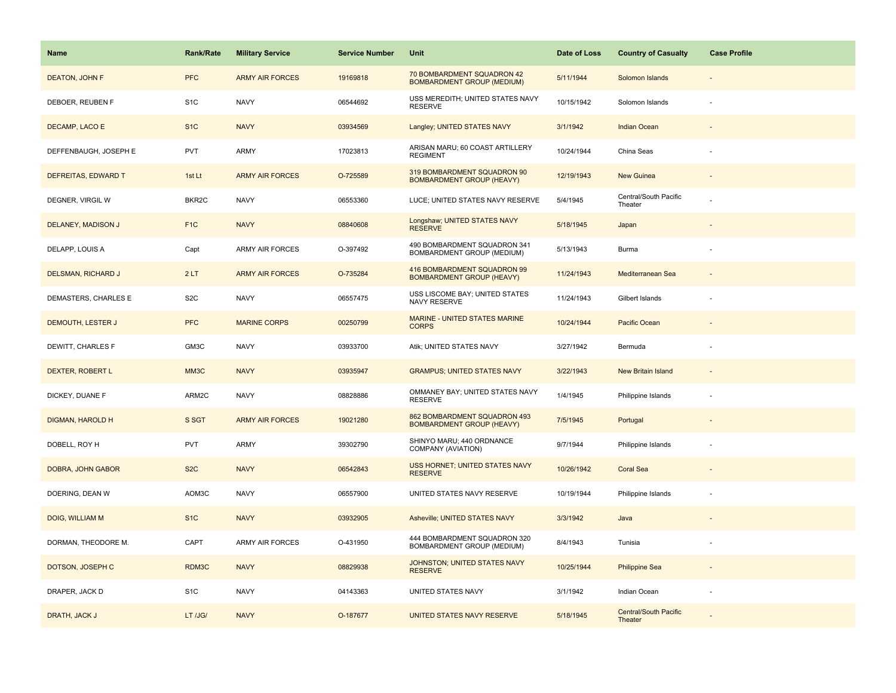| Name | Rank/Rate | Military Service | Service Number | Unit | Date of Loss | Country of Casualty | Case Profile |
|---|---|---|---|---|---|---|---|
| DEATON, JOHN F | PFC | ARMY AIR FORCES | 19169818 | 70 BOMBARDMENT SQUADRON 42 BOMBARDMENT GROUP (MEDIUM) | 5/11/1944 | Solomon Islands | - |
| DEBOER, REUBEN F | S1C | NAVY | 06544692 | USS MEREDITH; UNITED STATES NAVY RESERVE | 10/15/1942 | Solomon Islands | - |
| DECAMP, LACO E | S1C | NAVY | 03934569 | Langley; UNITED STATES NAVY | 3/1/1942 | Indian Ocean | - |
| DEFFENBAUGH, JOSEPH E | PVT | ARMY | 17023813 | ARISAN MARU; 60 COAST ARTILLERY REGIMENT | 10/24/1944 | China Seas | - |
| DEFREITAS, EDWARD T | 1st Lt | ARMY AIR FORCES | O-725589 | 319 BOMBARDMENT SQUADRON 90 BOMBARDMENT GROUP (HEAVY) | 12/19/1943 | New Guinea | - |
| DEGNER, VIRGIL W | BKR2C | NAVY | 06553360 | LUCE; UNITED STATES NAVY RESERVE | 5/4/1945 | Central/South Pacific Theater | - |
| DELANEY, MADISON J | F1C | NAVY | 08840608 | Longshaw; UNITED STATES NAVY RESERVE | 5/18/1945 | Japan | - |
| DELAPP, LOUIS A | Capt | ARMY AIR FORCES | O-397492 | 490 BOMBARDMENT SQUADRON 341 BOMBARDMENT GROUP (MEDIUM) | 5/13/1943 | Burma | - |
| DELSMAN, RICHARD J | 2 LT | ARMY AIR FORCES | O-735284 | 416 BOMBARDMENT SQUADRON 99 BOMBARDMENT GROUP (HEAVY) | 11/24/1943 | Mediterranean Sea | - |
| DEMASTERS, CHARLES E | S2C | NAVY | 06557475 | USS LISCOME BAY; UNITED STATES NAVY RESERVE | 11/24/1943 | Gilbert Islands | - |
| DEMOUTH, LESTER J | PFC | MARINE CORPS | 00250799 | MARINE - UNITED STATES MARINE CORPS | 10/24/1944 | Pacific Ocean | - |
| DEWITT, CHARLES F | GM3C | NAVY | 03933700 | Atik; UNITED STATES NAVY | 3/27/1942 | Bermuda | - |
| DEXTER, ROBERT L | MM3C | NAVY | 03935947 | GRAMPUS; UNITED STATES NAVY | 3/22/1943 | New Britain Island | - |
| DICKEY, DUANE F | ARM2C | NAVY | 08828886 | OMMANEY BAY; UNITED STATES NAVY RESERVE | 1/4/1945 | Philippine Islands | - |
| DIGMAN, HAROLD H | S SGT | ARMY AIR FORCES | 19021280 | 862 BOMBARDMENT SQUADRON 493 BOMBARDMENT GROUP (HEAVY) | 7/5/1945 | Portugal | - |
| DOBELL, ROY H | PVT | ARMY | 39302790 | SHINYO MARU; 440 ORDNANCE COMPANY (AVIATION) | 9/7/1944 | Philippine Islands | - |
| DOBRA, JOHN GABOR | S2C | NAVY | 06542843 | USS HORNET; UNITED STATES NAVY RESERVE | 10/26/1942 | Coral Sea | - |
| DOERING, DEAN W | AOM3C | NAVY | 06557900 | UNITED STATES NAVY RESERVE | 10/19/1944 | Philippine Islands | - |
| DOIG, WILLIAM M | S1C | NAVY | 03932905 | Asheville; UNITED STATES NAVY | 3/3/1942 | Java | - |
| DORMAN, THEODORE M. | CAPT | ARMY AIR FORCES | O-431950 | 444 BOMBARDMENT SQUADRON 320 BOMBARDMENT GROUP (MEDIUM) | 8/4/1943 | Tunisia | - |
| DOTSON, JOSEPH C | RDM3C | NAVY | 08829938 | JOHNSTON; UNITED STATES NAVY RESERVE | 10/25/1944 | Philippine Sea | - |
| DRAPER, JACK D | S1C | NAVY | 04143363 | UNITED STATES NAVY | 3/1/1942 | Indian Ocean | - |
| DRATH, JACK J | LT /JG/ | NAVY | O-187677 | UNITED STATES NAVY RESERVE | 5/18/1945 | Central/South Pacific Theater | - |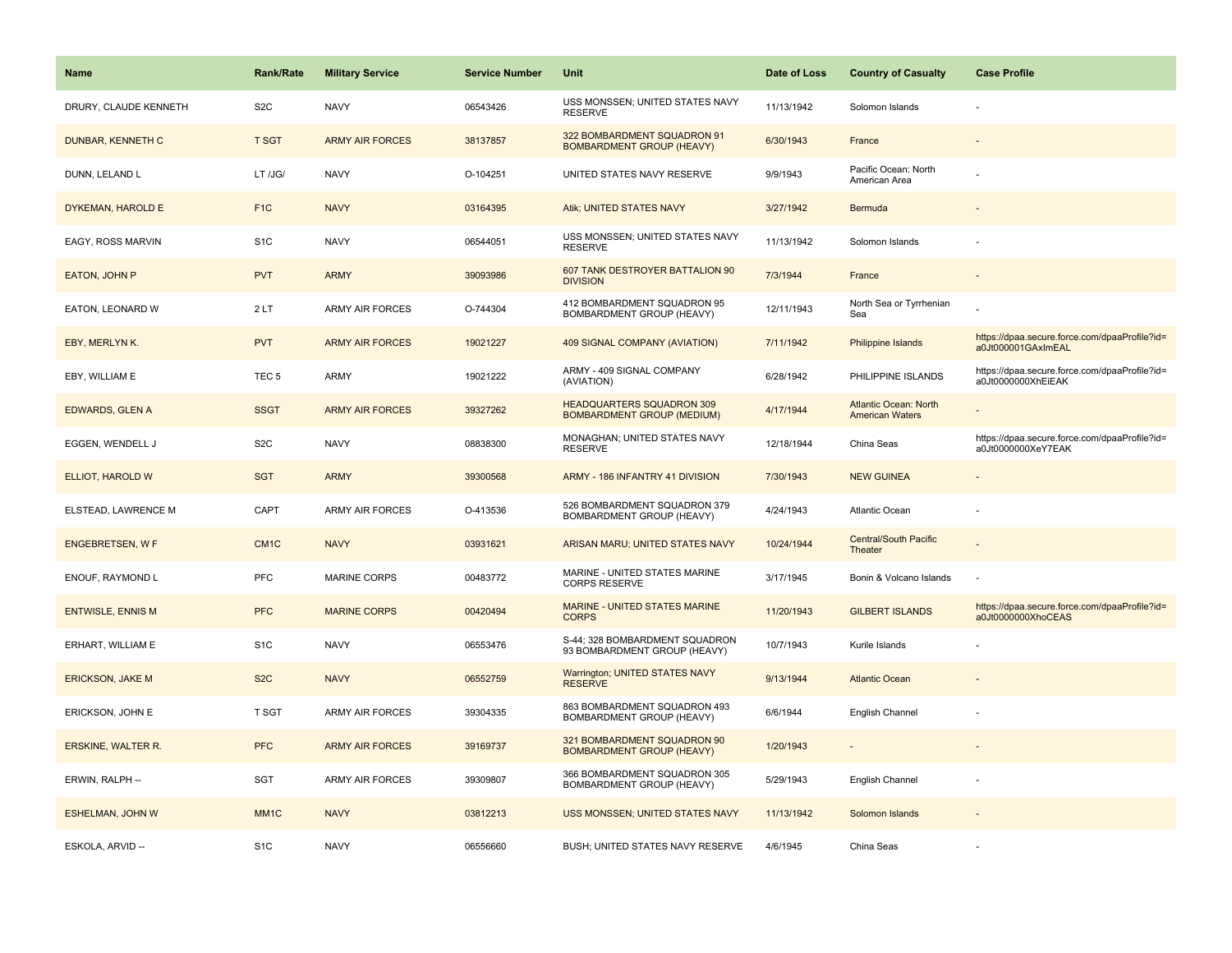| Name | Rank/Rate | Military Service | Service Number | Unit | Date of Loss | Country of Casualty | Case Profile |
|---|---|---|---|---|---|---|---|
| DRURY, CLAUDE KENNETH | S2C | NAVY | 06543426 | USS MONSSEN; UNITED STATES NAVY RESERVE | 11/13/1942 | Solomon Islands | - |
| DUNBAR, KENNETH C | T SGT | ARMY AIR FORCES | 38137857 | 322 BOMBARDMENT SQUADRON 91 BOMBARDMENT GROUP (HEAVY) | 6/30/1943 | France | - |
| DUNN, LELAND L | LT /JG/ | NAVY | O-104251 | UNITED STATES NAVY RESERVE | 9/9/1943 | Pacific Ocean: North American Area | - |
| DYKEMAN, HAROLD E | F1C | NAVY | 03164395 | Atik; UNITED STATES NAVY | 3/27/1942 | Bermuda | - |
| EAGY, ROSS MARVIN | S1C | NAVY | 06544051 | USS MONSSEN; UNITED STATES NAVY RESERVE | 11/13/1942 | Solomon Islands | - |
| EATON, JOHN P | PVT | ARMY | 39093986 | 607 TANK DESTROYER BATTALION 90 DIVISION | 7/3/1944 | France | - |
| EATON, LEONARD W | 2 LT | ARMY AIR FORCES | O-744304 | 412 BOMBARDMENT SQUADRON 95 BOMBARDMENT GROUP (HEAVY) | 12/11/1943 | North Sea or Tyrrhenian Sea | - |
| EBY, MERLYN K. | PVT | ARMY AIR FORCES | 19021227 | 409 SIGNAL COMPANY (AVIATION) | 7/11/1942 | Philippine Islands | https://dpaa.secure.force.com/dpaaProfile?id=a0Jt000001GAxImEAL |
| EBY, WILLIAM E | TEC 5 | ARMY | 19021222 | ARMY - 409 SIGNAL COMPANY (AVIATION) | 6/28/1942 | PHILIPPINE ISLANDS | https://dpaa.secure.force.com/dpaaProfile?id=a0Jt0000000XhEiEAK |
| EDWARDS, GLEN A | SSGT | ARMY AIR FORCES | 39327262 | HEADQUARTERS SQUADRON 309 BOMBARDMENT GROUP (MEDIUM) | 4/17/1944 | Atlantic Ocean: North American Waters | - |
| EGGEN, WENDELL J | S2C | NAVY | 08838300 | MONAGHAN; UNITED STATES NAVY RESERVE | 12/18/1944 | China Seas | https://dpaa.secure.force.com/dpaaProfile?id=a0Jt0000000XeY7EAK |
| ELLIOT, HAROLD W | SGT | ARMY | 39300568 | ARMY - 186 INFANTRY 41 DIVISION | 7/30/1943 | NEW GUINEA | - |
| ELSTEAD, LAWRENCE M | CAPT | ARMY AIR FORCES | O-413536 | 526 BOMBARDMENT SQUADRON 379 BOMBARDMENT GROUP (HEAVY) | 4/24/1943 | Atlantic Ocean | - |
| ENGEBRETSEN, W F | CM1C | NAVY | 03931621 | ARISAN MARU; UNITED STATES NAVY | 10/24/1944 | Central/South Pacific Theater | - |
| ENOUF, RAYMOND L | PFC | MARINE CORPS | 00483772 | MARINE - UNITED STATES MARINE CORPS RESERVE | 3/17/1945 | Bonin & Volcano Islands | - |
| ENTWISLE, ENNIS M | PFC | MARINE CORPS | 00420494 | MARINE - UNITED STATES MARINE CORPS | 11/20/1943 | GILBERT ISLANDS | https://dpaa.secure.force.com/dpaaProfile?id=a0Jt0000000XhoCEAS |
| ERHART, WILLIAM E | S1C | NAVY | 06553476 | S-44; 328 BOMBARDMENT SQUADRON 93 BOMBARDMENT GROUP (HEAVY) | 10/7/1943 | Kurile Islands | - |
| ERICKSON, JAKE M | S2C | NAVY | 06552759 | Warrington; UNITED STATES NAVY RESERVE | 9/13/1944 | Atlantic Ocean | - |
| ERICKSON, JOHN E | T SGT | ARMY AIR FORCES | 39304335 | 863 BOMBARDMENT SQUADRON 493 BOMBARDMENT GROUP (HEAVY) | 6/6/1944 | English Channel | - |
| ERSKINE, WALTER R. | PFC | ARMY AIR FORCES | 39169737 | 321 BOMBARDMENT SQUADRON 90 BOMBARDMENT GROUP (HEAVY) | 1/20/1943 | - | - |
| ERWIN, RALPH -- | SGT | ARMY AIR FORCES | 39309807 | 366 BOMBARDMENT SQUADRON 305 BOMBARDMENT GROUP (HEAVY) | 5/29/1943 | English Channel | - |
| ESHELMAN, JOHN W | MM1C | NAVY | 03812213 | USS MONSSEN; UNITED STATES NAVY | 11/13/1942 | Solomon Islands | - |
| ESKOLA, ARVID -- | S1C | NAVY | 06556660 | BUSH; UNITED STATES NAVY RESERVE | 4/6/1945 | China Seas | - |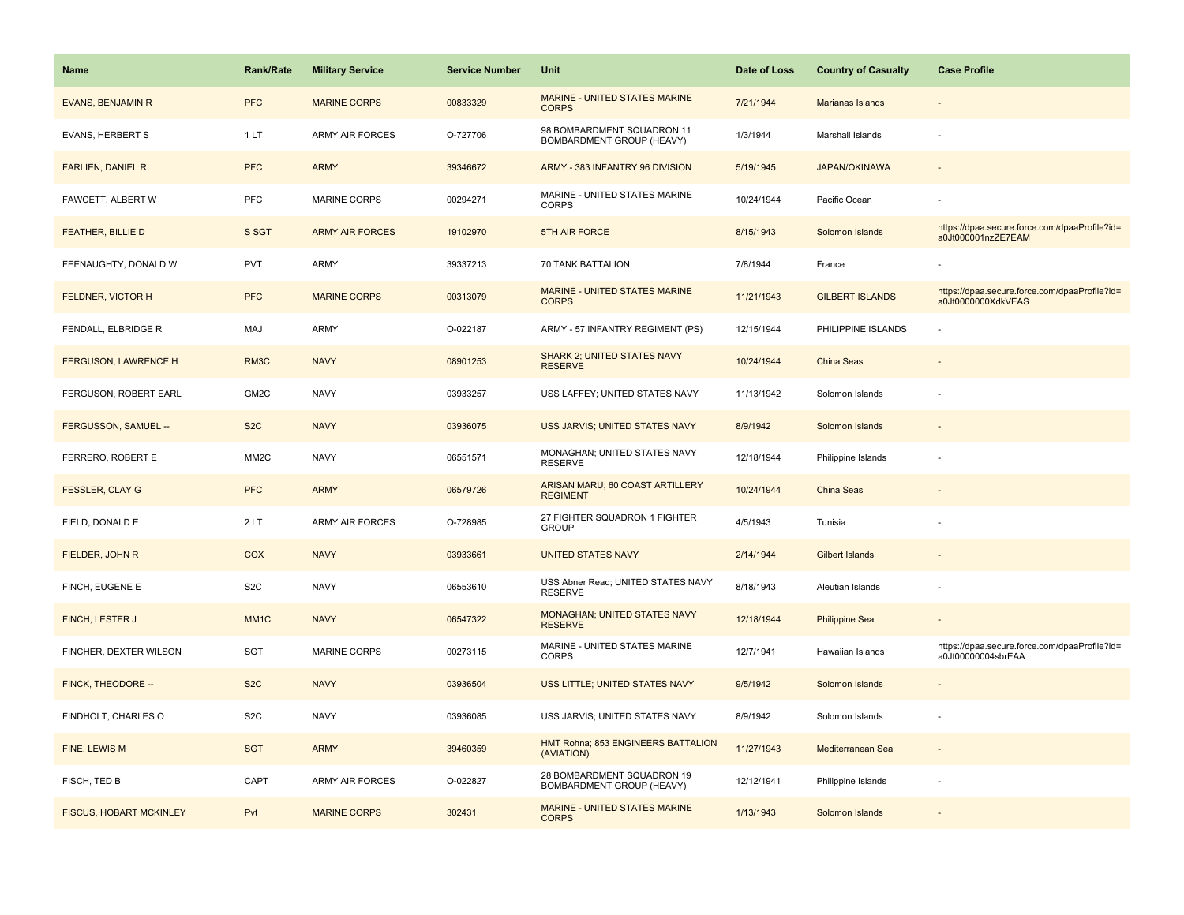| Name | Rank/Rate | Military Service | Service Number | Unit | Date of Loss | Country of Casualty | Case Profile |
| --- | --- | --- | --- | --- | --- | --- | --- |
| EVANS, BENJAMIN R | PFC | MARINE CORPS | 00833329 | MARINE - UNITED STATES MARINE CORPS | 7/21/1944 | Marianas Islands | - |
| EVANS, HERBERT S | 1 LT | ARMY AIR FORCES | O-727706 | 98 BOMBARDMENT SQUADRON 11 BOMBARDMENT GROUP (HEAVY) | 1/3/1944 | Marshall Islands | - |
| FARLIEN, DANIEL R | PFC | ARMY | 39346672 | ARMY - 383 INFANTRY 96 DIVISION | 5/19/1945 | JAPAN/OKINAWA | - |
| FAWCETT, ALBERT W | PFC | MARINE CORPS | 00294271 | MARINE - UNITED STATES MARINE CORPS | 10/24/1944 | Pacific Ocean | - |
| FEATHER, BILLIE D | S SGT | ARMY AIR FORCES | 19102970 | 5TH AIR FORCE | 8/15/1943 | Solomon Islands | https://dpaa.secure.force.com/dpaaProfile?id=a0Jt000001nzZE7EAM |
| FEENAUGHTY, DONALD W | PVT | ARMY | 39337213 | 70 TANK BATTALION | 7/8/1944 | France | - |
| FELDNER, VICTOR H | PFC | MARINE CORPS | 00313079 | MARINE - UNITED STATES MARINE CORPS | 11/21/1943 | GILBERT ISLANDS | https://dpaa.secure.force.com/dpaaProfile?id=a0Jt0000000XdkVEAS |
| FENDALL, ELBRIDGE R | MAJ | ARMY | O-022187 | ARMY - 57 INFANTRY REGIMENT (PS) | 12/15/1944 | PHILIPPINE ISLANDS | - |
| FERGUSON, LAWRENCE H | RM3C | NAVY | 08901253 | SHARK 2; UNITED STATES NAVY RESERVE | 10/24/1944 | China Seas | - |
| FERGUSON, ROBERT EARL | GM2C | NAVY | 03933257 | USS LAFFEY; UNITED STATES NAVY | 11/13/1942 | Solomon Islands | - |
| FERGUSSON, SAMUEL -- | S2C | NAVY | 03936075 | USS JARVIS; UNITED STATES NAVY | 8/9/1942 | Solomon Islands | - |
| FERRERO, ROBERT E | MM2C | NAVY | 06551571 | MONAGHAN; UNITED STATES NAVY RESERVE | 12/18/1944 | Philippine Islands | - |
| FESSLER, CLAY G | PFC | ARMY | 06579726 | ARISAN MARU; 60 COAST ARTILLERY REGIMENT | 10/24/1944 | China Seas | - |
| FIELD, DONALD E | 2 LT | ARMY AIR FORCES | O-728985 | 27 FIGHTER SQUADRON 1 FIGHTER GROUP | 4/5/1943 | Tunisia | - |
| FIELDER, JOHN R | COX | NAVY | 03933661 | UNITED STATES NAVY | 2/14/1944 | Gilbert Islands | - |
| FINCH, EUGENE E | S2C | NAVY | 06553610 | USS Abner Read; UNITED STATES NAVY RESERVE | 8/18/1943 | Aleutian Islands | - |
| FINCH, LESTER J | MM1C | NAVY | 06547322 | MONAGHAN; UNITED STATES NAVY RESERVE | 12/18/1944 | Philippine Sea | - |
| FINCHER, DEXTER WILSON | SGT | MARINE CORPS | 00273115 | MARINE - UNITED STATES MARINE CORPS | 12/7/1941 | Hawaiian Islands | https://dpaa.secure.force.com/dpaaProfile?id=a0Jt00000004sbrEAA |
| FINCK, THEODORE -- | S2C | NAVY | 03936504 | USS LITTLE; UNITED STATES NAVY | 9/5/1942 | Solomon Islands | - |
| FINDHOLT, CHARLES O | S2C | NAVY | 03936085 | USS JARVIS; UNITED STATES NAVY | 8/9/1942 | Solomon Islands | - |
| FINE, LEWIS M | SGT | ARMY | 39460359 | HMT Rohna; 853 ENGINEERS BATTALION (AVIATION) | 11/27/1943 | Mediterranean Sea | - |
| FISCH, TED B | CAPT | ARMY AIR FORCES | O-022827 | 28 BOMBARDMENT SQUADRON 19 BOMBARDMENT GROUP (HEAVY) | 12/12/1941 | Philippine Islands | - |
| FISCUS, HOBART MCKINLEY | Pvt | MARINE CORPS | 302431 | MARINE - UNITED STATES MARINE CORPS | 1/13/1943 | Solomon Islands | - |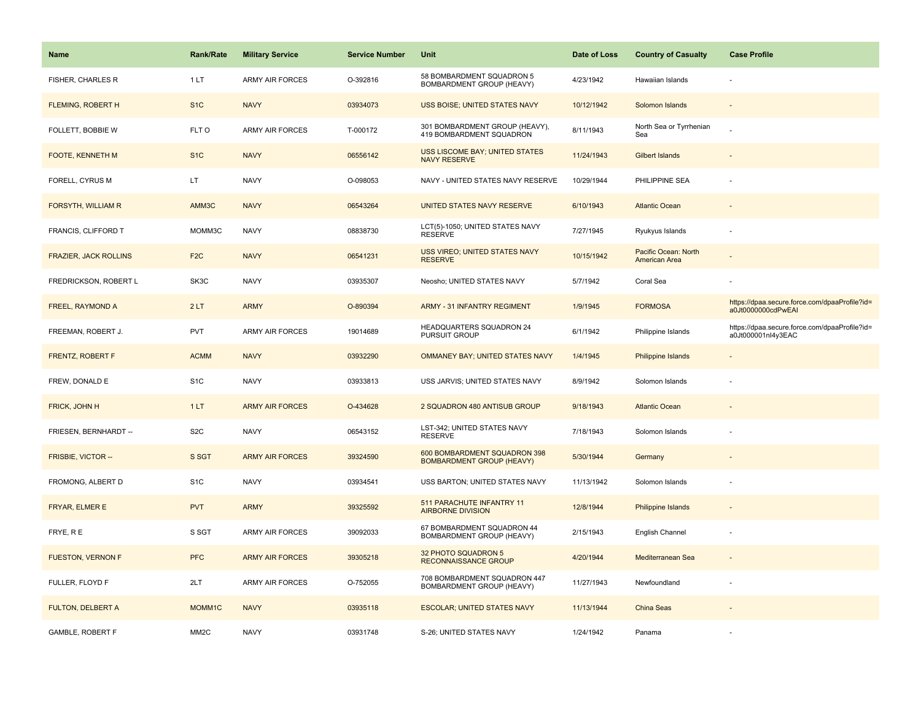| Name | Rank/Rate | Military Service | Service Number | Unit | Date of Loss | Country of Casualty | Case Profile |
| --- | --- | --- | --- | --- | --- | --- | --- |
| FISHER, CHARLES R | 1 LT | ARMY AIR FORCES | O-392816 | 58 BOMBARDMENT SQUADRON 5 BOMBARDMENT GROUP (HEAVY) | 4/23/1942 | Hawaiian Islands | - |
| FLEMING, ROBERT H | S1C | NAVY | 03934073 | USS BOISE; UNITED STATES NAVY | 10/12/1942 | Solomon Islands | - |
| FOLLETT, BOBBIE W | FLT O | ARMY AIR FORCES | T-000172 | 301 BOMBARDMENT GROUP (HEAVY), 419 BOMBARDMENT SQUADRON | 8/11/1943 | North Sea or Tyrrhenian Sea | - |
| FOOTE, KENNETH M | S1C | NAVY | 06556142 | USS LISCOME BAY; UNITED STATES NAVY RESERVE | 11/24/1943 | Gilbert Islands | - |
| FORELL, CYRUS M | LT | NAVY | O-098053 | NAVY - UNITED STATES NAVY RESERVE | 10/29/1944 | PHILIPPINE SEA | - |
| FORSYTH, WILLIAM R | AMM3C | NAVY | 06543264 | UNITED STATES NAVY RESERVE | 6/10/1943 | Atlantic Ocean | - |
| FRANCIS, CLIFFORD T | MOMM3C | NAVY | 08838730 | LCT(5)-1050; UNITED STATES NAVY RESERVE | 7/27/1945 | Ryukyus Islands | - |
| FRAZIER, JACK ROLLINS | F2C | NAVY | 06541231 | USS VIREO; UNITED STATES NAVY RESERVE | 10/15/1942 | Pacific Ocean: North American Area | - |
| FREDRICKSON, ROBERT L | SK3C | NAVY | 03935307 | Neosho; UNITED STATES NAVY | 5/7/1942 | Coral Sea | - |
| FREEL, RAYMOND A | 2 LT | ARMY | O-890394 | ARMY - 31 INFANTRY REGIMENT | 1/9/1945 | FORMOSA | https://dpaa.secure.force.com/dpaaProfile?id=a0Jt0000000cdPwEAI |
| FREEMAN, ROBERT J. | PVT | ARMY AIR FORCES | 19014689 | HEADQUARTERS SQUADRON 24 PURSUIT GROUP | 6/1/1942 | Philippine Islands | https://dpaa.secure.force.com/dpaaProfile?id=a0Jt000001nI4y3EAC |
| FRENTZ, ROBERT F | ACMM | NAVY | 03932290 | OMMANEY BAY; UNITED STATES NAVY | 1/4/1945 | Philippine Islands | - |
| FREW, DONALD E | S1C | NAVY | 03933813 | USS JARVIS; UNITED STATES NAVY | 8/9/1942 | Solomon Islands | - |
| FRICK, JOHN H | 1 LT | ARMY AIR FORCES | O-434628 | 2 SQUADRON 480 ANTISUB GROUP | 9/18/1943 | Atlantic Ocean | - |
| FRIESEN, BERNHARDT -- | S2C | NAVY | 06543152 | LST-342; UNITED STATES NAVY RESERVE | 7/18/1943 | Solomon Islands | - |
| FRISBIE, VICTOR -- | S SGT | ARMY AIR FORCES | 39324590 | 600 BOMBARDMENT SQUADRON 398 BOMBARDMENT GROUP (HEAVY) | 5/30/1944 | Germany | - |
| FROMONG, ALBERT D | S1C | NAVY | 03934541 | USS BARTON; UNITED STATES NAVY | 11/13/1942 | Solomon Islands | - |
| FRYAR, ELMER E | PVT | ARMY | 39325592 | 511 PARACHUTE INFANTRY 11 AIRBORNE DIVISION | 12/8/1944 | Philippine Islands | - |
| FRYE, R E | S SGT | ARMY AIR FORCES | 39092033 | 67 BOMBARDMENT SQUADRON 44 BOMBARDMENT GROUP (HEAVY) | 2/15/1943 | English Channel | - |
| FUESTON, VERNON F | PFC | ARMY AIR FORCES | 39305218 | 32 PHOTO SQUADRON 5 RECONNAISSANCE GROUP | 4/20/1944 | Mediterranean Sea | - |
| FULLER, FLOYD F | 2LT | ARMY AIR FORCES | O-752055 | 708 BOMBARDMENT SQUADRON 447 BOMBARDMENT GROUP (HEAVY) | 11/27/1943 | Newfoundland | - |
| FULTON, DELBERT A | MOMM1C | NAVY | 03935118 | ESCOLAR; UNITED STATES NAVY | 11/13/1944 | China Seas | - |
| GAMBLE, ROBERT F | MM2C | NAVY | 03931748 | S-26; UNITED STATES NAVY | 1/24/1942 | Panama | - |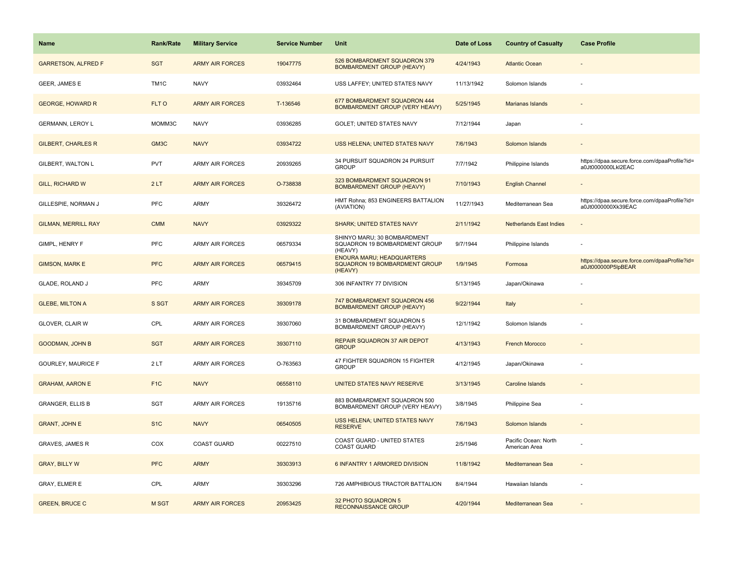| Name | Rank/Rate | Military Service | Service Number | Unit | Date of Loss | Country of Casualty | Case Profile |
|---|---|---|---|---|---|---|---|
| GARRETSON, ALFRED F | SGT | ARMY AIR FORCES | 19047775 | 526 BOMBARDMENT SQUADRON 379 BOMBARDMENT GROUP (HEAVY) | 4/24/1943 | Atlantic Ocean | - |
| GEER, JAMES E | TM1C | NAVY | 03932464 | USS LAFFEY; UNITED STATES NAVY | 11/13/1942 | Solomon Islands | - |
| GEORGE, HOWARD R | FLT O | ARMY AIR FORCES | T-136546 | 677 BOMBARDMENT SQUADRON 444 BOMBARDMENT GROUP (VERY HEAVY) | 5/25/1945 | Marianas Islands | - |
| GERMANN, LEROY L | MOMM3C | NAVY | 03936285 | GOLET; UNITED STATES NAVY | 7/12/1944 | Japan | - |
| GILBERT, CHARLES R | GM3C | NAVY | 03934722 | USS HELENA; UNITED STATES NAVY | 7/6/1943 | Solomon Islands | - |
| GILBERT, WALTON L | PVT | ARMY AIR FORCES | 20939265 | 34 PURSUIT SQUADRON 24 PURSUIT GROUP | 7/7/1942 | Philippine Islands | https://dpaa.secure.force.com/dpaaProfile?id=a0Jt0000000LkI2EAC |
| GILL, RICHARD W | 2 LT | ARMY AIR FORCES | O-738838 | 323 BOMBARDMENT SQUADRON 91 BOMBARDMENT GROUP (HEAVY) | 7/10/1943 | English Channel | - |
| GILLESPIE, NORMAN J | PFC | ARMY | 39326472 | HMT Rohna; 853 ENGINEERS BATTALION (AVIATION) | 11/27/1943 | Mediterranean Sea | https://dpaa.secure.force.com/dpaaProfile?id=a0Jt0000000Xk39EAC |
| GILMAN, MERRILL RAY | CMM | NAVY | 03929322 | SHARK; UNITED STATES NAVY | 2/11/1942 | Netherlands East Indies | - |
| GIMPL, HENRY F | PFC | ARMY AIR FORCES | 06579334 | SHINYO MARU; 30 BOMBARDMENT SQUADRON 19 BOMBARDMENT GROUP (HEAVY) | 9/7/1944 | Philippine Islands | - |
| GIMSON, MARK E | PFC | ARMY AIR FORCES | 06579415 | ENOURA MARU; HEADQUARTERS SQUADRON 19 BOMBARDMENT GROUP (HEAVY) | 1/9/1945 | Formosa | https://dpaa.secure.force.com/dpaaProfile?id=a0Jt000000P5lpBEAR |
| GLADE, ROLAND J | PFC | ARMY | 39345709 | 306 INFANTRY 77 DIVISION | 5/13/1945 | Japan/Okinawa | - |
| GLEBE, MILTON A | S SGT | ARMY AIR FORCES | 39309178 | 747 BOMBARDMENT SQUADRON 456 BOMBARDMENT GROUP (HEAVY) | 9/22/1944 | Italy | - |
| GLOVER, CLAIR W | CPL | ARMY AIR FORCES | 39307060 | 31 BOMBARDMENT SQUADRON 5 BOMBARDMENT GROUP (HEAVY) | 12/1/1942 | Solomon Islands | - |
| GOODMAN, JOHN B | SGT | ARMY AIR FORCES | 39307110 | REPAIR SQUADRON 37 AIR DEPOT GROUP | 4/13/1943 | French Morocco | - |
| GOURLEY, MAURICE F | 2 LT | ARMY AIR FORCES | O-763563 | 47 FIGHTER SQUADRON 15 FIGHTER GROUP | 4/12/1945 | Japan/Okinawa | - |
| GRAHAM, AARON E | F1C | NAVY | 06558110 | UNITED STATES NAVY RESERVE | 3/13/1945 | Caroline Islands | - |
| GRANGER, ELLIS B | SGT | ARMY AIR FORCES | 19135716 | 883 BOMBARDMENT SQUADRON 500 BOMBARDMENT GROUP (VERY HEAVY) | 3/8/1945 | Philippine Sea | - |
| GRANT, JOHN E | S1C | NAVY | 06540505 | USS HELENA; UNITED STATES NAVY RESERVE | 7/6/1943 | Solomon Islands | - |
| GRAVES, JAMES R | COX | COAST GUARD | 00227510 | COAST GUARD - UNITED STATES COAST GUARD | 2/5/1946 | Pacific Ocean: North American Area | - |
| GRAY, BILLY W | PFC | ARMY | 39303913 | 6 INFANTRY 1 ARMORED DIVISION | 11/8/1942 | Mediterranean Sea | - |
| GRAY, ELMER E | CPL | ARMY | 39303296 | 726 AMPHIBIOUS TRACTOR BATTALION | 8/4/1944 | Hawaiian Islands | - |
| GREEN, BRUCE C | M SGT | ARMY AIR FORCES | 20953425 | 32 PHOTO SQUADRON 5 RECONNAISSANCE GROUP | 4/20/1944 | Mediterranean Sea | - |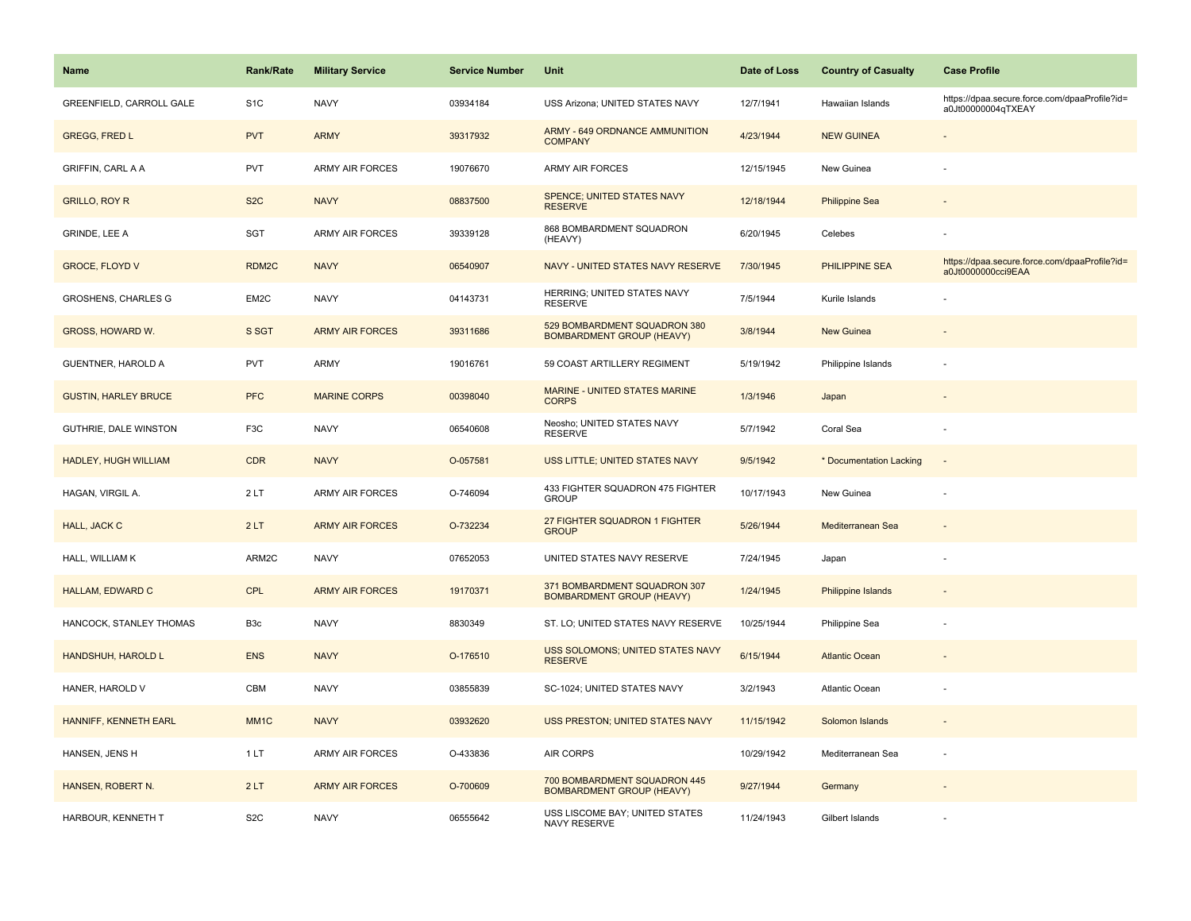| Name | Rank/Rate | Military Service | Service Number | Unit | Date of Loss | Country of Casualty | Case Profile |
|---|---|---|---|---|---|---|---|
| GREENFIELD, CARROLL GALE | S1C | NAVY | 03934184 | USS Arizona; UNITED STATES NAVY | 12/7/1941 | Hawaiian Islands | https://dpaa.secure.force.com/dpaaProfile?id=a0Jt00000004qTXEAY |
| GREGG, FRED L | PVT | ARMY | 39317932 | ARMY - 649 ORDNANCE AMMUNITION COMPANY | 4/23/1944 | NEW GUINEA | - |
| GRIFFIN, CARL A A | PVT | ARMY AIR FORCES | 19076670 | ARMY AIR FORCES | 12/15/1945 | New Guinea | - |
| GRILLO, ROY R | S2C | NAVY | 08837500 | SPENCE; UNITED STATES NAVY RESERVE | 12/18/1944 | Philippine Sea | - |
| GRINDE, LEE A | SGT | ARMY AIR FORCES | 39339128 | 868 BOMBARDMENT SQUADRON (HEAVY) | 6/20/1945 | Celebes | - |
| GROCE, FLOYD V | RDM2C | NAVY | 06540907 | NAVY - UNITED STATES NAVY RESERVE | 7/30/1945 | PHILIPPINE SEA | https://dpaa.secure.force.com/dpaaProfile?id=a0Jt0000000cci9EAA |
| GROSHENS, CHARLES G | EM2C | NAVY | 04143731 | HERRING; UNITED STATES NAVY RESERVE | 7/5/1944 | Kurile Islands | - |
| GROSS, HOWARD W. | S SGT | ARMY AIR FORCES | 39311686 | 529 BOMBARDMENT SQUADRON 380 BOMBARDMENT GROUP (HEAVY) | 3/8/1944 | New Guinea | - |
| GUENTNER, HAROLD A | PVT | ARMY | 19016761 | 59 COAST ARTILLERY REGIMENT | 5/19/1942 | Philippine Islands | - |
| GUSTIN, HARLEY BRUCE | PFC | MARINE CORPS | 00398040 | MARINE - UNITED STATES MARINE CORPS | 1/3/1946 | Japan | - |
| GUTHRIE, DALE WINSTON | F3C | NAVY | 06540608 | Neosho; UNITED STATES NAVY RESERVE | 5/7/1942 | Coral Sea | - |
| HADLEY, HUGH WILLIAM | CDR | NAVY | O-057581 | USS LITTLE; UNITED STATES NAVY | 9/5/1942 | * Documentation Lacking | - |
| HAGAN, VIRGIL A. | 2 LT | ARMY AIR FORCES | O-746094 | 433 FIGHTER SQUADRON 475 FIGHTER GROUP | 10/17/1943 | New Guinea | - |
| HALL, JACK C | 2 LT | ARMY AIR FORCES | O-732234 | 27 FIGHTER SQUADRON 1 FIGHTER GROUP | 5/26/1944 | Mediterranean Sea | - |
| HALL, WILLIAM K | ARM2C | NAVY | 07652053 | UNITED STATES NAVY RESERVE | 7/24/1945 | Japan | - |
| HALLAM, EDWARD C | CPL | ARMY AIR FORCES | 19170371 | 371 BOMBARDMENT SQUADRON 307 BOMBARDMENT GROUP (HEAVY) | 1/24/1945 | Philippine Islands | - |
| HANCOCK, STANLEY THOMAS | B3c | NAVY | 8830349 | ST. LO; UNITED STATES NAVY RESERVE | 10/25/1944 | Philippine Sea | - |
| HANDSHUH, HAROLD L | ENS | NAVY | O-176510 | USS SOLOMONS; UNITED STATES NAVY RESERVE | 6/15/1944 | Atlantic Ocean | - |
| HANER, HAROLD V | CBM | NAVY | 03855839 | SC-1024; UNITED STATES NAVY | 3/2/1943 | Atlantic Ocean | - |
| HANNIFF, KENNETH EARL | MM1C | NAVY | 03932620 | USS PRESTON; UNITED STATES NAVY | 11/15/1942 | Solomon Islands | - |
| HANSEN, JENS H | 1 LT | ARMY AIR FORCES | O-433836 | AIR CORPS | 10/29/1942 | Mediterranean Sea | - |
| HANSEN, ROBERT N. | 2 LT | ARMY AIR FORCES | O-700609 | 700 BOMBARDMENT SQUADRON 445 BOMBARDMENT GROUP (HEAVY) | 9/27/1944 | Germany | - |
| HARBOUR, KENNETH T | S2C | NAVY | 06555642 | USS LISCOME BAY; UNITED STATES NAVY RESERVE | 11/24/1943 | Gilbert Islands | - |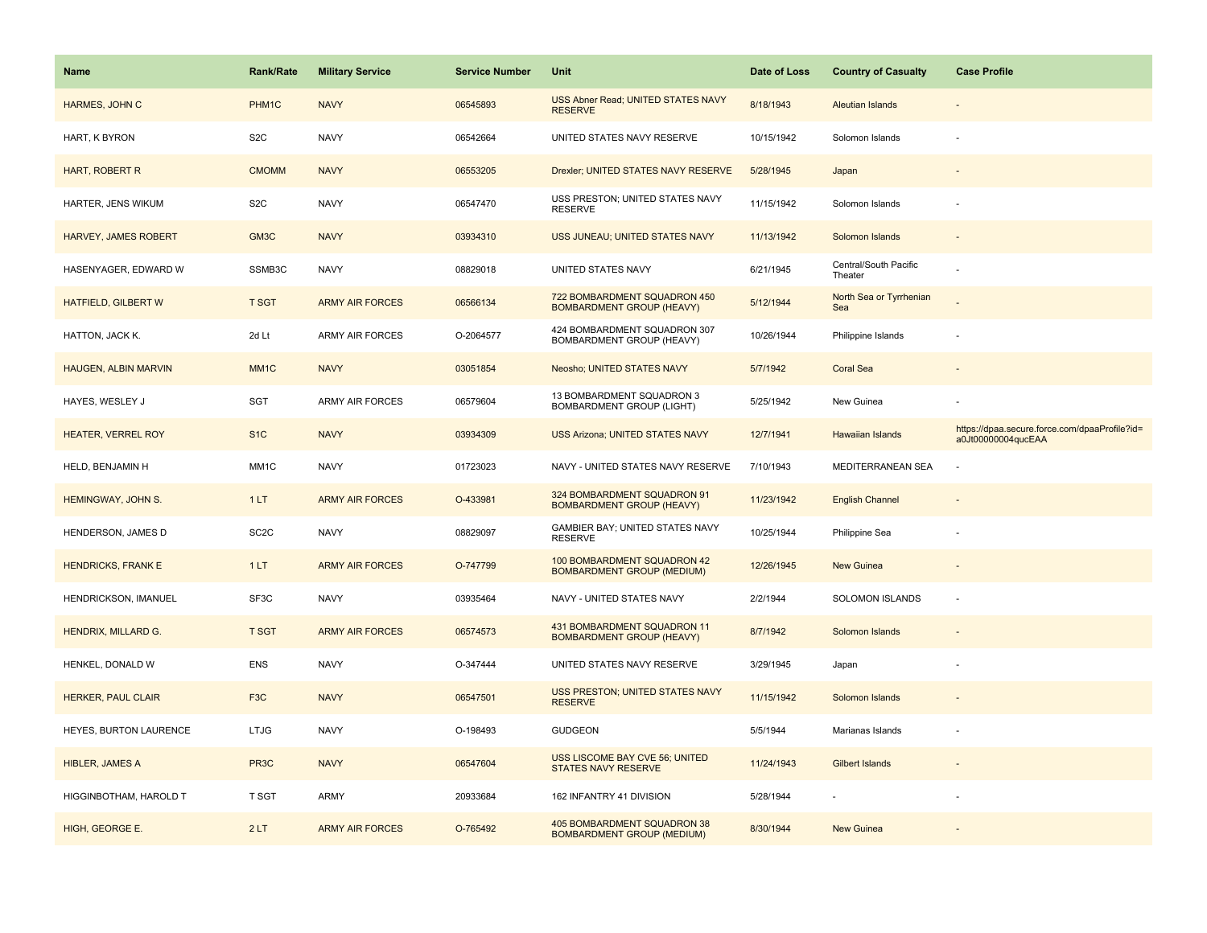| Name | Rank/Rate | Military Service | Service Number | Unit | Date of Loss | Country of Casualty | Case Profile |
|---|---|---|---|---|---|---|---|
| HARMES, JOHN C | PHM1C | NAVY | 06545893 | USS Abner Read; UNITED STATES NAVY RESERVE | 8/18/1943 | Aleutian Islands | - |
| HART, K BYRON | S2C | NAVY | 06542664 | UNITED STATES NAVY RESERVE | 10/15/1942 | Solomon Islands | - |
| HART, ROBERT R | CMOMM | NAVY | 06553205 | Drexler; UNITED STATES NAVY RESERVE | 5/28/1945 | Japan | - |
| HARTER, JENS WIKUM | S2C | NAVY | 06547470 | USS PRESTON; UNITED STATES NAVY RESERVE | 11/15/1942 | Solomon Islands | - |
| HARVEY, JAMES ROBERT | GM3C | NAVY | 03934310 | USS JUNEAU; UNITED STATES NAVY | 11/13/1942 | Solomon Islands | - |
| HASENYAGER, EDWARD W | SSMB3C | NAVY | 08829018 | UNITED STATES NAVY | 6/21/1945 | Central/South Pacific Theater | - |
| HATFIELD, GILBERT W | T SGT | ARMY AIR FORCES | 06566134 | 722 BOMBARDMENT SQUADRON 450 BOMBARDMENT GROUP (HEAVY) | 5/12/1944 | North Sea or Tyrrhenian Sea | - |
| HATTON, JACK K. | 2d Lt | ARMY AIR FORCES | O-2064577 | 424 BOMBARDMENT SQUADRON 307 BOMBARDMENT GROUP (HEAVY) | 10/26/1944 | Philippine Islands | - |
| HAUGEN, ALBIN MARVIN | MM1C | NAVY | 03051854 | Neosho; UNITED STATES NAVY | 5/7/1942 | Coral Sea | - |
| HAYES, WESLEY J | SGT | ARMY AIR FORCES | 06579604 | 13 BOMBARDMENT SQUADRON 3 BOMBARDMENT GROUP (LIGHT) | 5/25/1942 | New Guinea | - |
| HEATER, VERREL ROY | S1C | NAVY | 03934309 | USS Arizona; UNITED STATES NAVY | 12/7/1941 | Hawaiian Islands | https://dpaa.secure.force.com/dpaaProfile?id=a0Jt00000004qucEAA |
| HELD, BENJAMIN H | MM1C | NAVY | 01723023 | NAVY - UNITED STATES NAVY RESERVE | 7/10/1943 | MEDITERRANEAN SEA | - |
| HEMINGWAY, JOHN S. | 1 LT | ARMY AIR FORCES | O-433981 | 324 BOMBARDMENT SQUADRON 91 BOMBARDMENT GROUP (HEAVY) | 11/23/1942 | English Channel | - |
| HENDERSON, JAMES D | SC2C | NAVY | 08829097 | GAMBIER BAY; UNITED STATES NAVY RESERVE | 10/25/1944 | Philippine Sea | - |
| HENDRICKS, FRANK E | 1 LT | ARMY AIR FORCES | O-747799 | 100 BOMBARDMENT SQUADRON 42 BOMBARDMENT GROUP (MEDIUM) | 12/26/1945 | New Guinea | - |
| HENDRICKSON, IMANUEL | SF3C | NAVY | 03935464 | NAVY - UNITED STATES NAVY | 2/2/1944 | SOLOMON ISLANDS | - |
| HENDRIX, MILLARD G. | T SGT | ARMY AIR FORCES | 06574573 | 431 BOMBARDMENT SQUADRON 11 BOMBARDMENT GROUP (HEAVY) | 8/7/1942 | Solomon Islands | - |
| HENKEL, DONALD W | ENS | NAVY | O-347444 | UNITED STATES NAVY RESERVE | 3/29/1945 | Japan | - |
| HERKER, PAUL CLAIR | F3C | NAVY | 06547501 | USS PRESTON; UNITED STATES NAVY RESERVE | 11/15/1942 | Solomon Islands | - |
| HEYES, BURTON LAURENCE | LTJG | NAVY | O-198493 | GUDGEON | 5/5/1944 | Marianas Islands | - |
| HIBLER, JAMES A | PR3C | NAVY | 06547604 | USS LISCOME BAY CVE 56; UNITED STATES NAVY RESERVE | 11/24/1943 | Gilbert Islands | - |
| HIGGINBOTHAM, HAROLD T | T SGT | ARMY | 20933684 | 162 INFANTRY 41 DIVISION | 5/28/1944 | - | - |
| HIGH, GEORGE E. | 2 LT | ARMY AIR FORCES | O-765492 | 405 BOMBARDMENT SQUADRON 38 BOMBARDMENT GROUP (MEDIUM) | 8/30/1944 | New Guinea | - |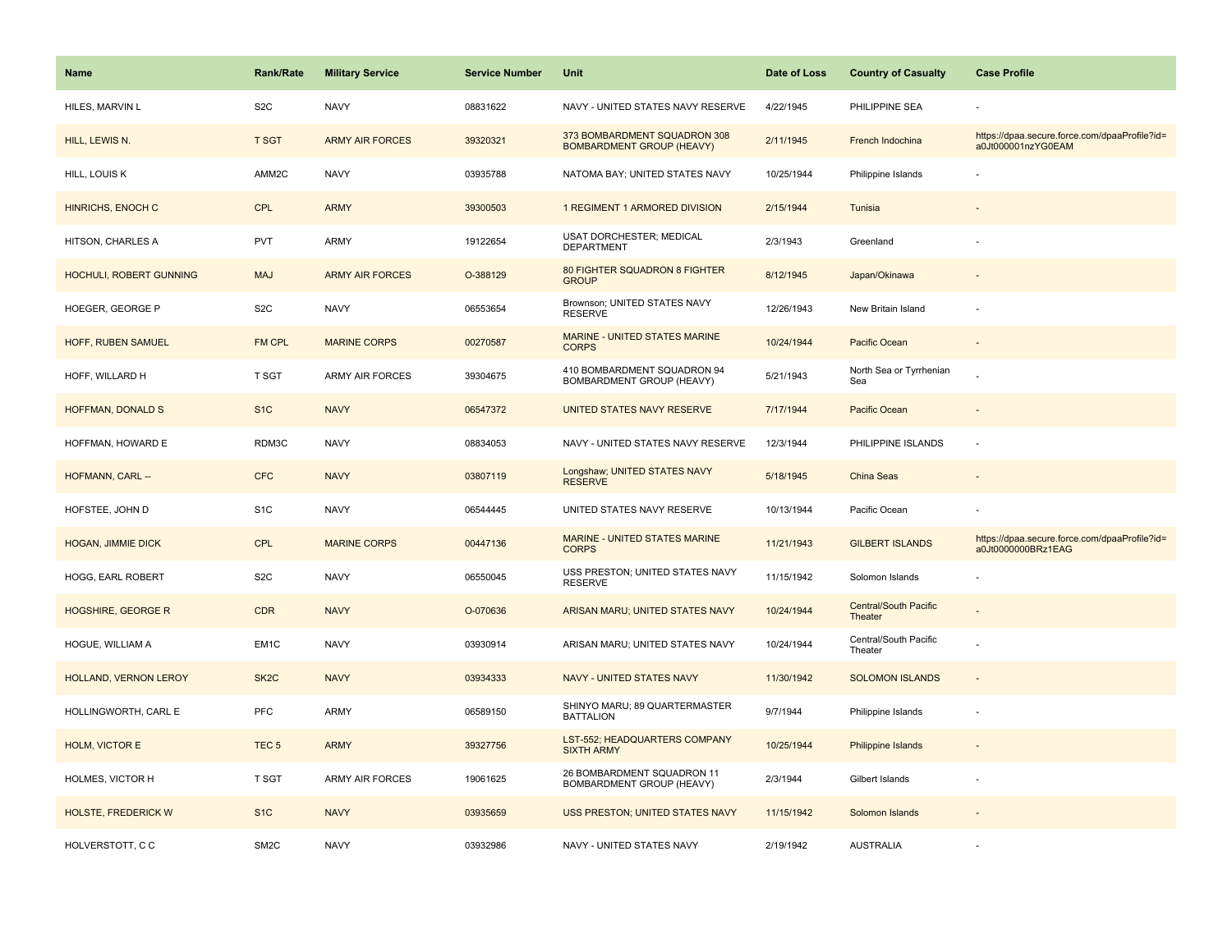| Name | Rank/Rate | Military Service | Service Number | Unit | Date of Loss | Country of Casualty | Case Profile |
|---|---|---|---|---|---|---|---|
| HILES, MARVIN L | S2C | NAVY | 08831622 | NAVY - UNITED STATES NAVY RESERVE | 4/22/1945 | PHILIPPINE SEA | - |
| HILL, LEWIS N. | T SGT | ARMY AIR FORCES | 39320321 | 373 BOMBARDMENT SQUADRON 308 BOMBARDMENT GROUP (HEAVY) | 2/11/1945 | French Indochina | https://dpaa.secure.force.com/dpaaProfile?id=a0Jt000001nzYG0EAM |
| HILL, LOUIS K | AMM2C | NAVY | 03935788 | NATOMA BAY; UNITED STATES NAVY | 10/25/1944 | Philippine Islands | - |
| HINRICHS, ENOCH C | CPL | ARMY | 39300503 | 1 REGIMENT 1 ARMORED DIVISION | 2/15/1944 | Tunisia | - |
| HITSON, CHARLES A | PVT | ARMY | 19122654 | USAT DORCHESTER; MEDICAL DEPARTMENT | 2/3/1943 | Greenland | - |
| HOCHULI, ROBERT GUNNING | MAJ | ARMY AIR FORCES | O-388129 | 80 FIGHTER SQUADRON 8 FIGHTER GROUP | 8/12/1945 | Japan/Okinawa | - |
| HOEGER, GEORGE P | S2C | NAVY | 06553654 | Brownson; UNITED STATES NAVY RESERVE | 12/26/1943 | New Britain Island | - |
| HOFF, RUBEN SAMUEL | FM CPL | MARINE CORPS | 00270587 | MARINE - UNITED STATES MARINE CORPS | 10/24/1944 | Pacific Ocean | - |
| HOFF, WILLARD H | T SGT | ARMY AIR FORCES | 39304675 | 410 BOMBARDMENT SQUADRON 94 BOMBARDMENT GROUP (HEAVY) | 5/21/1943 | North Sea or Tyrrhenian Sea | - |
| HOFFMAN, DONALD S | S1C | NAVY | 06547372 | UNITED STATES NAVY RESERVE | 7/17/1944 | Pacific Ocean | - |
| HOFFMAN, HOWARD E | RDM3C | NAVY | 08834053 | NAVY - UNITED STATES NAVY RESERVE | 12/3/1944 | PHILIPPINE ISLANDS | - |
| HOFMANN, CARL -- | CFC | NAVY | 03807119 | Longshaw; UNITED STATES NAVY RESERVE | 5/18/1945 | China Seas | - |
| HOFSTEE, JOHN D | S1C | NAVY | 06544445 | UNITED STATES NAVY RESERVE | 10/13/1944 | Pacific Ocean | - |
| HOGAN, JIMMIE DICK | CPL | MARINE CORPS | 00447136 | MARINE - UNITED STATES MARINE CORPS | 11/21/1943 | GILBERT ISLANDS | https://dpaa.secure.force.com/dpaaProfile?id=a0Jt0000000BRz1EAG |
| HOGG, EARL ROBERT | S2C | NAVY | 06550045 | USS PRESTON; UNITED STATES NAVY RESERVE | 11/15/1942 | Solomon Islands | - |
| HOGSHIRE, GEORGE R | CDR | NAVY | O-070636 | ARISAN MARU; UNITED STATES NAVY | 10/24/1944 | Central/South Pacific Theater | - |
| HOGUE, WILLIAM A | EM1C | NAVY | 03930914 | ARISAN MARU; UNITED STATES NAVY | 10/24/1944 | Central/South Pacific Theater | - |
| HOLLAND, VERNON LEROY | SK2C | NAVY | 03934333 | NAVY - UNITED STATES NAVY | 11/30/1942 | SOLOMON ISLANDS | - |
| HOLLINGWORTH, CARL E | PFC | ARMY | 06589150 | SHINYO MARU; 89 QUARTERMASTER BATTALION | 9/7/1944 | Philippine Islands | - |
| HOLM, VICTOR E | TEC 5 | ARMY | 39327756 | LST-552; HEADQUARTERS COMPANY SIXTH ARMY | 10/25/1944 | Philippine Islands | - |
| HOLMES, VICTOR H | T SGT | ARMY AIR FORCES | 19061625 | 26 BOMBARDMENT SQUADRON 11 BOMBARDMENT GROUP (HEAVY) | 2/3/1944 | Gilbert Islands | - |
| HOLSTE, FREDERICK W | S1C | NAVY | 03935659 | USS PRESTON; UNITED STATES NAVY | 11/15/1942 | Solomon Islands | - |
| HOLVERSTOTT, C C | SM2C | NAVY | 03932986 | NAVY - UNITED STATES NAVY | 2/19/1942 | AUSTRALIA | - |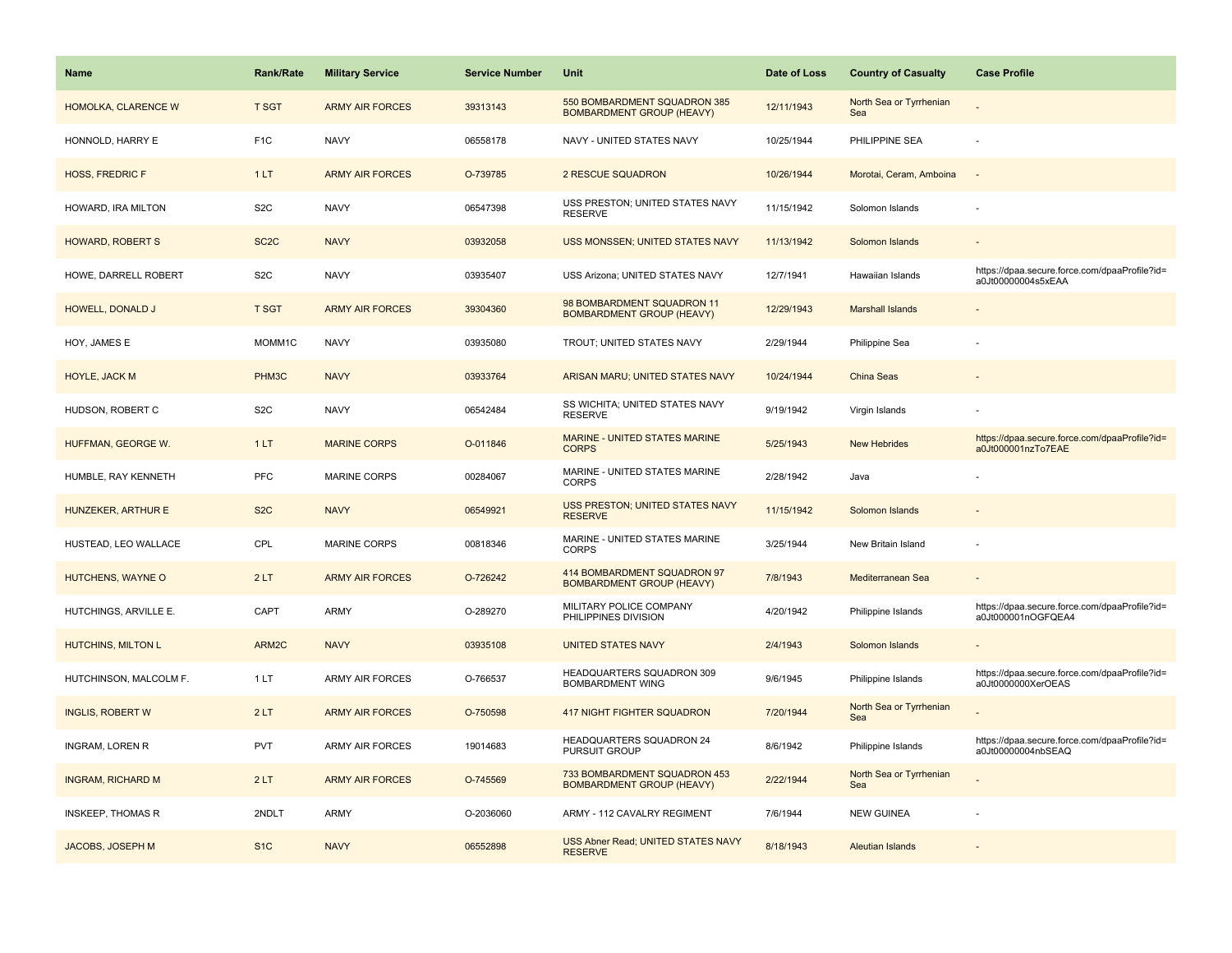| Name | Rank/Rate | Military Service | Service Number | Unit | Date of Loss | Country of Casualty | Case Profile |
| --- | --- | --- | --- | --- | --- | --- | --- |
| HOMOLKA, CLARENCE W | T SGT | ARMY AIR FORCES | 39313143 | 550 BOMBARDMENT SQUADRON 385 BOMBARDMENT GROUP (HEAVY) | 12/11/1943 | North Sea or Tyrrhenian Sea | - |
| HONNOLD, HARRY E | F1C | NAVY | 06558178 | NAVY - UNITED STATES NAVY | 10/25/1944 | PHILIPPINE SEA | - |
| HOSS, FREDRIC F | 1 LT | ARMY AIR FORCES | O-739785 | 2 RESCUE SQUADRON | 10/26/1944 | Morotai, Ceram, Amboina | - |
| HOWARD, IRA MILTON | S2C | NAVY | 06547398 | USS PRESTON; UNITED STATES NAVY RESERVE | 11/15/1942 | Solomon Islands | - |
| HOWARD, ROBERT S | SC2C | NAVY | 03932058 | USS MONSSEN; UNITED STATES NAVY | 11/13/1942 | Solomon Islands | - |
| HOWE, DARRELL ROBERT | S2C | NAVY | 03935407 | USS Arizona; UNITED STATES NAVY | 12/7/1941 | Hawaiian Islands | https://dpaa.secure.force.com/dpaaProfile?id=a0Jt00000004s5xEAA |
| HOWELL, DONALD J | T SGT | ARMY AIR FORCES | 39304360 | 98 BOMBARDMENT SQUADRON 11 BOMBARDMENT GROUP (HEAVY) | 12/29/1943 | Marshall Islands | - |
| HOY, JAMES E | MOMM1C | NAVY | 03935080 | TROUT; UNITED STATES NAVY | 2/29/1944 | Philippine Sea | - |
| HOYLE, JACK M | PHM3C | NAVY | 03933764 | ARISAN MARU; UNITED STATES NAVY | 10/24/1944 | China Seas | - |
| HUDSON, ROBERT C | S2C | NAVY | 06542484 | SS WICHITA; UNITED STATES NAVY RESERVE | 9/19/1942 | Virgin Islands | - |
| HUFFMAN, GEORGE W. | 1 LT | MARINE CORPS | O-011846 | MARINE - UNITED STATES MARINE CORPS | 5/25/1943 | New Hebrides | https://dpaa.secure.force.com/dpaaProfile?id=a0Jt000001nzTo7EAE |
| HUMBLE, RAY KENNETH | PFC | MARINE CORPS | 00284067 | MARINE - UNITED STATES MARINE CORPS | 2/28/1942 | Java | - |
| HUNZEKER, ARTHUR E | S2C | NAVY | 06549921 | USS PRESTON; UNITED STATES NAVY RESERVE | 11/15/1942 | Solomon Islands | - |
| HUSTEAD, LEO WALLACE | CPL | MARINE CORPS | 00818346 | MARINE - UNITED STATES MARINE CORPS | 3/25/1944 | New Britain Island | - |
| HUTCHENS, WAYNE O | 2 LT | ARMY AIR FORCES | O-726242 | 414 BOMBARDMENT SQUADRON 97 BOMBARDMENT GROUP (HEAVY) | 7/8/1943 | Mediterranean Sea | - |
| HUTCHINGS, ARVILLE E. | CAPT | ARMY | O-289270 | MILITARY POLICE COMPANY PHILIPPINES DIVISION | 4/20/1942 | Philippine Islands | https://dpaa.secure.force.com/dpaaProfile?id=a0Jt000001nOGFQEA4 |
| HUTCHINS, MILTON L | ARM2C | NAVY | 03935108 | UNITED STATES NAVY | 2/4/1943 | Solomon Islands | - |
| HUTCHINSON, MALCOLM F. | 1 LT | ARMY AIR FORCES | O-766537 | HEADQUARTERS SQUADRON 309 BOMBARDMENT WING | 9/6/1945 | Philippine Islands | https://dpaa.secure.force.com/dpaaProfile?id=a0Jt0000000XerOEAS |
| INGLIS, ROBERT W | 2 LT | ARMY AIR FORCES | O-750598 | 417 NIGHT FIGHTER SQUADRON | 7/20/1944 | North Sea or Tyrrhenian Sea | - |
| INGRAM, LOREN R | PVT | ARMY AIR FORCES | 19014683 | HEADQUARTERS SQUADRON 24 PURSUIT GROUP | 8/6/1942 | Philippine Islands | https://dpaa.secure.force.com/dpaaProfile?id=a0Jt00000004nbSEAQ |
| INGRAM, RICHARD M | 2 LT | ARMY AIR FORCES | O-745569 | 733 BOMBARDMENT SQUADRON 453 BOMBARDMENT GROUP (HEAVY) | 2/22/1944 | North Sea or Tyrrhenian Sea | - |
| INSKEEP, THOMAS R | 2NDLT | ARMY | O-2036060 | ARMY - 112 CAVALRY REGIMENT | 7/6/1944 | NEW GUINEA | - |
| JACOBS, JOSEPH M | S1C | NAVY | 06552898 | USS Abner Read; UNITED STATES NAVY RESERVE | 8/18/1943 | Aleutian Islands | - |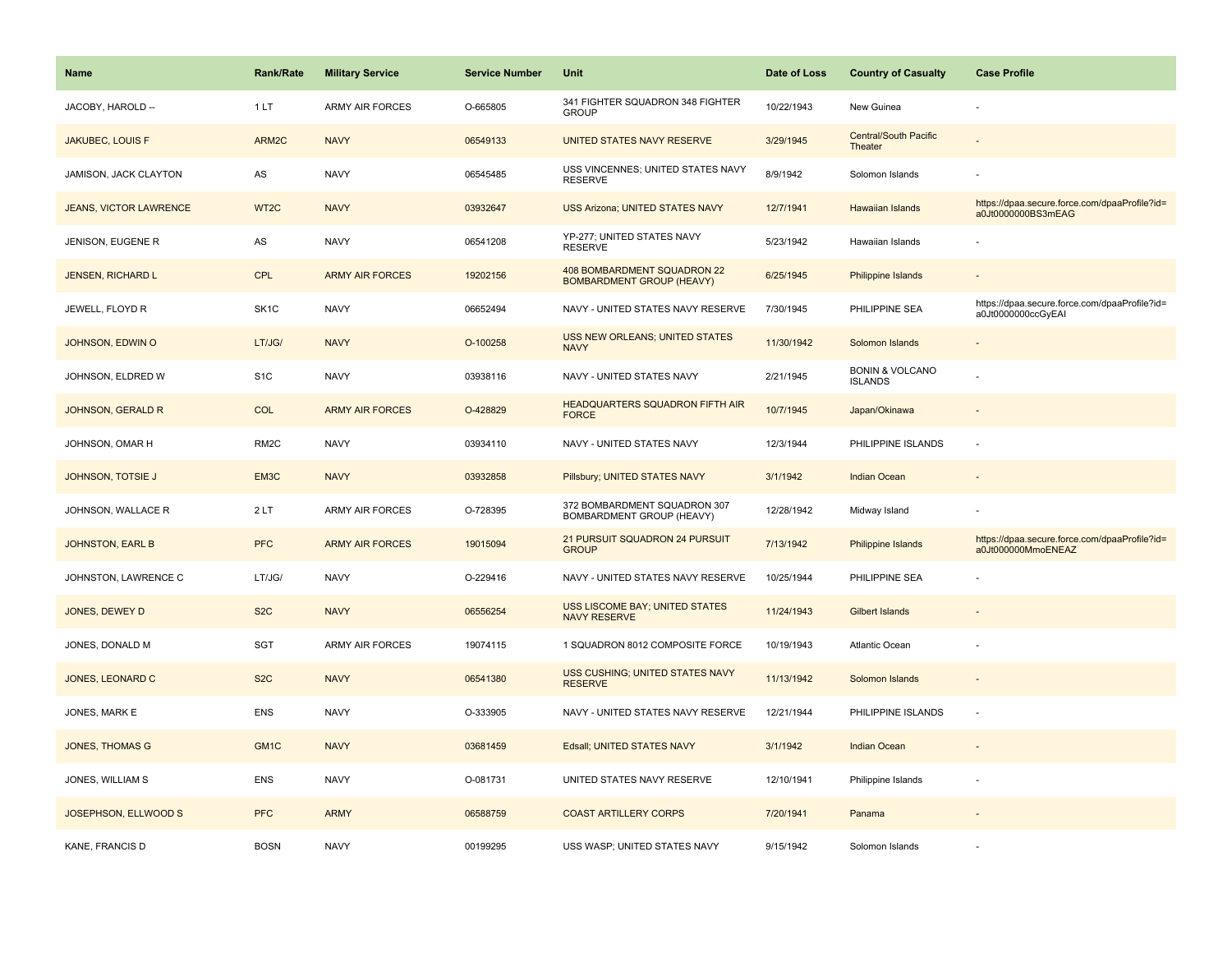| Name | Rank/Rate | Military Service | Service Number | Unit | Date of Loss | Country of Casualty | Case Profile |
|---|---|---|---|---|---|---|---|
| JACOBY, HAROLD -- | 1 LT | ARMY AIR FORCES | O-665805 | 341 FIGHTER SQUADRON 348 FIGHTER GROUP | 10/22/1943 | New Guinea | - |
| JAKUBEC, LOUIS F | ARM2C | NAVY | 06549133 | UNITED STATES NAVY RESERVE | 3/29/1945 | Central/South Pacific Theater | - |
| JAMISON, JACK CLAYTON | AS | NAVY | 06545485 | USS VINCENNES; UNITED STATES NAVY RESERVE | 8/9/1942 | Solomon Islands | - |
| JEANS, VICTOR LAWRENCE | WT2C | NAVY | 03932647 | USS Arizona; UNITED STATES NAVY | 12/7/1941 | Hawaiian Islands | https://dpaa.secure.force.com/dpaaProfile?id=a0Jt0000000BS3mEAG |
| JENISON, EUGENE R | AS | NAVY | 06541208 | YP-277; UNITED STATES NAVY RESERVE | 5/23/1942 | Hawaiian Islands | - |
| JENSEN, RICHARD L | CPL | ARMY AIR FORCES | 19202156 | 408 BOMBARDMENT SQUADRON 22 BOMBARDMENT GROUP (HEAVY) | 6/25/1945 | Philippine Islands | - |
| JEWELL, FLOYD R | SK1C | NAVY | 06652494 | NAVY - UNITED STATES NAVY RESERVE | 7/30/1945 | PHILIPPINE SEA | https://dpaa.secure.force.com/dpaaProfile?id=a0Jt0000000ccGyEAI |
| JOHNSON, EDWIN O | LT/JG/ | NAVY | O-100258 | USS NEW ORLEANS; UNITED STATES NAVY | 11/30/1942 | Solomon Islands | - |
| JOHNSON, ELDRED W | S1C | NAVY | 03938116 | NAVY - UNITED STATES NAVY | 2/21/1945 | BONIN & VOLCANO ISLANDS | - |
| JOHNSON, GERALD R | COL | ARMY AIR FORCES | O-428829 | HEADQUARTERS SQUADRON FIFTH AIR FORCE | 10/7/1945 | Japan/Okinawa | - |
| JOHNSON, OMAR H | RM2C | NAVY | 03934110 | NAVY - UNITED STATES NAVY | 12/3/1944 | PHILIPPINE ISLANDS | - |
| JOHNSON, TOTSIE J | EM3C | NAVY | 03932858 | Pillsbury; UNITED STATES NAVY | 3/1/1942 | Indian Ocean | - |
| JOHNSON, WALLACE R | 2 LT | ARMY AIR FORCES | O-728395 | 372 BOMBARDMENT SQUADRON 307 BOMBARDMENT GROUP (HEAVY) | 12/28/1942 | Midway Island | - |
| JOHNSTON, EARL B | PFC | ARMY AIR FORCES | 19015094 | 21 PURSUIT SQUADRON 24 PURSUIT GROUP | 7/13/1942 | Philippine Islands | https://dpaa.secure.force.com/dpaaProfile?id=a0Jt000000MmoENEAZ |
| JOHNSTON, LAWRENCE C | LT/JG/ | NAVY | O-229416 | NAVY - UNITED STATES NAVY RESERVE | 10/25/1944 | PHILIPPINE SEA | - |
| JONES, DEWEY D | S2C | NAVY | 06556254 | USS LISCOME BAY; UNITED STATES NAVY RESERVE | 11/24/1943 | Gilbert Islands | - |
| JONES, DONALD M | SGT | ARMY AIR FORCES | 19074115 | 1 SQUADRON 8012 COMPOSITE FORCE | 10/19/1943 | Atlantic Ocean | - |
| JONES, LEONARD C | S2C | NAVY | 06541380 | USS CUSHING; UNITED STATES NAVY RESERVE | 11/13/1942 | Solomon Islands | - |
| JONES, MARK E | ENS | NAVY | O-333905 | NAVY - UNITED STATES NAVY RESERVE | 12/21/1944 | PHILIPPINE ISLANDS | - |
| JONES, THOMAS G | GM1C | NAVY | 03681459 | Edsall; UNITED STATES NAVY | 3/1/1942 | Indian Ocean | - |
| JONES, WILLIAM S | ENS | NAVY | O-081731 | UNITED STATES NAVY RESERVE | 12/10/1941 | Philippine Islands | - |
| JOSEPHSON, ELLWOOD S | PFC | ARMY | 06588759 | COAST ARTILLERY CORPS | 7/20/1941 | Panama | - |
| KANE, FRANCIS D | BOSN | NAVY | 00199295 | USS WASP; UNITED STATES NAVY | 9/15/1942 | Solomon Islands | - |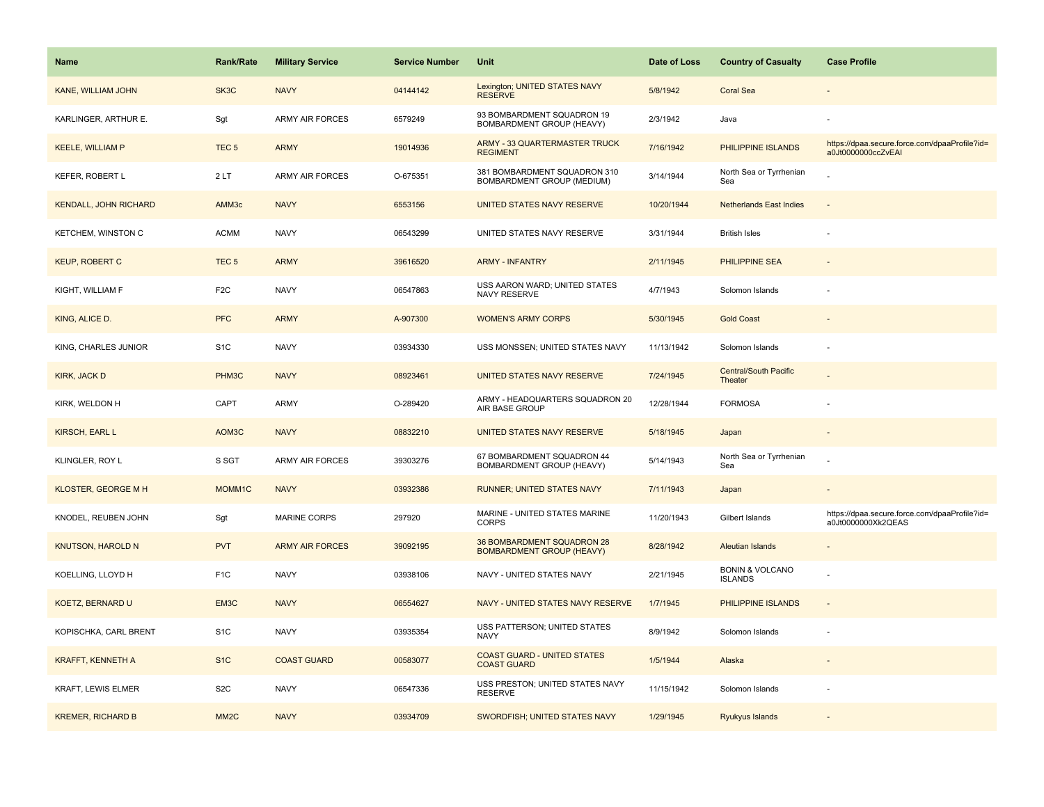| Name | Rank/Rate | Military Service | Service Number | Unit | Date of Loss | Country of Casualty | Case Profile |
|---|---|---|---|---|---|---|---|
| KANE, WILLIAM JOHN | SK3C | NAVY | 04144142 | Lexington; UNITED STATES NAVY RESERVE | 5/8/1942 | Coral Sea | - |
| KARLINGER, ARTHUR E. | Sgt | ARMY AIR FORCES | 6579249 | 93 BOMBARDMENT SQUADRON 19 BOMBARDMENT GROUP (HEAVY) | 2/3/1942 | Java | - |
| KEELE, WILLIAM P | TEC 5 | ARMY | 19014936 | ARMY - 33 QUARTERMASTER TRUCK REGIMENT | 7/16/1942 | PHILIPPINE ISLANDS | https://dpaa.secure.force.com/dpaaProfile?id=a0Jt0000000ccZvEAI |
| KEFER, ROBERT L | 2 LT | ARMY AIR FORCES | O-675351 | 381 BOMBARDMENT SQUADRON 310 BOMBARDMENT GROUP (MEDIUM) | 3/14/1944 | North Sea or Tyrrhenian Sea | - |
| KENDALL, JOHN RICHARD | AMM3c | NAVY | 6553156 | UNITED STATES NAVY RESERVE | 10/20/1944 | Netherlands East Indies | - |
| KETCHEM, WINSTON C | ACMM | NAVY | 06543299 | UNITED STATES NAVY RESERVE | 3/31/1944 | British Isles | - |
| KEUP, ROBERT C | TEC 5 | ARMY | 39616520 | ARMY - INFANTRY | 2/11/1945 | PHILIPPINE SEA | - |
| KIGHT, WILLIAM F | F2C | NAVY | 06547863 | USS AARON WARD; UNITED STATES NAVY RESERVE | 4/7/1943 | Solomon Islands | - |
| KING, ALICE D. | PFC | ARMY | A-907300 | WOMEN'S ARMY CORPS | 5/30/1945 | Gold Coast | - |
| KING, CHARLES JUNIOR | S1C | NAVY | 03934330 | USS MONSSEN; UNITED STATES NAVY | 11/13/1942 | Solomon Islands | - |
| KIRK, JACK D | PHM3C | NAVY | 08923461 | UNITED STATES NAVY RESERVE | 7/24/1945 | Central/South Pacific Theater | - |
| KIRK, WELDON H | CAPT | ARMY | O-289420 | ARMY - HEADQUARTERS SQUADRON 20 AIR BASE GROUP | 12/28/1944 | FORMOSA | - |
| KIRSCH, EARL L | AOM3C | NAVY | 08832210 | UNITED STATES NAVY RESERVE | 5/18/1945 | Japan | - |
| KLINGLER, ROY L | S SGT | ARMY AIR FORCES | 39303276 | 67 BOMBARDMENT SQUADRON 44 BOMBARDMENT GROUP (HEAVY) | 5/14/1943 | North Sea or Tyrrhenian Sea | - |
| KLOSTER, GEORGE M H | MOMM1C | NAVY | 03932386 | RUNNER; UNITED STATES NAVY | 7/11/1943 | Japan | - |
| KNODEL, REUBEN JOHN | Sgt | MARINE CORPS | 297920 | MARINE - UNITED STATES MARINE CORPS | 11/20/1943 | Gilbert Islands | https://dpaa.secure.force.com/dpaaProfile?id=a0Jt0000000Xk2QEAS |
| KNUTSON, HAROLD N | PVT | ARMY AIR FORCES | 39092195 | 36 BOMBARDMENT SQUADRON 28 BOMBARDMENT GROUP (HEAVY) | 8/28/1942 | Aleutian Islands | - |
| KOELLING, LLOYD H | F1C | NAVY | 03938106 | NAVY - UNITED STATES NAVY | 2/21/1945 | BONIN & VOLCANO ISLANDS | - |
| KOETZ, BERNARD U | EM3C | NAVY | 06554627 | NAVY - UNITED STATES NAVY RESERVE | 1/7/1945 | PHILIPPINE ISLANDS | - |
| KOPISCHKA, CARL BRENT | S1C | NAVY | 03935354 | USS PATTERSON; UNITED STATES NAVY | 8/9/1942 | Solomon Islands | - |
| KRAFFT, KENNETH A | S1C | COAST GUARD | 00583077 | COAST GUARD - UNITED STATES COAST GUARD | 1/5/1944 | Alaska | - |
| KRAFT, LEWIS ELMER | S2C | NAVY | 06547336 | USS PRESTON; UNITED STATES NAVY RESERVE | 11/15/1942 | Solomon Islands | - |
| KREMER, RICHARD B | MM2C | NAVY | 03934709 | SWORDFISH; UNITED STATES NAVY | 1/29/1945 | Ryukyus Islands | - |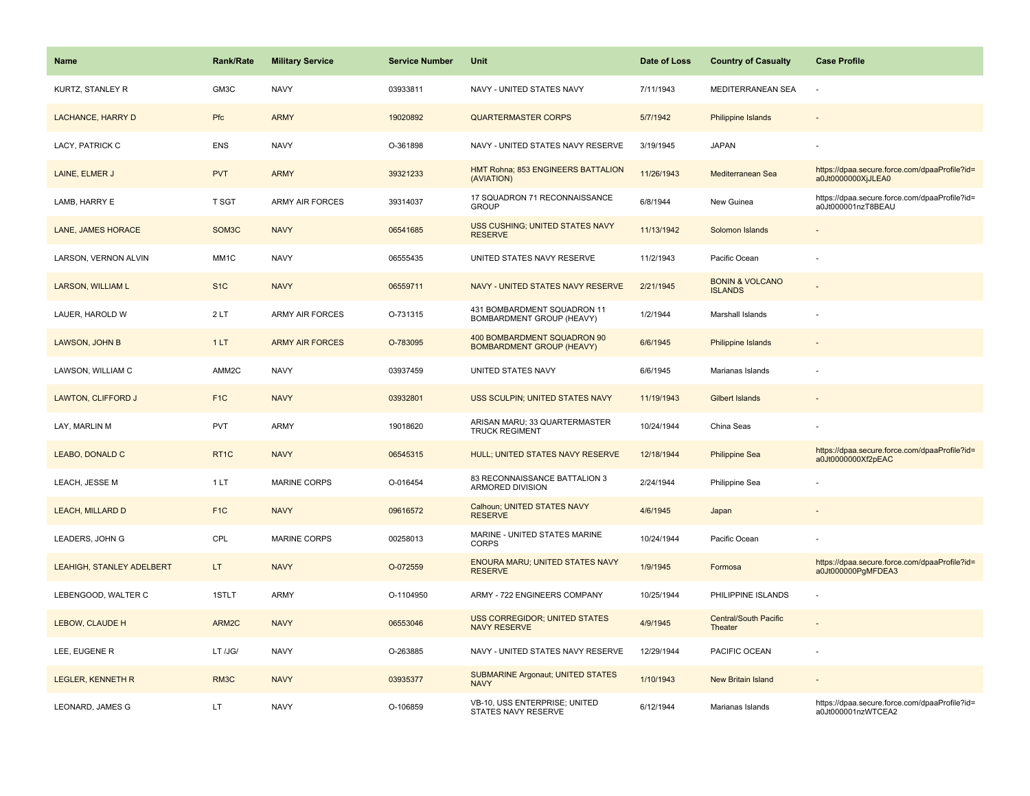| Name | Rank/Rate | Military Service | Service Number | Unit | Date of Loss | Country of Casualty | Case Profile |
| --- | --- | --- | --- | --- | --- | --- | --- |
| KURTZ, STANLEY R | GM3C | NAVY | 03933811 | NAVY - UNITED STATES NAVY | 7/11/1943 | MEDITERRANEAN SEA | - |
| LACHANCE, HARRY D | Pfc | ARMY | 19020892 | QUARTERMASTER CORPS | 5/7/1942 | Philippine Islands | - |
| LACY, PATRICK C | ENS | NAVY | O-361898 | NAVY - UNITED STATES NAVY RESERVE | 3/19/1945 | JAPAN | - |
| LAINE, ELMER J | PVT | ARMY | 39321233 | HMT Rohna; 853 ENGINEERS BATTALION (AVIATION) | 11/26/1943 | Mediterranean Sea | https://dpaa.secure.force.com/dpaaProfile?id=a0Jt0000000XjJLEA0 |
| LAMB, HARRY E | T SGT | ARMY AIR FORCES | 39314037 | 17 SQUADRON 71 RECONNAISSANCE GROUP | 6/8/1944 | New Guinea | https://dpaa.secure.force.com/dpaaProfile?id=a0Jt000001nzT8BEAU |
| LANE, JAMES HORACE | SOM3C | NAVY | 06541685 | USS CUSHING; UNITED STATES NAVY RESERVE | 11/13/1942 | Solomon Islands | - |
| LARSON, VERNON ALVIN | MM1C | NAVY | 06555435 | UNITED STATES NAVY RESERVE | 11/2/1943 | Pacific Ocean | - |
| LARSON, WILLIAM L | S1C | NAVY | 06559711 | NAVY - UNITED STATES NAVY RESERVE | 2/21/1945 | BONIN & VOLCANO ISLANDS | - |
| LAUER, HAROLD W | 2 LT | ARMY AIR FORCES | O-731315 | 431 BOMBARDMENT SQUADRON 11 BOMBARDMENT GROUP (HEAVY) | 1/2/1944 | Marshall Islands | - |
| LAWSON, JOHN B | 1 LT | ARMY AIR FORCES | O-783095 | 400 BOMBARDMENT SQUADRON 90 BOMBARDMENT GROUP (HEAVY) | 6/6/1945 | Philippine Islands | - |
| LAWSON, WILLIAM C | AMM2C | NAVY | 03937459 | UNITED STATES NAVY | 6/6/1945 | Marianas Islands | - |
| LAWTON, CLIFFORD J | F1C | NAVY | 03932801 | USS SCULPIN; UNITED STATES NAVY | 11/19/1943 | Gilbert Islands | - |
| LAY, MARLIN M | PVT | ARMY | 19018620 | ARISAN MARU; 33 QUARTERMASTER TRUCK REGIMENT | 10/24/1944 | China Seas | - |
| LEABO, DONALD C | RT1C | NAVY | 06545315 | HULL; UNITED STATES NAVY RESERVE | 12/18/1944 | Philippine Sea | https://dpaa.secure.force.com/dpaaProfile?id=a0Jt0000000Xf2pEAC |
| LEACH, JESSE M | 1 LT | MARINE CORPS | O-016454 | 83 RECONNAISSANCE BATTALION 3 ARMORED DIVISION | 2/24/1944 | Philippine Sea | - |
| LEACH, MILLARD D | F1C | NAVY | 09616572 | Calhoun; UNITED STATES NAVY RESERVE | 4/6/1945 | Japan | - |
| LEADERS, JOHN G | CPL | MARINE CORPS | 00258013 | MARINE - UNITED STATES MARINE CORPS | 10/24/1944 | Pacific Ocean | - |
| LEAHIGH, STANLEY ADELBERT | LT | NAVY | O-072559 | ENOURA MARU; UNITED STATES NAVY RESERVE | 1/9/1945 | Formosa | https://dpaa.secure.force.com/dpaaProfile?id=a0Jt000000PgMFDEA3 |
| LEBENGOOD, WALTER C | 1STLT | ARMY | O-1104950 | ARMY - 722 ENGINEERS COMPANY | 10/25/1944 | PHILIPPINE ISLANDS | - |
| LEBOW, CLAUDE H | ARM2C | NAVY | 06553046 | USS CORREGIDOR; UNITED STATES NAVY RESERVE | 4/9/1945 | Central/South Pacific Theater | - |
| LEE, EUGENE R | LT /JG/ | NAVY | O-263885 | NAVY - UNITED STATES NAVY RESERVE | 12/29/1944 | PACIFIC OCEAN | - |
| LEGLER, KENNETH R | RM3C | NAVY | 03935377 | SUBMARINE Argonaut; UNITED STATES NAVY | 1/10/1943 | New Britain Island | - |
| LEONARD, JAMES G | LT | NAVY | O-106859 | VB-10, USS ENTERPRISE; UNITED STATES NAVY RESERVE | 6/12/1944 | Marianas Islands | https://dpaa.secure.force.com/dpaaProfile?id=a0Jt000001nzWTCEA2 |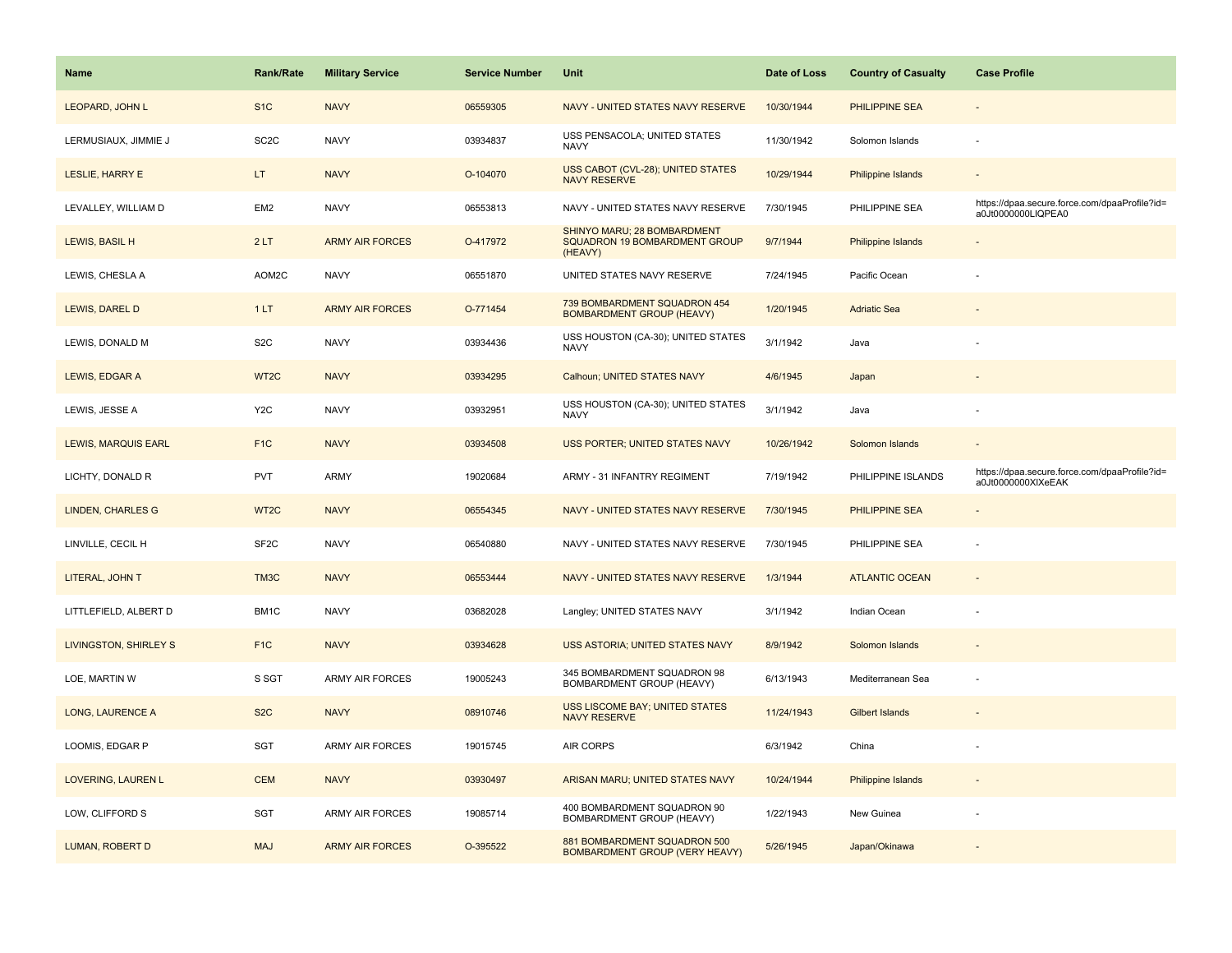| Name | Rank/Rate | Military Service | Service Number | Unit | Date of Loss | Country of Casualty | Case Profile |
|---|---|---|---|---|---|---|---|
| LEOPARD, JOHN L | S1C | NAVY | 06559305 | NAVY - UNITED STATES NAVY RESERVE | 10/30/1944 | PHILIPPINE SEA | - |
| LERMUSIAUX, JIMMIE J | SC2C | NAVY | 03934837 | USS PENSACOLA; UNITED STATES NAVY | 11/30/1942 | Solomon Islands | - |
| LESLIE, HARRY E | LT | NAVY | O-104070 | USS CABOT (CVL-28); UNITED STATES NAVY RESERVE | 10/29/1944 | Philippine Islands | - |
| LEVALLEY, WILLIAM D | EM2 | NAVY | 06553813 | NAVY - UNITED STATES NAVY RESERVE | 7/30/1945 | PHILIPPINE SEA | https://dpaa.secure.force.com/dpaaProfile?id=a0Jt0000000LlQPEA0 |
| LEWIS, BASIL H | 2 LT | ARMY AIR FORCES | O-417972 | SHINYO MARU; 28 BOMBARDMENT SQUADRON 19 BOMBARDMENT GROUP (HEAVY) | 9/7/1944 | Philippine Islands | - |
| LEWIS, CHESLA A | AOM2C | NAVY | 06551870 | UNITED STATES NAVY RESERVE | 7/24/1945 | Pacific Ocean | - |
| LEWIS, DAREL D | 1 LT | ARMY AIR FORCES | O-771454 | 739 BOMBARDMENT SQUADRON 454 BOMBARDMENT GROUP (HEAVY) | 1/20/1945 | Adriatic Sea | - |
| LEWIS, DONALD M | S2C | NAVY | 03934436 | USS HOUSTON (CA-30); UNITED STATES NAVY | 3/1/1942 | Java | - |
| LEWIS, EDGAR A | WT2C | NAVY | 03934295 | Calhoun; UNITED STATES NAVY | 4/6/1945 | Japan | - |
| LEWIS, JESSE A | Y2C | NAVY | 03932951 | USS HOUSTON (CA-30); UNITED STATES NAVY | 3/1/1942 | Java | - |
| LEWIS, MARQUIS EARL | F1C | NAVY | 03934508 | USS PORTER; UNITED STATES NAVY | 10/26/1942 | Solomon Islands | - |
| LICHTY, DONALD R | PVT | ARMY | 19020684 | ARMY - 31 INFANTRY REGIMENT | 7/19/1942 | PHILIPPINE ISLANDS | https://dpaa.secure.force.com/dpaaProfile?id=a0Jt0000000XIXeEAK |
| LINDEN, CHARLES G | WT2C | NAVY | 06554345 | NAVY - UNITED STATES NAVY RESERVE | 7/30/1945 | PHILIPPINE SEA | - |
| LINVILLE, CECIL H | SF2C | NAVY | 06540880 | NAVY - UNITED STATES NAVY RESERVE | 7/30/1945 | PHILIPPINE SEA | - |
| LITERAL, JOHN T | TM3C | NAVY | 06553444 | NAVY - UNITED STATES NAVY RESERVE | 1/3/1944 | ATLANTIC OCEAN | - |
| LITTLEFIELD, ALBERT D | BM1C | NAVY | 03682028 | Langley; UNITED STATES NAVY | 3/1/1942 | Indian Ocean | - |
| LIVINGSTON, SHIRLEY S | F1C | NAVY | 03934628 | USS ASTORIA; UNITED STATES NAVY | 8/9/1942 | Solomon Islands | - |
| LOE, MARTIN W | S SGT | ARMY AIR FORCES | 19005243 | 345 BOMBARDMENT SQUADRON 98 BOMBARDMENT GROUP (HEAVY) | 6/13/1943 | Mediterranean Sea | - |
| LONG, LAURENCE A | S2C | NAVY | 08910746 | USS LISCOME BAY; UNITED STATES NAVY RESERVE | 11/24/1943 | Gilbert Islands | - |
| LOOMIS, EDGAR P | SGT | ARMY AIR FORCES | 19015745 | AIR CORPS | 6/3/1942 | China | - |
| LOVERING, LAUREN L | CEM | NAVY | 03930497 | ARISAN MARU; UNITED STATES NAVY | 10/24/1944 | Philippine Islands | - |
| LOW, CLIFFORD S | SGT | ARMY AIR FORCES | 19085714 | 400 BOMBARDMENT SQUADRON 90 BOMBARDMENT GROUP (HEAVY) | 1/22/1943 | New Guinea | - |
| LUMAN, ROBERT D | MAJ | ARMY AIR FORCES | O-395522 | 881 BOMBARDMENT SQUADRON 500 BOMBARDMENT GROUP (VERY HEAVY) | 5/26/1945 | Japan/Okinawa | - |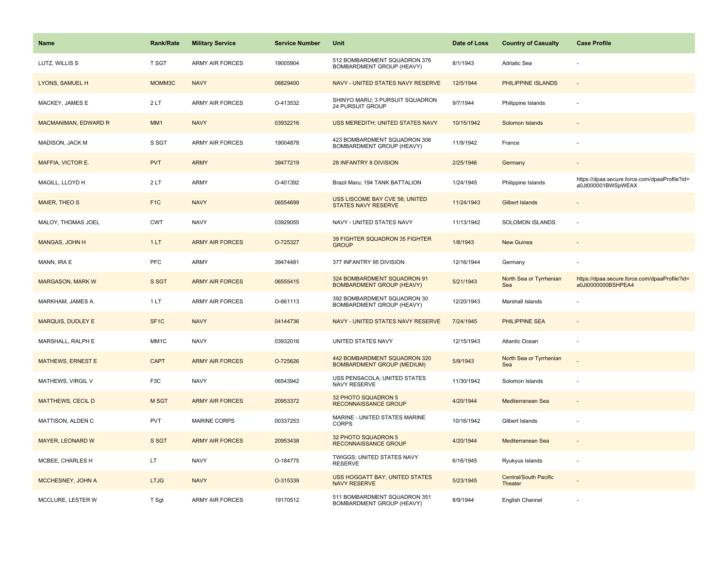| Name | Rank/Rate | Military Service | Service Number | Unit | Date of Loss | Country of Casualty | Case Profile |
|---|---|---|---|---|---|---|---|
| LUTZ, WILLIS S | T SGT | ARMY AIR FORCES | 19005904 | 512 BOMBARDMENT SQUADRON 376 BOMBARDMENT GROUP (HEAVY) | 8/1/1943 | Adriatic Sea | - |
| LYONS, SAMUEL H | MOMM3C | NAVY | 08829400 | NAVY - UNITED STATES NAVY RESERVE | 12/5/1944 | PHILIPPINE ISLANDS | - |
| MACKEY, JAMES E | 2 LT | ARMY AIR FORCES | O-413532 | SHINYO MARU; 3 PURSUIT SQUADRON 24 PURSUIT GROUP | 9/7/1944 | Philippine Islands | - |
| MACMANIMAN, EDWARD R | MM1 | NAVY | 03932216 | USS MEREDITH; UNITED STATES NAVY | 10/15/1942 | Solomon Islands | - |
| MADISON, JACK M | S SGT | ARMY AIR FORCES | 19004878 | 423 BOMBARDMENT SQUADRON 306 BOMBARDMENT GROUP (HEAVY) | 11/9/1942 | France | - |
| MAFFIA, VICTOR E. | PVT | ARMY | 39477219 | 28 INFANTRY 8 DIVISION | 2/25/1946 | Germany | - |
| MAGILL, LLOYD H | 2 LT | ARMY | O-401392 | Brazil Maru; 194 TANK BATTALION | 1/24/1945 | Philippine Islands | https://dpaa.secure.force.com/dpaaProfile?id=a0Jt000001BWSpWEAX |
| MAIER, THEO S | F1C | NAVY | 06554699 | USS LISCOME BAY CVE 56; UNITED STATES NAVY RESERVE | 11/24/1943 | Gilbert Islands | - |
| MALOY, THOMAS JOEL | CWT | NAVY | 03929055 | NAVY - UNITED STATES NAVY | 11/13/1942 | SOLOMON ISLANDS | - |
| MANGAS, JOHN H | 1 LT | ARMY AIR FORCES | O-725327 | 39 FIGHTER SQUADRON 35 FIGHTER GROUP | 1/8/1943 | New Guinea | - |
| MANN, IRA E | PFC | ARMY | 39474481 | 377 INFANTRY 95 DIVISION | 12/16/1944 | Germany | - |
| MARGASON, MARK W | S SGT | ARMY AIR FORCES | 06555415 | 324 BOMBARDMENT SQUADRON 91 BOMBARDMENT GROUP (HEAVY) | 5/21/1943 | North Sea or Tyrrhenian Sea | https://dpaa.secure.force.com/dpaaProfile?id=a0Jt0000000BSHPEA4 |
| MARKHAM, JAMES A. | 1 LT | ARMY AIR FORCES | O-661113 | 392 BOMBARDMENT SQUADRON 30 BOMBARDMENT GROUP (HEAVY) | 12/20/1943 | Marshall Islands | - |
| MARQUIS, DUDLEY E | SF1C | NAVY | 04144736 | NAVY - UNITED STATES NAVY RESERVE | 7/24/1945 | PHILIPPINE SEA | - |
| MARSHALL, RALPH E | MM1C | NAVY | 03932016 | UNITED STATES NAVY | 12/15/1943 | Atlantic Ocean | - |
| MATHEWS, ERNEST E | CAPT | ARMY AIR FORCES | O-725626 | 442 BOMBARDMENT SQUADRON 320 BOMBARDMENT GROUP (MEDIUM) | 5/9/1943 | North Sea or Tyrrhenian Sea | - |
| MATHEWS, VIRGIL V | F3C | NAVY | 06543942 | USS PENSACOLA; UNITED STATES NAVY RESERVE | 11/30/1942 | Solomon Islands | - |
| MATTHEWS, CECIL D | M SGT | ARMY AIR FORCES | 20953372 | 32 PHOTO SQUADRON 5 RECONNAISSANCE GROUP | 4/20/1944 | Mediterranean Sea | - |
| MATTISON, ALDEN C | PVT | MARINE CORPS | 00337253 | MARINE - UNITED STATES MARINE CORPS | 10/16/1942 | Gilbert Islands | - |
| MAYER, LEONARD W | S SGT | ARMY AIR FORCES | 20953438 | 32 PHOTO SQUADRON 5 RECONNAISSANCE GROUP | 4/20/1944 | Mediterranean Sea | - |
| MCBEE, CHARLES H | LT | NAVY | O-184775 | TWIGGS; UNITED STATES NAVY RESERVE | 6/16/1945 | Ryukyus Islands | - |
| MCCHESNEY, JOHN A | LTJG | NAVY | O-315339 | USS HOGGATT BAY; UNITED STATES NAVY RESERVE | 5/23/1945 | Central/South Pacific Theater | - |
| MCCLURE, LESTER W | T Sgt | ARMY AIR FORCES | 19170512 | 511 BOMBARDMENT SQUADRON 351 BOMBARDMENT GROUP (HEAVY) | 8/9/1944 | English Channel | - |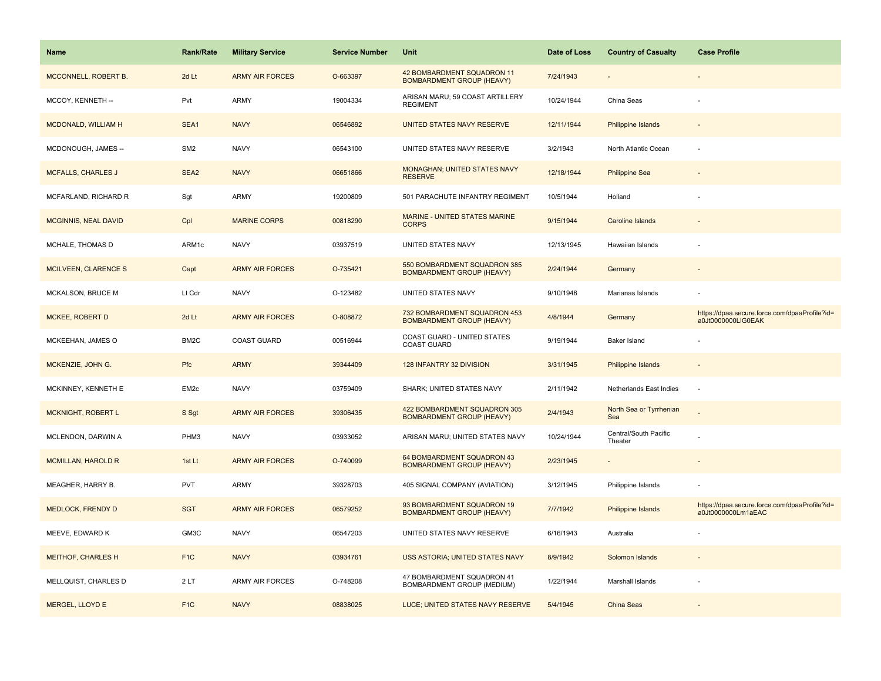| Name | Rank/Rate | Military Service | Service Number | Unit | Date of Loss | Country of Casualty | Case Profile |
| --- | --- | --- | --- | --- | --- | --- | --- |
| MCCONNELL, ROBERT B. | 2d Lt | ARMY AIR FORCES | O-663397 | 42 BOMBARDMENT SQUADRON 11 BOMBARDMENT GROUP (HEAVY) | 7/24/1943 | - | - |
| MCCOY, KENNETH -- | Pvt | ARMY | 19004334 | ARISAN MARU; 59 COAST ARTILLERY REGIMENT | 10/24/1944 | China Seas | - |
| MCDONALD, WILLIAM H | SEA1 | NAVY | 06546892 | UNITED STATES NAVY RESERVE | 12/11/1944 | Philippine Islands | - |
| MCDONOUGH, JAMES -- | SM2 | NAVY | 06543100 | UNITED STATES NAVY RESERVE | 3/2/1943 | North Atlantic Ocean | - |
| MCFALLS, CHARLES J | SEA2 | NAVY | 06651866 | MONAGHAN; UNITED STATES NAVY RESERVE | 12/18/1944 | Philippine Sea | - |
| MCFARLAND, RICHARD R | Sgt | ARMY | 19200809 | 501 PARACHUTE INFANTRY REGIMENT | 10/5/1944 | Holland | - |
| MCGINNIS, NEAL DAVID | Cpl | MARINE CORPS | 00818290 | MARINE - UNITED STATES MARINE CORPS | 9/15/1944 | Caroline Islands | - |
| MCHALE, THOMAS D | ARM1c | NAVY | 03937519 | UNITED STATES NAVY | 12/13/1945 | Hawaiian Islands | - |
| MCILVEEN, CLARENCE S | Capt | ARMY AIR FORCES | O-735421 | 550 BOMBARDMENT SQUADRON 385 BOMBARDMENT GROUP (HEAVY) | 2/24/1944 | Germany | - |
| MCKALSON, BRUCE M | Lt Cdr | NAVY | O-123482 | UNITED STATES NAVY | 9/10/1946 | Marianas Islands | - |
| MCKEE, ROBERT D | 2d Lt | ARMY AIR FORCES | O-808872 | 732 BOMBARDMENT SQUADRON 453 BOMBARDMENT GROUP (HEAVY) | 4/8/1944 | Germany | https://dpaa.secure.force.com/dpaaProfile?id=a0Jt0000000LlG0EAK |
| MCKEEHAN, JAMES O | BM2C | COAST GUARD | 00516944 | COAST GUARD - UNITED STATES COAST GUARD | 9/19/1944 | Baker Island | - |
| MCKENZIE, JOHN G. | Pfc | ARMY | 39344409 | 128 INFANTRY 32 DIVISION | 3/31/1945 | Philippine Islands | - |
| MCKINNEY, KENNETH E | EM2c | NAVY | 03759409 | SHARK; UNITED STATES NAVY | 2/11/1942 | Netherlands East Indies | - |
| MCKNIGHT, ROBERT L | S Sgt | ARMY AIR FORCES | 39306435 | 422 BOMBARDMENT SQUADRON 305 BOMBARDMENT GROUP (HEAVY) | 2/4/1943 | North Sea or Tyrrhenian Sea | - |
| MCLENDON, DARWIN A | PHM3 | NAVY | 03933052 | ARISAN MARU; UNITED STATES NAVY | 10/24/1944 | Central/South Pacific Theater | - |
| MCMILLAN, HAROLD R | 1st Lt | ARMY AIR FORCES | O-740099 | 64 BOMBARDMENT SQUADRON 43 BOMBARDMENT GROUP (HEAVY) | 2/23/1945 | - | - |
| MEAGHER, HARRY B. | PVT | ARMY | 39328703 | 405 SIGNAL COMPANY (AVIATION) | 3/12/1945 | Philippine Islands | - |
| MEDLOCK, FRENDY D | SGT | ARMY AIR FORCES | 06579252 | 93 BOMBARDMENT SQUADRON 19 BOMBARDMENT GROUP (HEAVY) | 7/7/1942 | Philippine Islands | https://dpaa.secure.force.com/dpaaProfile?id=a0Jt0000000Lm1aEAC |
| MEEVE, EDWARD K | GM3C | NAVY | 06547203 | UNITED STATES NAVY RESERVE | 6/16/1943 | Australia | - |
| MEITHOF, CHARLES H | F1C | NAVY | 03934761 | USS ASTORIA; UNITED STATES NAVY | 8/9/1942 | Solomon Islands | - |
| MELLQUIST, CHARLES D | 2 LT | ARMY AIR FORCES | O-748208 | 47 BOMBARDMENT SQUADRON 41 BOMBARDMENT GROUP (MEDIUM) | 1/22/1944 | Marshall Islands | - |
| MERGEL, LLOYD E | F1C | NAVY | 08838025 | LUCE; UNITED STATES NAVY RESERVE | 5/4/1945 | China Seas | - |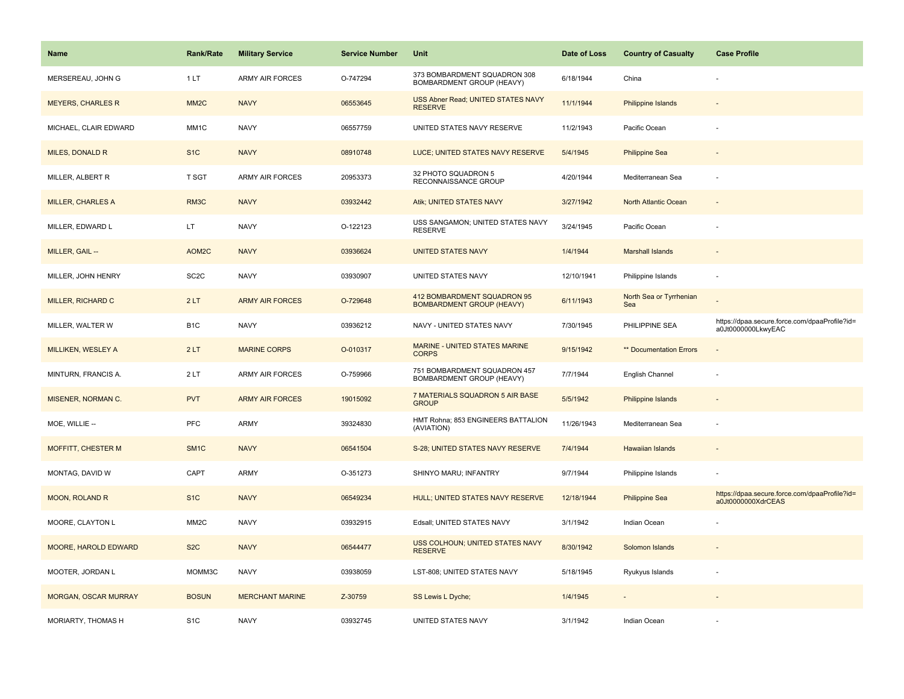| Name | Rank/Rate | Military Service | Service Number | Unit | Date of Loss | Country of Casualty | Case Profile |
| --- | --- | --- | --- | --- | --- | --- | --- |
| MERSEREAU, JOHN G | 1 LT | ARMY AIR FORCES | O-747294 | 373 BOMBARDMENT SQUADRON 308 BOMBARDMENT GROUP (HEAVY) | 6/18/1944 | China | - |
| MEYERS, CHARLES R | MM2C | NAVY | 06553645 | USS Abner Read; UNITED STATES NAVY RESERVE | 11/1/1944 | Philippine Islands | - |
| MICHAEL, CLAIR EDWARD | MM1C | NAVY | 06557759 | UNITED STATES NAVY RESERVE | 11/2/1943 | Pacific Ocean | - |
| MILES, DONALD R | S1C | NAVY | 08910748 | LUCE; UNITED STATES NAVY RESERVE | 5/4/1945 | Philippine Sea | - |
| MILLER, ALBERT R | T SGT | ARMY AIR FORCES | 20953373 | 32 PHOTO SQUADRON 5 RECONNAISSANCE GROUP | 4/20/1944 | Mediterranean Sea | - |
| MILLER, CHARLES A | RM3C | NAVY | 03932442 | Atik; UNITED STATES NAVY | 3/27/1942 | North Atlantic Ocean | - |
| MILLER, EDWARD L | LT | NAVY | O-122123 | USS SANGAMON; UNITED STATES NAVY RESERVE | 3/24/1945 | Pacific Ocean | - |
| MILLER, GAIL -- | AOM2C | NAVY | 03936624 | UNITED STATES NAVY | 1/4/1944 | Marshall Islands | - |
| MILLER, JOHN HENRY | SC2C | NAVY | 03930907 | UNITED STATES NAVY | 12/10/1941 | Philippine Islands | - |
| MILLER, RICHARD C | 2 LT | ARMY AIR FORCES | O-729648 | 412 BOMBARDMENT SQUADRON 95 BOMBARDMENT GROUP (HEAVY) | 6/11/1943 | North Sea or Tyrrhenian Sea | - |
| MILLER, WALTER W | B1C | NAVY | 03936212 | NAVY - UNITED STATES NAVY | 7/30/1945 | PHILIPPINE SEA | https://dpaa.secure.force.com/dpaaProfile?id=a0Jt0000000LkwyEAC |
| MILLIKEN, WESLEY A | 2 LT | MARINE CORPS | O-010317 | MARINE - UNITED STATES MARINE CORPS | 9/15/1942 | ** Documentation Errors | - |
| MINTURN, FRANCIS A. | 2 LT | ARMY AIR FORCES | O-759966 | 751 BOMBARDMENT SQUADRON 457 BOMBARDMENT GROUP (HEAVY) | 7/7/1944 | English Channel | - |
| MISENER, NORMAN C. | PVT | ARMY AIR FORCES | 19015092 | 7 MATERIALS SQUADRON 5 AIR BASE GROUP | 5/5/1942 | Philippine Islands | - |
| MOE, WILLIE -- | PFC | ARMY | 39324830 | HMT Rohna; 853 ENGINEERS BATTALION (AVIATION) | 11/26/1943 | Mediterranean Sea | - |
| MOFFITT, CHESTER M | SM1C | NAVY | 06541504 | S-28; UNITED STATES NAVY RESERVE | 7/4/1944 | Hawaiian Islands | - |
| MONTAG, DAVID W | CAPT | ARMY | O-351273 | SHINYO MARU; INFANTRY | 9/7/1944 | Philippine Islands | - |
| MOON, ROLAND R | S1C | NAVY | 06549234 | HULL; UNITED STATES NAVY RESERVE | 12/18/1944 | Philippine Sea | https://dpaa.secure.force.com/dpaaProfile?id=a0Jt0000000XdrCEAS |
| MOORE, CLAYTON L | MM2C | NAVY | 03932915 | Edsall; UNITED STATES NAVY | 3/1/1942 | Indian Ocean | - |
| MOORE, HAROLD EDWARD | S2C | NAVY | 06544477 | USS COLHOUN; UNITED STATES NAVY RESERVE | 8/30/1942 | Solomon Islands | - |
| MOOTER, JORDAN L | MOMM3C | NAVY | 03938059 | LST-808; UNITED STATES NAVY | 5/18/1945 | Ryukyus Islands | - |
| MORGAN, OSCAR MURRAY | BOSUN | MERCHANT MARINE | Z-30759 | SS Lewis L Dyche; | 1/4/1945 | - | - |
| MORIARTY, THOMAS H | S1C | NAVY | 03932745 | UNITED STATES NAVY | 3/1/1942 | Indian Ocean | - |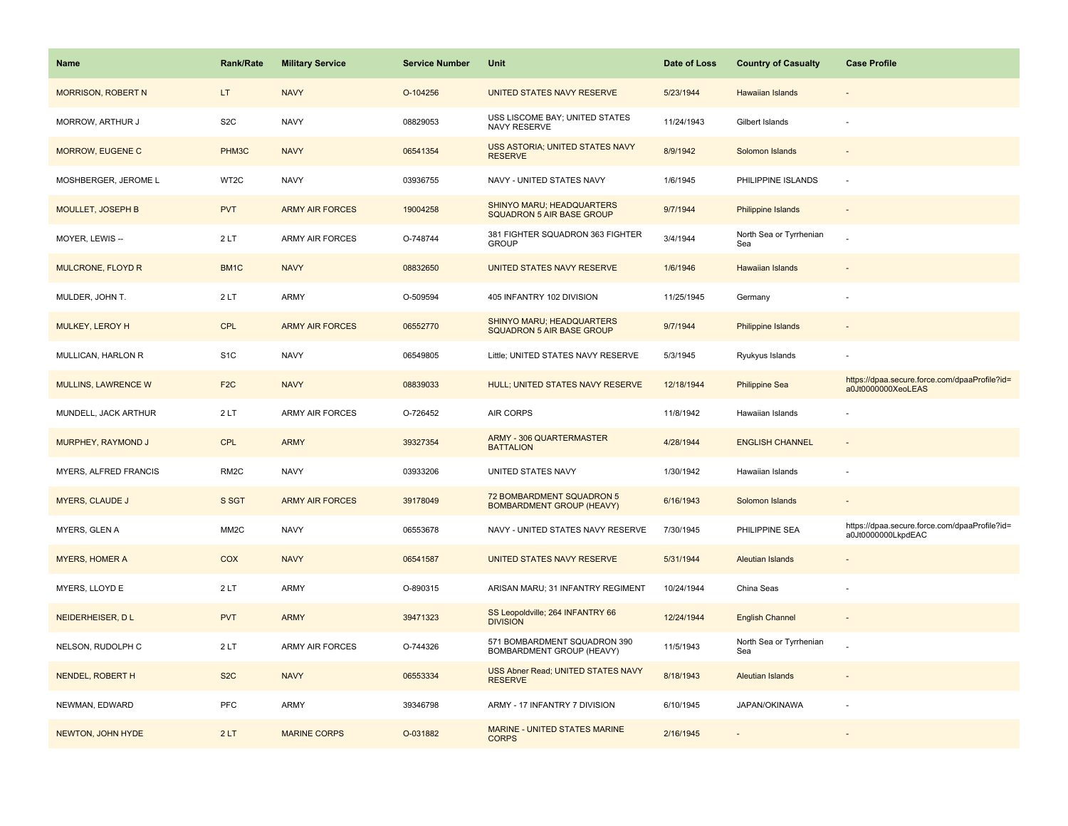| Name | Rank/Rate | Military Service | Service Number | Unit | Date of Loss | Country of Casualty | Case Profile |
|---|---|---|---|---|---|---|---|
| MORRISON, ROBERT N | LT | NAVY | O-104256 | UNITED STATES NAVY RESERVE | 5/23/1944 | Hawaiian Islands | - |
| MORROW, ARTHUR J | S2C | NAVY | 08829053 | USS LISCOME BAY; UNITED STATES NAVY RESERVE | 11/24/1943 | Gilbert Islands | - |
| MORROW, EUGENE C | PHM3C | NAVY | 06541354 | USS ASTORIA; UNITED STATES NAVY RESERVE | 8/9/1942 | Solomon Islands | - |
| MOSHBERGER, JEROME L | WT2C | NAVY | 03936755 | NAVY - UNITED STATES NAVY | 1/6/1945 | PHILIPPINE ISLANDS | - |
| MOULLET, JOSEPH B | PVT | ARMY AIR FORCES | 19004258 | SHINYO MARU; HEADQUARTERS SQUADRON 5 AIR BASE GROUP | 9/7/1944 | Philippine Islands | - |
| MOYER, LEWIS -- | 2 LT | ARMY AIR FORCES | O-748744 | 381 FIGHTER SQUADRON 363 FIGHTER GROUP | 3/4/1944 | North Sea or Tyrrhenian Sea | - |
| MULCRONE, FLOYD R | BM1C | NAVY | 08832650 | UNITED STATES NAVY RESERVE | 1/6/1946 | Hawaiian Islands | - |
| MULDER, JOHN T. | 2 LT | ARMY | O-509594 | 405 INFANTRY 102 DIVISION | 11/25/1945 | Germany | - |
| MULKEY, LEROY H | CPL | ARMY AIR FORCES | 06552770 | SHINYO MARU; HEADQUARTERS SQUADRON 5 AIR BASE GROUP | 9/7/1944 | Philippine Islands | - |
| MULLICAN, HARLON R | S1C | NAVY | 06549805 | Little; UNITED STATES NAVY RESERVE | 5/3/1945 | Ryukyus Islands | - |
| MULLINS, LAWRENCE W | F2C | NAVY | 08839033 | HULL; UNITED STATES NAVY RESERVE | 12/18/1944 | Philippine Sea | https://dpaa.secure.force.com/dpaaProfile?id=a0Jt0000000XeoLEAS |
| MUNDELL, JACK ARTHUR | 2 LT | ARMY AIR FORCES | O-726452 | AIR CORPS | 11/8/1942 | Hawaiian Islands | - |
| MURPHEY, RAYMOND J | CPL | ARMY | 39327354 | ARMY - 306 QUARTERMASTER BATTALION | 4/28/1944 | ENGLISH CHANNEL | - |
| MYERS, ALFRED FRANCIS | RM2C | NAVY | 03933206 | UNITED STATES NAVY | 1/30/1942 | Hawaiian Islands | - |
| MYERS, CLAUDE J | S SGT | ARMY AIR FORCES | 39178049 | 72 BOMBARDMENT SQUADRON 5 BOMBARDMENT GROUP (HEAVY) | 6/16/1943 | Solomon Islands | - |
| MYERS, GLEN A | MM2C | NAVY | 06553678 | NAVY - UNITED STATES NAVY RESERVE | 7/30/1945 | PHILIPPINE SEA | https://dpaa.secure.force.com/dpaaProfile?id=a0Jt0000000LkpdEAC |
| MYERS, HOMER A | COX | NAVY | 06541587 | UNITED STATES NAVY RESERVE | 5/31/1944 | Aleutian Islands | - |
| MYERS, LLOYD E | 2 LT | ARMY | O-890315 | ARISAN MARU; 31 INFANTRY REGIMENT | 10/24/1944 | China Seas | - |
| NEIDERHEISER, D L | PVT | ARMY | 39471323 | SS Leopoldville; 264 INFANTRY 66 DIVISION | 12/24/1944 | English Channel | - |
| NELSON, RUDOLPH C | 2 LT | ARMY AIR FORCES | O-744326 | 571 BOMBARDMENT SQUADRON 390 BOMBARDMENT GROUP (HEAVY) | 11/5/1943 | North Sea or Tyrrhenian Sea | - |
| NENDEL, ROBERT H | S2C | NAVY | 06553334 | USS Abner Read; UNITED STATES NAVY RESERVE | 8/18/1943 | Aleutian Islands | - |
| NEWMAN, EDWARD | PFC | ARMY | 39346798 | ARMY - 17 INFANTRY 7 DIVISION | 6/10/1945 | JAPAN/OKINAWA | - |
| NEWTON, JOHN HYDE | 2 LT | MARINE CORPS | O-031882 | MARINE - UNITED STATES MARINE CORPS | 2/16/1945 | - | - |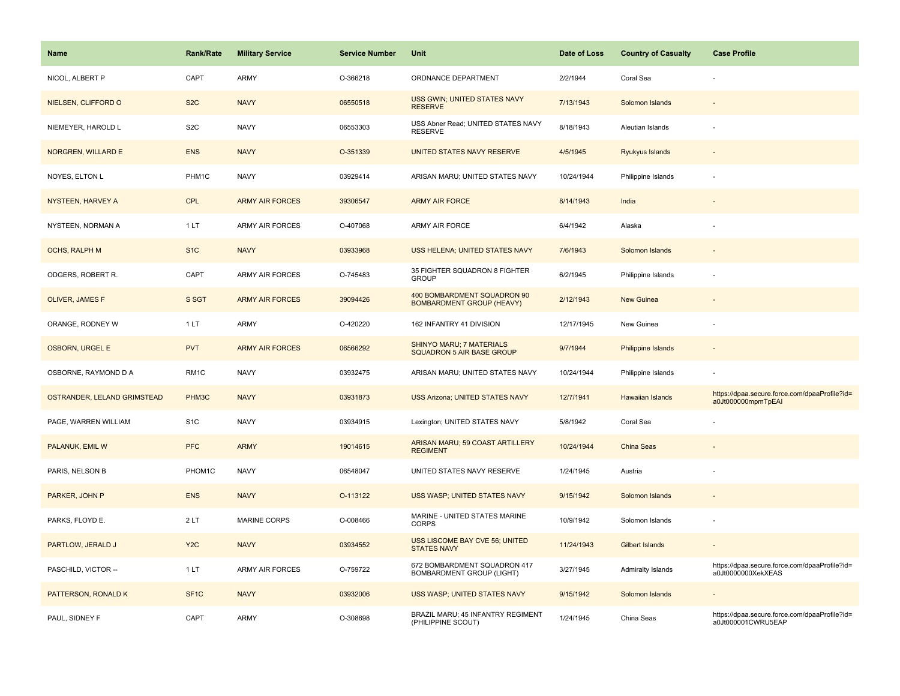| Name | Rank/Rate | Military Service | Service Number | Unit | Date of Loss | Country of Casualty | Case Profile |
|---|---|---|---|---|---|---|---|
| NICOL, ALBERT P | CAPT | ARMY | O-366218 | ORDNANCE DEPARTMENT | 2/2/1944 | Coral Sea | - |
| NIELSEN, CLIFFORD O | S2C | NAVY | 06550518 | USS GWIN; UNITED STATES NAVY RESERVE | 7/13/1943 | Solomon Islands | - |
| NIEMEYER, HAROLD L | S2C | NAVY | 06553303 | USS Abner Read; UNITED STATES NAVY RESERVE | 8/18/1943 | Aleutian Islands | - |
| NORGREN, WILLARD E | ENS | NAVY | O-351339 | UNITED STATES NAVY RESERVE | 4/5/1945 | Ryukyus Islands | - |
| NOYES, ELTON L | PHM1C | NAVY | 03929414 | ARISAN MARU; UNITED STATES NAVY | 10/24/1944 | Philippine Islands | - |
| NYSTEEN, HARVEY A | CPL | ARMY AIR FORCES | 39306547 | ARMY AIR FORCE | 8/14/1943 | India | - |
| NYSTEEN, NORMAN A | 1 LT | ARMY AIR FORCES | O-407068 | ARMY AIR FORCE | 6/4/1942 | Alaska | - |
| OCHS, RALPH M | S1C | NAVY | 03933968 | USS HELENA; UNITED STATES NAVY | 7/6/1943 | Solomon Islands | - |
| ODGERS, ROBERT R. | CAPT | ARMY AIR FORCES | O-745483 | 35 FIGHTER SQUADRON 8 FIGHTER GROUP | 6/2/1945 | Philippine Islands | - |
| OLIVER, JAMES F | S SGT | ARMY AIR FORCES | 39094426 | 400 BOMBARDMENT SQUADRON 90 BOMBARDMENT GROUP (HEAVY) | 2/12/1943 | New Guinea | - |
| ORANGE, RODNEY W | 1 LT | ARMY | O-420220 | 162 INFANTRY 41 DIVISION | 12/17/1945 | New Guinea | - |
| OSBORN, URGEL E | PVT | ARMY AIR FORCES | 06566292 | SHINYO MARU; 7 MATERIALS SQUADRON 5 AIR BASE GROUP | 9/7/1944 | Philippine Islands | - |
| OSBORNE, RAYMOND D A | RM1C | NAVY | 03932475 | ARISAN MARU; UNITED STATES NAVY | 10/24/1944 | Philippine Islands | - |
| OSTRANDER, LELAND GRIMSTEAD | PHM3C | NAVY | 03931873 | USS Arizona; UNITED STATES NAVY | 12/7/1941 | Hawaiian Islands | https://dpaa.secure.force.com/dpaaProfile?id=a0Jt000000mpmTpEAI |
| PAGE, WARREN WILLIAM | S1C | NAVY | 03934915 | Lexington; UNITED STATES NAVY | 5/8/1942 | Coral Sea | - |
| PALANUK, EMIL W | PFC | ARMY | 19014615 | ARISAN MARU; 59 COAST ARTILLERY REGIMENT | 10/24/1944 | China Seas | - |
| PARIS, NELSON B | PHOM1C | NAVY | 06548047 | UNITED STATES NAVY RESERVE | 1/24/1945 | Austria | - |
| PARKER, JOHN P | ENS | NAVY | O-113122 | USS WASP; UNITED STATES NAVY | 9/15/1942 | Solomon Islands | - |
| PARKS, FLOYD E. | 2 LT | MARINE CORPS | O-008466 | MARINE - UNITED STATES MARINE CORPS | 10/9/1942 | Solomon Islands | - |
| PARTLOW, JERALD J | Y2C | NAVY | 03934552 | USS LISCOME BAY CVE 56; UNITED STATES NAVY | 11/24/1943 | Gilbert Islands | - |
| PASCHILD, VICTOR -- | 1 LT | ARMY AIR FORCES | O-759722 | 672 BOMBARDMENT SQUADRON 417 BOMBARDMENT GROUP (LIGHT) | 3/27/1945 | Admiralty Islands | https://dpaa.secure.force.com/dpaaProfile?id=a0Jt0000000XekXEAS |
| PATTERSON, RONALD K | SF1C | NAVY | 03932006 | USS WASP; UNITED STATES NAVY | 9/15/1942 | Solomon Islands | - |
| PAUL, SIDNEY F | CAPT | ARMY | O-308698 | BRAZIL MARU; 45 INFANTRY REGIMENT (PHILIPPINE SCOUT) | 1/24/1945 | China Seas | https://dpaa.secure.force.com/dpaaProfile?id=a0Jt000001CWRU5EAP |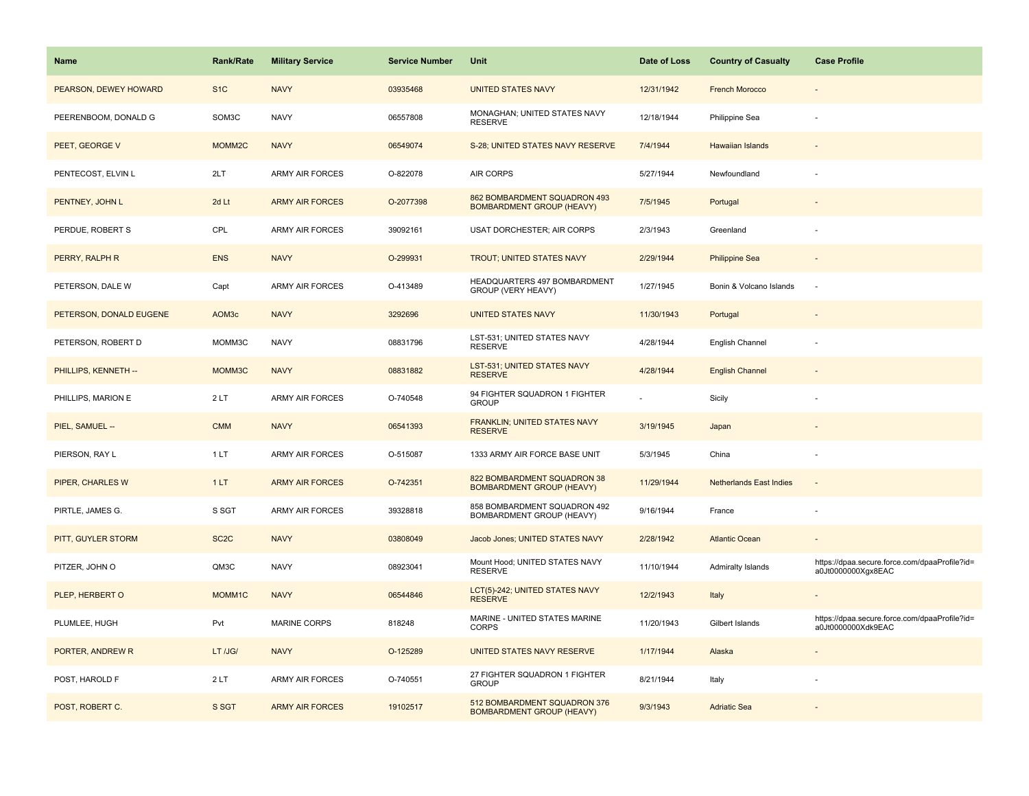| Name | Rank/Rate | Military Service | Service Number | Unit | Date of Loss | Country of Casualty | Case Profile |
|---|---|---|---|---|---|---|---|
| PEARSON, DEWEY HOWARD | S1C | NAVY | 03935468 | UNITED STATES NAVY | 12/31/1942 | French Morocco | - |
| PEERENBOOM, DONALD G | SOM3C | NAVY | 06557808 | MONAGHAN; UNITED STATES NAVY RESERVE | 12/18/1944 | Philippine Sea | - |
| PEET, GEORGE V | MOMM2C | NAVY | 06549074 | S-28; UNITED STATES NAVY RESERVE | 7/4/1944 | Hawaiian Islands | - |
| PENTECOST, ELVIN L | 2LT | ARMY AIR FORCES | O-822078 | AIR CORPS | 5/27/1944 | Newfoundland | - |
| PENTNEY, JOHN L | 2d Lt | ARMY AIR FORCES | O-2077398 | 862 BOMBARDMENT SQUADRON 493 BOMBARDMENT GROUP (HEAVY) | 7/5/1945 | Portugal | - |
| PERDUE, ROBERT S | CPL | ARMY AIR FORCES | 39092161 | USAT DORCHESTER; AIR CORPS | 2/3/1943 | Greenland | - |
| PERRY, RALPH R | ENS | NAVY | O-299931 | TROUT; UNITED STATES NAVY | 2/29/1944 | Philippine Sea | - |
| PETERSON, DALE W | Capt | ARMY AIR FORCES | O-413489 | HEADQUARTERS 497 BOMBARDMENT GROUP (VERY HEAVY) | 1/27/1945 | Bonin & Volcano Islands | - |
| PETERSON, DONALD EUGENE | AOM3c | NAVY | 3292696 | UNITED STATES NAVY | 11/30/1943 | Portugal | - |
| PETERSON, ROBERT D | MOMM3C | NAVY | 08831796 | LST-531; UNITED STATES NAVY RESERVE | 4/28/1944 | English Channel | - |
| PHILLIPS, KENNETH -- | MOMM3C | NAVY | 08831882 | LST-531; UNITED STATES NAVY RESERVE | 4/28/1944 | English Channel | - |
| PHILLIPS, MARION E | 2 LT | ARMY AIR FORCES | O-740548 | 94 FIGHTER SQUADRON 1 FIGHTER GROUP | - | Sicily | - |
| PIEL, SAMUEL -- | CMM | NAVY | 06541393 | FRANKLIN; UNITED STATES NAVY RESERVE | 3/19/1945 | Japan | - |
| PIERSON, RAY L | 1 LT | ARMY AIR FORCES | O-515087 | 1333 ARMY AIR FORCE BASE UNIT | 5/3/1945 | China | - |
| PIPER, CHARLES W | 1 LT | ARMY AIR FORCES | O-742351 | 822 BOMBARDMENT SQUADRON 38 BOMBARDMENT GROUP (HEAVY) | 11/29/1944 | Netherlands East Indies | - |
| PIRTLE, JAMES G. | S SGT | ARMY AIR FORCES | 39328818 | 858 BOMBARDMENT SQUADRON 492 BOMBARDMENT GROUP (HEAVY) | 9/16/1944 | France | - |
| PITT, GUYLER STORM | SC2C | NAVY | 03808049 | Jacob Jones; UNITED STATES NAVY | 2/28/1942 | Atlantic Ocean | - |
| PITZER, JOHN O | QM3C | NAVY | 08923041 | Mount Hood; UNITED STATES NAVY RESERVE | 11/10/1944 | Admiralty Islands | https://dpaa.secure.force.com/dpaaProfile?id=a0Jt0000000Xgx8EAC |
| PLEP, HERBERT O | MOMM1C | NAVY | 06544846 | LCT(5)-242; UNITED STATES NAVY RESERVE | 12/2/1943 | Italy | - |
| PLUMLEE, HUGH | Pvt | MARINE CORPS | 818248 | MARINE - UNITED STATES MARINE CORPS | 11/20/1943 | Gilbert Islands | https://dpaa.secure.force.com/dpaaProfile?id=a0Jt0000000Xdk9EAC |
| PORTER, ANDREW R | LT /JG/ | NAVY | O-125289 | UNITED STATES NAVY RESERVE | 1/17/1944 | Alaska | - |
| POST, HAROLD F | 2 LT | ARMY AIR FORCES | O-740551 | 27 FIGHTER SQUADRON 1 FIGHTER GROUP | 8/21/1944 | Italy | - |
| POST, ROBERT C. | S SGT | ARMY AIR FORCES | 19102517 | 512 BOMBARDMENT SQUADRON 376 BOMBARDMENT GROUP (HEAVY) | 9/3/1943 | Adriatic Sea | - |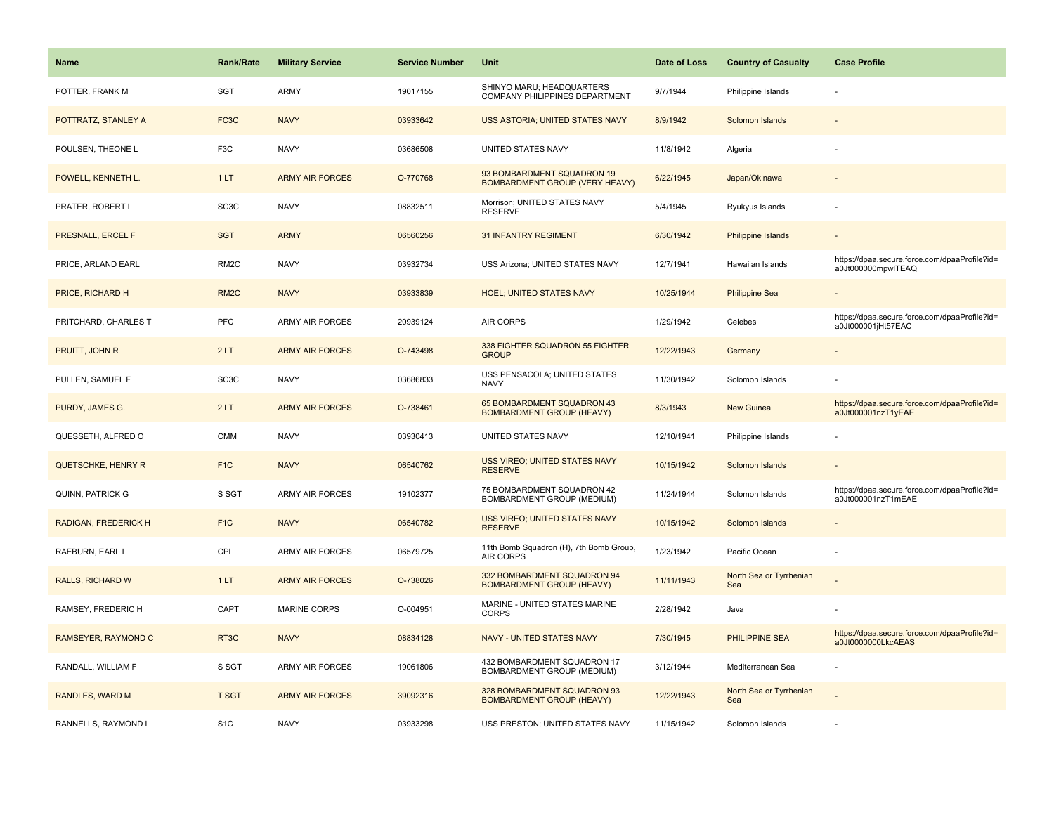| Name | Rank/Rate | Military Service | Service Number | Unit | Date of Loss | Country of Casualty | Case Profile |
|---|---|---|---|---|---|---|---|
| POTTER, FRANK M | SGT | ARMY | 19017155 | SHINYO MARU; HEADQUARTERS COMPANY PHILIPPINES DEPARTMENT | 9/7/1944 | Philippine Islands | - |
| POTTRATZ, STANLEY A | FC3C | NAVY | 03933642 | USS ASTORIA; UNITED STATES NAVY | 8/9/1942 | Solomon Islands | - |
| POULSEN, THEONE L | F3C | NAVY | 03686508 | UNITED STATES NAVY | 11/8/1942 | Algeria | - |
| POWELL, KENNETH L. | 1 LT | ARMY AIR FORCES | O-770768 | 93 BOMBARDMENT SQUADRON 19 BOMBARDMENT GROUP (VERY HEAVY) | 6/22/1945 | Japan/Okinawa | - |
| PRATER, ROBERT L | SC3C | NAVY | 08832511 | Morrison; UNITED STATES NAVY RESERVE | 5/4/1945 | Ryukyus Islands | - |
| PRESNALL, ERCEL F | SGT | ARMY | 06560256 | 31 INFANTRY REGIMENT | 6/30/1942 | Philippine Islands | - |
| PRICE, ARLAND EARL | RM2C | NAVY | 03932734 | USS Arizona; UNITED STATES NAVY | 12/7/1941 | Hawaiian Islands | https://dpaa.secure.force.com/dpaaProfile?id=a0Jt000000mpwlTEAQ |
| PRICE, RICHARD H | RM2C | NAVY | 03933839 | HOEL; UNITED STATES NAVY | 10/25/1944 | Philippine Sea | - |
| PRITCHARD, CHARLES T | PFC | ARMY AIR FORCES | 20939124 | AIR CORPS | 1/29/1942 | Celebes | https://dpaa.secure.force.com/dpaaProfile?id=a0Jt000001jHt57EAC |
| PRUITT, JOHN R | 2 LT | ARMY AIR FORCES | O-743498 | 338 FIGHTER SQUADRON 55 FIGHTER GROUP | 12/22/1943 | Germany | - |
| PULLEN, SAMUEL F | SC3C | NAVY | 03686833 | USS PENSACOLA; UNITED STATES NAVY | 11/30/1942 | Solomon Islands | - |
| PURDY, JAMES G. | 2 LT | ARMY AIR FORCES | O-738461 | 65 BOMBARDMENT SQUADRON 43 BOMBARDMENT GROUP (HEAVY) | 8/3/1943 | New Guinea | https://dpaa.secure.force.com/dpaaProfile?id=a0Jt000001nzT1yEAE |
| QUESSETH, ALFRED O | CMM | NAVY | 03930413 | UNITED STATES NAVY | 12/10/1941 | Philippine Islands | - |
| QUETSCHKE, HENRY R | F1C | NAVY | 06540762 | USS VIREO; UNITED STATES NAVY RESERVE | 10/15/1942 | Solomon Islands | - |
| QUINN, PATRICK G | S SGT | ARMY AIR FORCES | 19102377 | 75 BOMBARDMENT SQUADRON 42 BOMBARDMENT GROUP (MEDIUM) | 11/24/1944 | Solomon Islands | https://dpaa.secure.force.com/dpaaProfile?id=a0Jt000001nzT1mEAE |
| RADIGAN, FREDERICK H | F1C | NAVY | 06540782 | USS VIREO; UNITED STATES NAVY RESERVE | 10/15/1942 | Solomon Islands | - |
| RAEBURN, EARL L | CPL | ARMY AIR FORCES | 06579725 | 11th Bomb Squadron (H), 7th Bomb Group, AIR CORPS | 1/23/1942 | Pacific Ocean | - |
| RALLS, RICHARD W | 1 LT | ARMY AIR FORCES | O-738026 | 332 BOMBARDMENT SQUADRON 94 BOMBARDMENT GROUP (HEAVY) | 11/11/1943 | North Sea or Tyrrhenian Sea | - |
| RAMSEY, FREDERIC H | CAPT | MARINE CORPS | O-004951 | MARINE - UNITED STATES MARINE CORPS | 2/28/1942 | Java | - |
| RAMSEYER, RAYMOND C | RT3C | NAVY | 08834128 | NAVY - UNITED STATES NAVY | 7/30/1945 | PHILIPPINE SEA | https://dpaa.secure.force.com/dpaaProfile?id=a0Jt0000000LkcAEAS |
| RANDALL, WILLIAM F | S SGT | ARMY AIR FORCES | 19061806 | 432 BOMBARDMENT SQUADRON 17 BOMBARDMENT GROUP (MEDIUM) | 3/12/1944 | Mediterranean Sea | - |
| RANDLES, WARD M | T SGT | ARMY AIR FORCES | 39092316 | 328 BOMBARDMENT SQUADRON 93 BOMBARDMENT GROUP (HEAVY) | 12/22/1943 | North Sea or Tyrrhenian Sea | - |
| RANNELLS, RAYMOND L | S1C | NAVY | 03933298 | USS PRESTON; UNITED STATES NAVY | 11/15/1942 | Solomon Islands | - |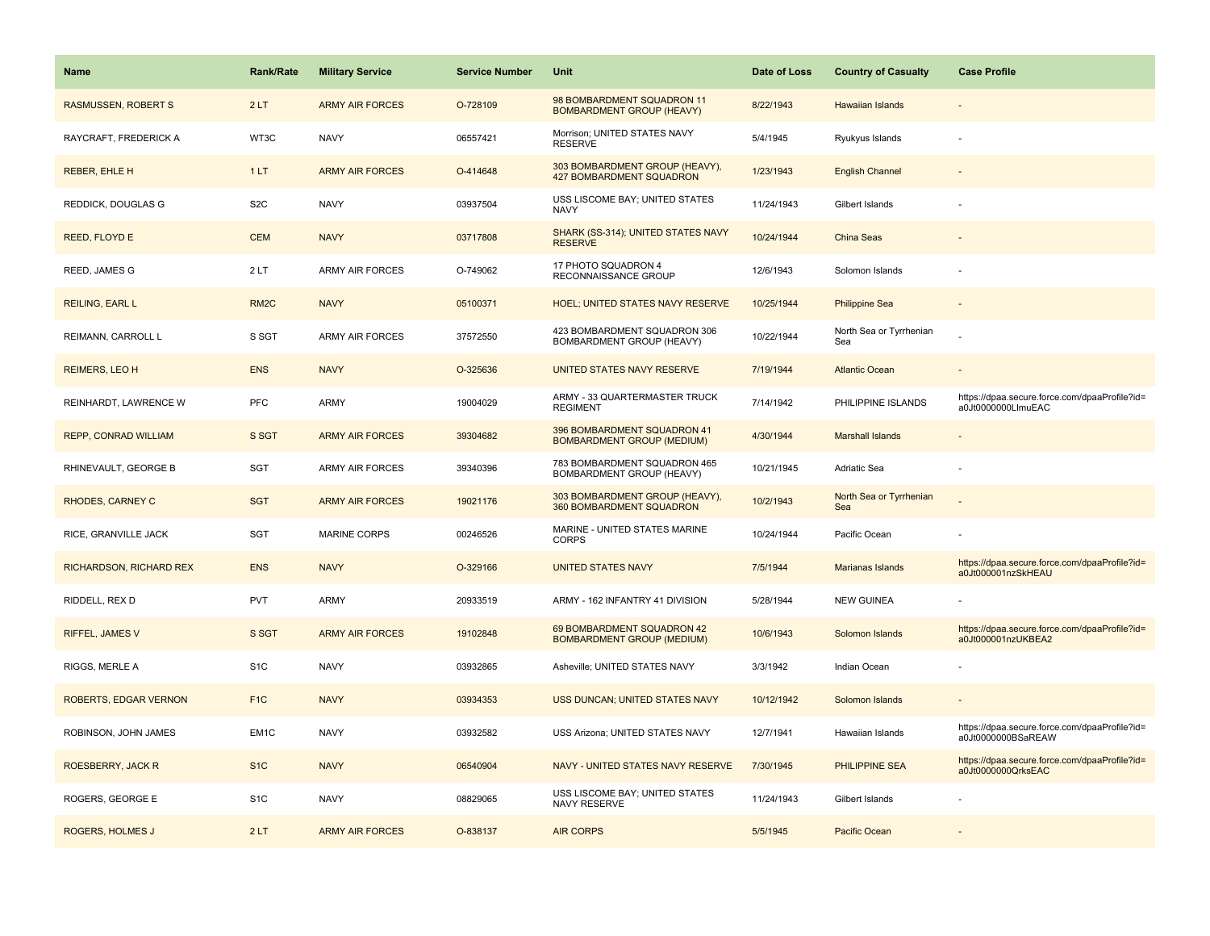| Name | Rank/Rate | Military Service | Service Number | Unit | Date of Loss | Country of Casualty | Case Profile |
|---|---|---|---|---|---|---|---|
| RASMUSSEN, ROBERT S | 2 LT | ARMY AIR FORCES | O-728109 | 98 BOMBARDMENT SQUADRON 11 BOMBARDMENT GROUP (HEAVY) | 8/22/1943 | Hawaiian Islands | - |
| RAYCRAFT, FREDERICK A | WT3C | NAVY | 06557421 | Morrison; UNITED STATES NAVY RESERVE | 5/4/1945 | Ryukyus Islands | - |
| REBER, EHLE H | 1 LT | ARMY AIR FORCES | O-414648 | 303 BOMBARDMENT GROUP (HEAVY), 427 BOMBARDMENT SQUADRON | 1/23/1943 | English Channel | - |
| REDDICK, DOUGLAS G | S2C | NAVY | 03937504 | USS LISCOME BAY; UNITED STATES NAVY | 11/24/1943 | Gilbert Islands | - |
| REED, FLOYD E | CEM | NAVY | 03717808 | SHARK (SS-314); UNITED STATES NAVY RESERVE | 10/24/1944 | China Seas | - |
| REED, JAMES G | 2 LT | ARMY AIR FORCES | O-749062 | 17 PHOTO SQUADRON 4 RECONNAISSANCE GROUP | 12/6/1943 | Solomon Islands | - |
| REILING, EARL L | RM2C | NAVY | 05100371 | HOEL; UNITED STATES NAVY RESERVE | 10/25/1944 | Philippine Sea | - |
| REIMANN, CARROLL L | S SGT | ARMY AIR FORCES | 37572550 | 423 BOMBARDMENT SQUADRON 306 BOMBARDMENT GROUP (HEAVY) | 10/22/1944 | North Sea or Tyrrhenian Sea | - |
| REIMERS, LEO H | ENS | NAVY | O-325636 | UNITED STATES NAVY RESERVE | 7/19/1944 | Atlantic Ocean | - |
| REINHARDT, LAWRENCE W | PFC | ARMY | 19004029 | ARMY - 33 QUARTERMASTER TRUCK REGIMENT | 7/14/1942 | PHILIPPINE ISLANDS | https://dpaa.secure.force.com/dpaaProfile?id=a0Jt0000000LlmuEAC |
| REPP, CONRAD WILLIAM | S SGT | ARMY AIR FORCES | 39304682 | 396 BOMBARDMENT SQUADRON 41 BOMBARDMENT GROUP (MEDIUM) | 4/30/1944 | Marshall Islands | - |
| RHINEVAULT, GEORGE B | SGT | ARMY AIR FORCES | 39340396 | 783 BOMBARDMENT SQUADRON 465 BOMBARDMENT GROUP (HEAVY) | 10/21/1945 | Adriatic Sea | - |
| RHODES, CARNEY C | SGT | ARMY AIR FORCES | 19021176 | 303 BOMBARDMENT GROUP (HEAVY), 360 BOMBARDMENT SQUADRON | 10/2/1943 | North Sea or Tyrrhenian Sea | - |
| RICE, GRANVILLE JACK | SGT | MARINE CORPS | 00246526 | MARINE - UNITED STATES MARINE CORPS | 10/24/1944 | Pacific Ocean | - |
| RICHARDSON, RICHARD REX | ENS | NAVY | O-329166 | UNITED STATES NAVY | 7/5/1944 | Marianas Islands | https://dpaa.secure.force.com/dpaaProfile?id=a0Jt000001nzSkHEAU |
| RIDDELL, REX D | PVT | ARMY | 20933519 | ARMY - 162 INFANTRY 41 DIVISION | 5/28/1944 | NEW GUINEA | - |
| RIFFEL, JAMES V | S SGT | ARMY AIR FORCES | 19102848 | 69 BOMBARDMENT SQUADRON 42 BOMBARDMENT GROUP (MEDIUM) | 10/6/1943 | Solomon Islands | https://dpaa.secure.force.com/dpaaProfile?id=a0Jt000001nzUKBEA2 |
| RIGGS, MERLE A | S1C | NAVY | 03932865 | Asheville; UNITED STATES NAVY | 3/3/1942 | Indian Ocean | - |
| ROBERTS, EDGAR VERNON | F1C | NAVY | 03934353 | USS DUNCAN; UNITED STATES NAVY | 10/12/1942 | Solomon Islands | - |
| ROBINSON, JOHN JAMES | EM1C | NAVY | 03932582 | USS Arizona; UNITED STATES NAVY | 12/7/1941 | Hawaiian Islands | https://dpaa.secure.force.com/dpaaProfile?id=a0Jt0000000BSaREAW |
| ROESBERRY, JACK R | S1C | NAVY | 06540904 | NAVY - UNITED STATES NAVY RESERVE | 7/30/1945 | PHILIPPINE SEA | https://dpaa.secure.force.com/dpaaProfile?id=a0Jt0000000QrksEAC |
| ROGERS, GEORGE E | S1C | NAVY | 08829065 | USS LISCOME BAY; UNITED STATES NAVY RESERVE | 11/24/1943 | Gilbert Islands | - |
| ROGERS, HOLMES J | 2 LT | ARMY AIR FORCES | O-838137 | AIR CORPS | 5/5/1945 | Pacific Ocean | - |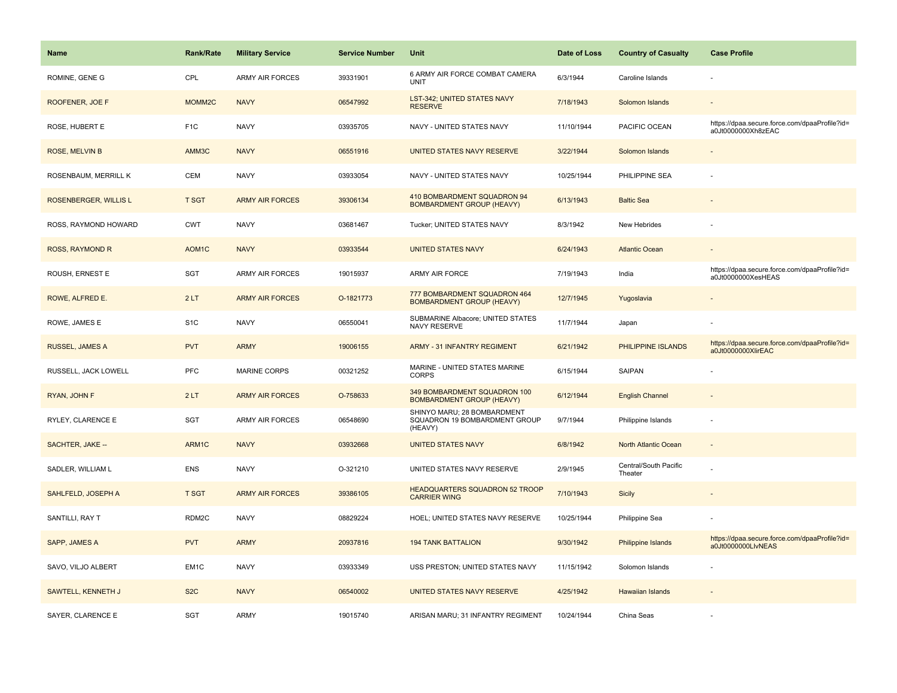| Name | Rank/Rate | Military Service | Service Number | Unit | Date of Loss | Country of Casualty | Case Profile |
|---|---|---|---|---|---|---|---|
| ROMINE, GENE G | CPL | ARMY AIR FORCES | 39331901 | 6 ARMY AIR FORCE COMBAT CAMERA UNIT | 6/3/1944 | Caroline Islands | - |
| ROOFENER, JOE F | MOMM2C | NAVY | 06547992 | LST-342; UNITED STATES NAVY RESERVE | 7/18/1943 | Solomon Islands | - |
| ROSE, HUBERT E | F1C | NAVY | 03935705 | NAVY - UNITED STATES NAVY | 11/10/1944 | PACIFIC OCEAN | https://dpaa.secure.force.com/dpaaProfile?id=a0Jt0000000Xh8zEAC |
| ROSE, MELVIN B | AMM3C | NAVY | 06551916 | UNITED STATES NAVY RESERVE | 3/22/1944 | Solomon Islands | - |
| ROSENBAUM, MERRILL K | CEM | NAVY | 03933054 | NAVY - UNITED STATES NAVY | 10/25/1944 | PHILIPPINE SEA | - |
| ROSENBERGER, WILLIS L | T SGT | ARMY AIR FORCES | 39306134 | 410 BOMBARDMENT SQUADRON 94 BOMBARDMENT GROUP (HEAVY) | 6/13/1943 | Baltic Sea | - |
| ROSS, RAYMOND HOWARD | CWT | NAVY | 03681467 | Tucker; UNITED STATES NAVY | 8/3/1942 | New Hebrides | - |
| ROSS, RAYMOND R | AOM1C | NAVY | 03933544 | UNITED STATES NAVY | 6/24/1943 | Atlantic Ocean | - |
| ROUSH, ERNEST E | SGT | ARMY AIR FORCES | 19015937 | ARMY AIR FORCE | 7/19/1943 | India | https://dpaa.secure.force.com/dpaaProfile?id=a0Jt0000000XesHEAS |
| ROWE, ALFRED E. | 2 LT | ARMY AIR FORCES | O-1821773 | 777 BOMBARDMENT SQUADRON 464 BOMBARDMENT GROUP (HEAVY) | 12/7/1945 | Yugoslavia | - |
| ROWE, JAMES E | S1C | NAVY | 06550041 | SUBMARINE Albacore; UNITED STATES NAVY RESERVE | 11/7/1944 | Japan | - |
| RUSSEL, JAMES A | PVT | ARMY | 19006155 | ARMY - 31 INFANTRY REGIMENT | 6/21/1942 | PHILIPPINE ISLANDS | https://dpaa.secure.force.com/dpaaProfile?id=a0Jt0000000XlirEAC |
| RUSSELL, JACK LOWELL | PFC | MARINE CORPS | 00321252 | MARINE - UNITED STATES MARINE CORPS | 6/15/1944 | SAIPAN | - |
| RYAN, JOHN F | 2 LT | ARMY AIR FORCES | O-758633 | 349 BOMBARDMENT SQUADRON 100 BOMBARDMENT GROUP (HEAVY) | 6/12/1944 | English Channel | - |
| RYLEY, CLARENCE E | SGT | ARMY AIR FORCES | 06548690 | SHINYO MARU; 28 BOMBARDMENT SQUADRON 19 BOMBARDMENT GROUP (HEAVY) | 9/7/1944 | Philippine Islands | - |
| SACHTER, JAKE -- | ARM1C | NAVY | 03932668 | UNITED STATES NAVY | 6/8/1942 | North Atlantic Ocean | - |
| SADLER, WILLIAM L | ENS | NAVY | O-321210 | UNITED STATES NAVY RESERVE | 2/9/1945 | Central/South Pacific Theater | - |
| SAHLFELD, JOSEPH A | T SGT | ARMY AIR FORCES | 39386105 | HEADQUARTERS SQUADRON 52 TROOP CARRIER WING | 7/10/1943 | Sicily | - |
| SANTILLI, RAY T | RDM2C | NAVY | 08829224 | HOEL; UNITED STATES NAVY RESERVE | 10/25/1944 | Philippine Sea | - |
| SAPP, JAMES A | PVT | ARMY | 20937816 | 194 TANK BATTALION | 9/30/1942 | Philippine Islands | https://dpaa.secure.force.com/dpaaProfile?id=a0Jt0000000LlvNEAS |
| SAVO, VILJO ALBERT | EM1C | NAVY | 03933349 | USS PRESTON; UNITED STATES NAVY | 11/15/1942 | Solomon Islands | - |
| SAWTELL, KENNETH J | S2C | NAVY | 06540002 | UNITED STATES NAVY RESERVE | 4/25/1942 | Hawaiian Islands | - |
| SAYER, CLARENCE E | SGT | ARMY | 19015740 | ARISAN MARU; 31 INFANTRY REGIMENT | 10/24/1944 | China Seas | - |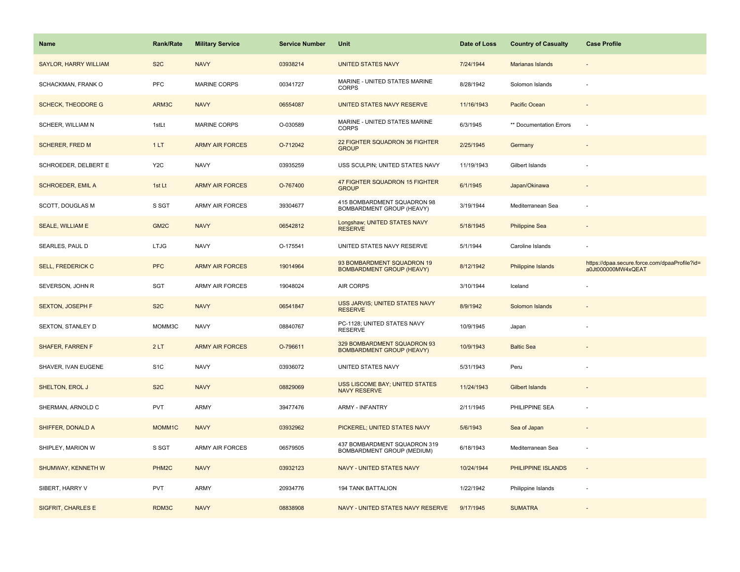| Name | Rank/Rate | Military Service | Service Number | Unit | Date of Loss | Country of Casualty | Case Profile |
|---|---|---|---|---|---|---|---|
| SAYLOR, HARRY WILLIAM | S2C | NAVY | 03938214 | UNITED STATES NAVY | 7/24/1944 | Marianas Islands | - |
| SCHACKMAN, FRANK O | PFC | MARINE CORPS | 00341727 | MARINE - UNITED STATES MARINE CORPS | 8/28/1942 | Solomon Islands | - |
| SCHECK, THEODORE G | ARM3C | NAVY | 06554087 | UNITED STATES NAVY RESERVE | 11/16/1943 | Pacific Ocean | - |
| SCHEER, WILLIAM N | 1stLt | MARINE CORPS | O-030589 | MARINE - UNITED STATES MARINE CORPS | 6/3/1945 | ** Documentation Errors | - |
| SCHERER, FRED M | 1 LT | ARMY AIR FORCES | O-712042 | 22 FIGHTER SQUADRON 36 FIGHTER GROUP | 2/25/1945 | Germany | - |
| SCHROEDER, DELBERT E | Y2C | NAVY | 03935259 | USS SCULPIN; UNITED STATES NAVY | 11/19/1943 | Gilbert Islands | - |
| SCHROEDER, EMIL A | 1st Lt | ARMY AIR FORCES | O-767400 | 47 FIGHTER SQUADRON 15 FIGHTER GROUP | 6/1/1945 | Japan/Okinawa | - |
| SCOTT, DOUGLAS M | S SGT | ARMY AIR FORCES | 39304677 | 415 BOMBARDMENT SQUADRON 98 BOMBARDMENT GROUP (HEAVY) | 3/19/1944 | Mediterranean Sea | - |
| SEALE, WILLIAM E | GM2C | NAVY | 06542812 | Longshaw; UNITED STATES NAVY RESERVE | 5/18/1945 | Philippine Sea | - |
| SEARLES, PAUL D | LTJG | NAVY | O-175541 | UNITED STATES NAVY RESERVE | 5/1/1944 | Caroline Islands | - |
| SELL, FREDERICK C | PFC | ARMY AIR FORCES | 19014964 | 93 BOMBARDMENT SQUADRON 19 BOMBARDMENT GROUP (HEAVY) | 8/12/1942 | Philippine Islands | https://dpaa.secure.force.com/dpaaProfile?id=a0Jt000000MW4xQEAT |
| SEVERSON, JOHN R | SGT | ARMY AIR FORCES | 19048024 | AIR CORPS | 3/10/1944 | Iceland | - |
| SEXTON, JOSEPH F | S2C | NAVY | 06541847 | USS JARVIS; UNITED STATES NAVY RESERVE | 8/9/1942 | Solomon Islands | - |
| SEXTON, STANLEY D | MOMM3C | NAVY | 08840767 | PC-1128; UNITED STATES NAVY RESERVE | 10/9/1945 | Japan | - |
| SHAFER, FARREN F | 2 LT | ARMY AIR FORCES | O-796611 | 329 BOMBARDMENT SQUADRON 93 BOMBARDMENT GROUP (HEAVY) | 10/9/1943 | Baltic Sea | - |
| SHAVER, IVAN EUGENE | S1C | NAVY | 03936072 | UNITED STATES NAVY | 5/31/1943 | Peru | - |
| SHELTON, EROL J | S2C | NAVY | 08829069 | USS LISCOME BAY; UNITED STATES NAVY RESERVE | 11/24/1943 | Gilbert Islands | - |
| SHERMAN, ARNOLD C | PVT | ARMY | 39477476 | ARMY - INFANTRY | 2/11/1945 | PHILIPPINE SEA | - |
| SHIFFER, DONALD A | MOMM1C | NAVY | 03932962 | PICKEREL; UNITED STATES NAVY | 5/6/1943 | Sea of Japan | - |
| SHIPLEY, MARION W | S SGT | ARMY AIR FORCES | 06579505 | 437 BOMBARDMENT SQUADRON 319 BOMBARDMENT GROUP (MEDIUM) | 6/18/1943 | Mediterranean Sea | - |
| SHUMWAY, KENNETH W | PHM2C | NAVY | 03932123 | NAVY - UNITED STATES NAVY | 10/24/1944 | PHILIPPINE ISLANDS | - |
| SIBERT, HARRY V | PVT | ARMY | 20934776 | 194 TANK BATTALION | 1/22/1942 | Philippine Islands | - |
| SIGFRIT, CHARLES E | RDM3C | NAVY | 08838908 | NAVY - UNITED STATES NAVY RESERVE | 9/17/1945 | SUMATRA | - |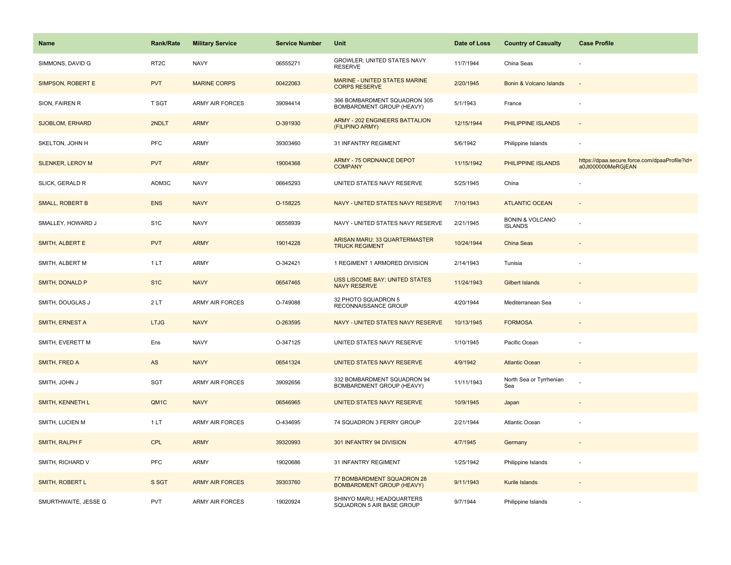| Name | Rank/Rate | Military Service | Service Number | Unit | Date of Loss | Country of Casualty | Case Profile |
| --- | --- | --- | --- | --- | --- | --- | --- |
| SIMMONS, DAVID G | RT2C | NAVY | 06555271 | GROWLER; UNITED STATES NAVY RESERVE | 11/7/1944 | China Seas | - |
| SIMPSON, ROBERT E | PVT | MARINE CORPS | 00422063 | MARINE - UNITED STATES MARINE CORPS RESERVE | 2/20/1945 | Bonin & Volcano Islands | - |
| SION, FAIREN R | T SGT | ARMY AIR FORCES | 39094414 | 366 BOMBARDMENT SQUADRON 305 BOMBARDMENT GROUP (HEAVY) | 5/1/1943 | France | - |
| SJOBLOM, ERHARD | 2NDLT | ARMY | O-391930 | ARMY - 202 ENGINEERS BATTALION (FILIPINO ARMY) | 12/15/1944 | PHILIPPINE ISLANDS | - |
| SKELTON, JOHN H | PFC | ARMY | 39303460 | 31 INFANTRY REGIMENT | 5/6/1942 | Philippine Islands | - |
| SLENKER, LEROY M | PVT | ARMY | 19004368 | ARMY - 75 ORDNANCE DEPOT COMPANY | 11/15/1942 | PHILIPPINE ISLANDS | https://dpaa.secure.force.com/dpaaProfile?id=a0Jt000000MeRGjEAN |
| SLICK, GERALD R | AOM3C | NAVY | 06645293 | UNITED STATES NAVY RESERVE | 5/25/1945 | China | - |
| SMALL, ROBERT B | ENS | NAVY | O-158225 | NAVY - UNITED STATES NAVY RESERVE | 7/10/1943 | ATLANTIC OCEAN | - |
| SMALLEY, HOWARD J | S1C | NAVY | 06558939 | NAVY - UNITED STATES NAVY RESERVE | 2/21/1945 | BONIN & VOLCANO ISLANDS | - |
| SMITH, ALBERT E | PVT | ARMY | 19014228 | ARISAN MARU; 33 QUARTERMASTER TRUCK REGIMENT | 10/24/1944 | China Seas | - |
| SMITH, ALBERT M | 1 LT | ARMY | O-342421 | 1 REGIMENT 1 ARMORED DIVISION | 2/14/1943 | Tunisia | - |
| SMITH, DONALD P | S1C | NAVY | 06547465 | USS LISCOME BAY; UNITED STATES NAVY RESERVE | 11/24/1943 | Gilbert Islands | - |
| SMITH, DOUGLAS J | 2 LT | ARMY AIR FORCES | O-749088 | 32 PHOTO SQUADRON 5 RECONNAISSANCE GROUP | 4/20/1944 | Mediterranean Sea | - |
| SMITH, ERNEST A | LTJG | NAVY | O-263595 | NAVY - UNITED STATES NAVY RESERVE | 10/13/1945 | FORMOSA | - |
| SMITH, EVERETT M | Ens | NAVY | O-347125 | UNITED STATES NAVY RESERVE | 1/10/1945 | Pacific Ocean | - |
| SMITH, FRED A | AS | NAVY | 06541324 | UNITED STATES NAVY RESERVE | 4/9/1942 | Atlantic Ocean | - |
| SMITH, JOHN J | SGT | ARMY AIR FORCES | 39092656 | 332 BOMBARDMENT SQUADRON 94 BOMBARDMENT GROUP (HEAVY) | 11/11/1943 | North Sea or Tyrrhenian Sea | - |
| SMITH, KENNETH L | QM1C | NAVY | 06546965 | UNITED STATES NAVY RESERVE | 10/9/1945 | Japan | - |
| SMITH, LUCIEN M | 1 LT | ARMY AIR FORCES | O-434695 | 74 SQUADRON 3 FERRY GROUP | 2/21/1944 | Atlantic Ocean | - |
| SMITH, RALPH F | CPL | ARMY | 39320993 | 301 INFANTRY 94 DIVISION | 4/7/1945 | Germany | - |
| SMITH, RICHARD V | PFC | ARMY | 19020686 | 31 INFANTRY REGIMENT | 1/25/1942 | Philippine Islands | - |
| SMITH, ROBERT L | S SGT | ARMY AIR FORCES | 39303760 | 77 BOMBARDMENT SQUADRON 28 BOMBARDMENT GROUP (HEAVY) | 9/11/1943 | Kurile Islands | - |
| SMURTHWAITE, JESSE G | PVT | ARMY AIR FORCES | 19020924 | SHINYO MARU; HEADQUARTERS SQUADRON 5 AIR BASE GROUP | 9/7/1944 | Philippine Islands | - |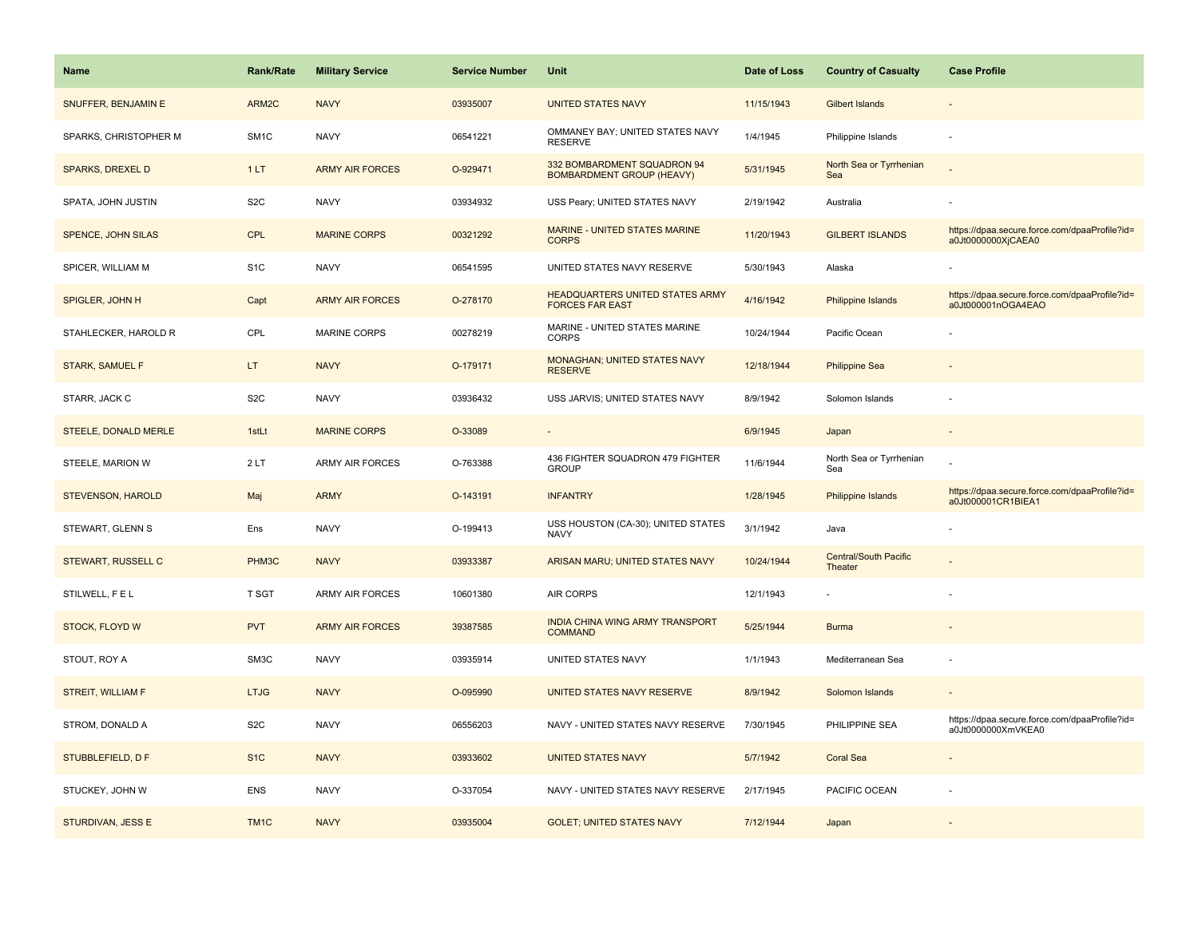| Name | Rank/Rate | Military Service | Service Number | Unit | Date of Loss | Country of Casualty | Case Profile |
| --- | --- | --- | --- | --- | --- | --- | --- |
| SNUFFER, BENJAMIN E | ARM2C | NAVY | 03935007 | UNITED STATES NAVY | 11/15/1943 | Gilbert Islands | - |
| SPARKS, CHRISTOPHER M | SM1C | NAVY | 06541221 | OMMANEY BAY; UNITED STATES NAVY RESERVE | 1/4/1945 | Philippine Islands | - |
| SPARKS, DREXEL D | 1 LT | ARMY AIR FORCES | O-929471 | 332 BOMBARDMENT SQUADRON 94 BOMBARDMENT GROUP (HEAVY) | 5/31/1945 | North Sea or Tyrrhenian Sea | - |
| SPATA, JOHN JUSTIN | S2C | NAVY | 03934932 | USS Peary; UNITED STATES NAVY | 2/19/1942 | Australia | - |
| SPENCE, JOHN SILAS | CPL | MARINE CORPS | 00321292 | MARINE - UNITED STATES MARINE CORPS | 11/20/1943 | GILBERT ISLANDS | https://dpaa.secure.force.com/dpaaProfile?id=a0Jt0000000XjCAEA0 |
| SPICER, WILLIAM M | S1C | NAVY | 06541595 | UNITED STATES NAVY RESERVE | 5/30/1943 | Alaska | - |
| SPIGLER, JOHN H | Capt | ARMY AIR FORCES | O-278170 | HEADQUARTERS UNITED STATES ARMY FORCES FAR EAST | 4/16/1942 | Philippine Islands | https://dpaa.secure.force.com/dpaaProfile?id=a0Jt000001nOGA4EAO |
| STAHLECKER, HAROLD R | CPL | MARINE CORPS | 00278219 | MARINE - UNITED STATES MARINE CORPS | 10/24/1944 | Pacific Ocean | - |
| STARK, SAMUEL F | LT | NAVY | O-179171 | MONAGHAN; UNITED STATES NAVY RESERVE | 12/18/1944 | Philippine Sea | - |
| STARR, JACK C | S2C | NAVY | 03936432 | USS JARVIS; UNITED STATES NAVY | 8/9/1942 | Solomon Islands | - |
| STEELE, DONALD MERLE | 1stLt | MARINE CORPS | O-33089 | - | 6/9/1945 | Japan | - |
| STEELE, MARION W | 2 LT | ARMY AIR FORCES | O-763388 | 436 FIGHTER SQUADRON 479 FIGHTER GROUP | 11/6/1944 | North Sea or Tyrrhenian Sea | - |
| STEVENSON, HAROLD | Maj | ARMY | O-143191 | INFANTRY | 1/28/1945 | Philippine Islands | https://dpaa.secure.force.com/dpaaProfile?id=a0Jt000001CR1BIEA1 |
| STEWART, GLENN S | Ens | NAVY | O-199413 | USS HOUSTON (CA-30); UNITED STATES NAVY | 3/1/1942 | Java | - |
| STEWART, RUSSELL C | PHM3C | NAVY | 03933387 | ARISAN MARU; UNITED STATES NAVY | 10/24/1944 | Central/South Pacific Theater | - |
| STILWELL, F E L | T SGT | ARMY AIR FORCES | 10601380 | AIR CORPS | 12/1/1943 | - | - |
| STOCK, FLOYD W | PVT | ARMY AIR FORCES | 39387585 | INDIA CHINA WING ARMY TRANSPORT COMMAND | 5/25/1944 | Burma | - |
| STOUT, ROY A | SM3C | NAVY | 03935914 | UNITED STATES NAVY | 1/1/1943 | Mediterranean Sea | - |
| STREIT, WILLIAM F | LTJG | NAVY | O-095990 | UNITED STATES NAVY RESERVE | 8/9/1942 | Solomon Islands | - |
| STROM, DONALD A | S2C | NAVY | 06556203 | NAVY - UNITED STATES NAVY RESERVE | 7/30/1945 | PHILIPPINE SEA | https://dpaa.secure.force.com/dpaaProfile?id=a0Jt0000000XmVKEA0 |
| STUBBLEFIELD, D F | S1C | NAVY | 03933602 | UNITED STATES NAVY | 5/7/1942 | Coral Sea | - |
| STUCKEY, JOHN W | ENS | NAVY | O-337054 | NAVY - UNITED STATES NAVY RESERVE | 2/17/1945 | PACIFIC OCEAN | - |
| STURDIVAN, JESS E | TM1C | NAVY | 03935004 | GOLET; UNITED STATES NAVY | 7/12/1944 | Japan | - |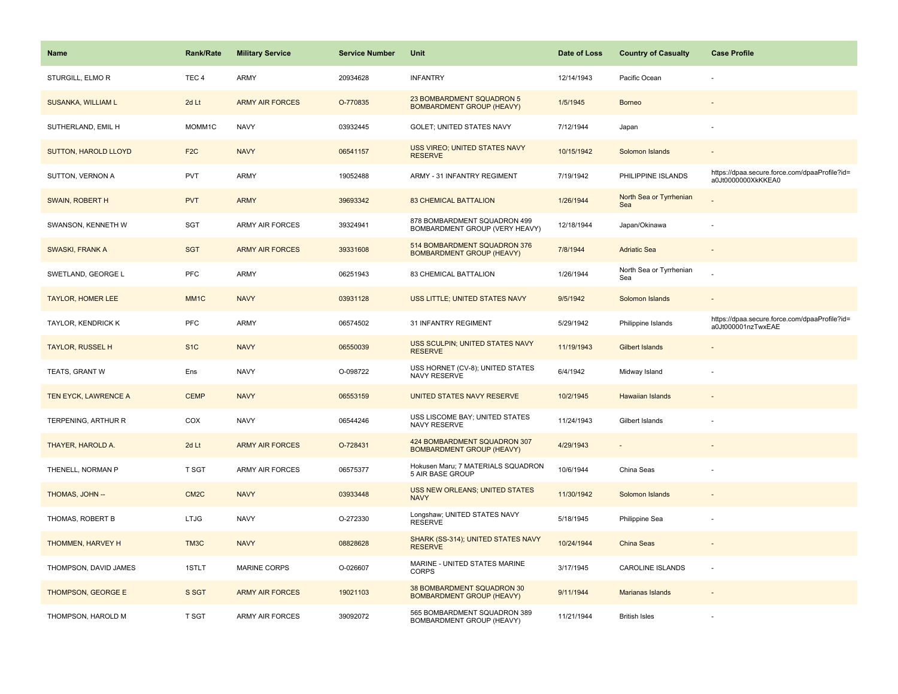| Name | Rank/Rate | Military Service | Service Number | Unit | Date of Loss | Country of Casualty | Case Profile |
|---|---|---|---|---|---|---|---|
| STURGILL, ELMO R | TEC 4 | ARMY | 20934628 | INFANTRY | 12/14/1943 | Pacific Ocean | - |
| SUSANKA, WILLIAM L | 2d Lt | ARMY AIR FORCES | O-770835 | 23 BOMBARDMENT SQUADRON 5 BOMBARDMENT GROUP (HEAVY) | 1/5/1945 | Borneo | - |
| SUTHERLAND, EMIL H | MOMM1C | NAVY | 03932445 | GOLET; UNITED STATES NAVY | 7/12/1944 | Japan | - |
| SUTTON, HAROLD LLOYD | F2C | NAVY | 06541157 | USS VIREO; UNITED STATES NAVY RESERVE | 10/15/1942 | Solomon Islands | - |
| SUTTON, VERNON A | PVT | ARMY | 19052488 | ARMY - 31 INFANTRY REGIMENT | 7/19/1942 | PHILIPPINE ISLANDS | https://dpaa.secure.force.com/dpaaProfile?id=a0Jt0000000XkKKEA0 |
| SWAIN, ROBERT H | PVT | ARMY | 39693342 | 83 CHEMICAL BATTALION | 1/26/1944 | North Sea or Tyrrhenian Sea | - |
| SWANSON, KENNETH W | SGT | ARMY AIR FORCES | 39324941 | 878 BOMBARDMENT SQUADRON 499 BOMBARDMENT GROUP (VERY HEAVY) | 12/18/1944 | Japan/Okinawa | - |
| SWASKI, FRANK A | SGT | ARMY AIR FORCES | 39331608 | 514 BOMBARDMENT SQUADRON 376 BOMBARDMENT GROUP (HEAVY) | 7/8/1944 | Adriatic Sea | - |
| SWETLAND, GEORGE L | PFC | ARMY | 06251943 | 83 CHEMICAL BATTALION | 1/26/1944 | North Sea or Tyrrhenian Sea | - |
| TAYLOR, HOMER LEE | MM1C | NAVY | 03931128 | USS LITTLE; UNITED STATES NAVY | 9/5/1942 | Solomon Islands | - |
| TAYLOR, KENDRICK K | PFC | ARMY | 06574502 | 31 INFANTRY REGIMENT | 5/29/1942 | Philippine Islands | https://dpaa.secure.force.com/dpaaProfile?id=a0Jt000001nzTwxEAE |
| TAYLOR, RUSSEL H | S1C | NAVY | 06550039 | USS SCULPIN; UNITED STATES NAVY RESERVE | 11/19/1943 | Gilbert Islands | - |
| TEATS, GRANT W | Ens | NAVY | O-098722 | USS HORNET (CV-8); UNITED STATES NAVY RESERVE | 6/4/1942 | Midway Island | - |
| TEN EYCK, LAWRENCE A | CEMP | NAVY | 06553159 | UNITED STATES NAVY RESERVE | 10/2/1945 | Hawaiian Islands | - |
| TERPENING, ARTHUR R | COX | NAVY | 06544246 | USS LISCOME BAY; UNITED STATES NAVY RESERVE | 11/24/1943 | Gilbert Islands | - |
| THAYER, HAROLD A. | 2d Lt | ARMY AIR FORCES | O-728431 | 424 BOMBARDMENT SQUADRON 307 BOMBARDMENT GROUP (HEAVY) | 4/29/1943 | - | - |
| THENELL, NORMAN P | T SGT | ARMY AIR FORCES | 06575377 | Hokusen Maru; 7 MATERIALS SQUADRON 5 AIR BASE GROUP | 10/6/1944 | China Seas | - |
| THOMAS, JOHN -- | CM2C | NAVY | 03933448 | USS NEW ORLEANS; UNITED STATES NAVY | 11/30/1942 | Solomon Islands | - |
| THOMAS, ROBERT B | LTJG | NAVY | O-272330 | Longshaw; UNITED STATES NAVY RESERVE | 5/18/1945 | Philippine Sea | - |
| THOMMEN, HARVEY H | TM3C | NAVY | 08828628 | SHARK (SS-314); UNITED STATES NAVY RESERVE | 10/24/1944 | China Seas | - |
| THOMPSON, DAVID JAMES | 1STLT | MARINE CORPS | O-026607 | MARINE - UNITED STATES MARINE CORPS | 3/17/1945 | CAROLINE ISLANDS | - |
| THOMPSON, GEORGE E | S SGT | ARMY AIR FORCES | 19021103 | 38 BOMBARDMENT SQUADRON 30 BOMBARDMENT GROUP (HEAVY) | 9/11/1944 | Marianas Islands | - |
| THOMPSON, HAROLD M | T SGT | ARMY AIR FORCES | 39092072 | 565 BOMBARDMENT SQUADRON 389 BOMBARDMENT GROUP (HEAVY) | 11/21/1944 | British Isles | - |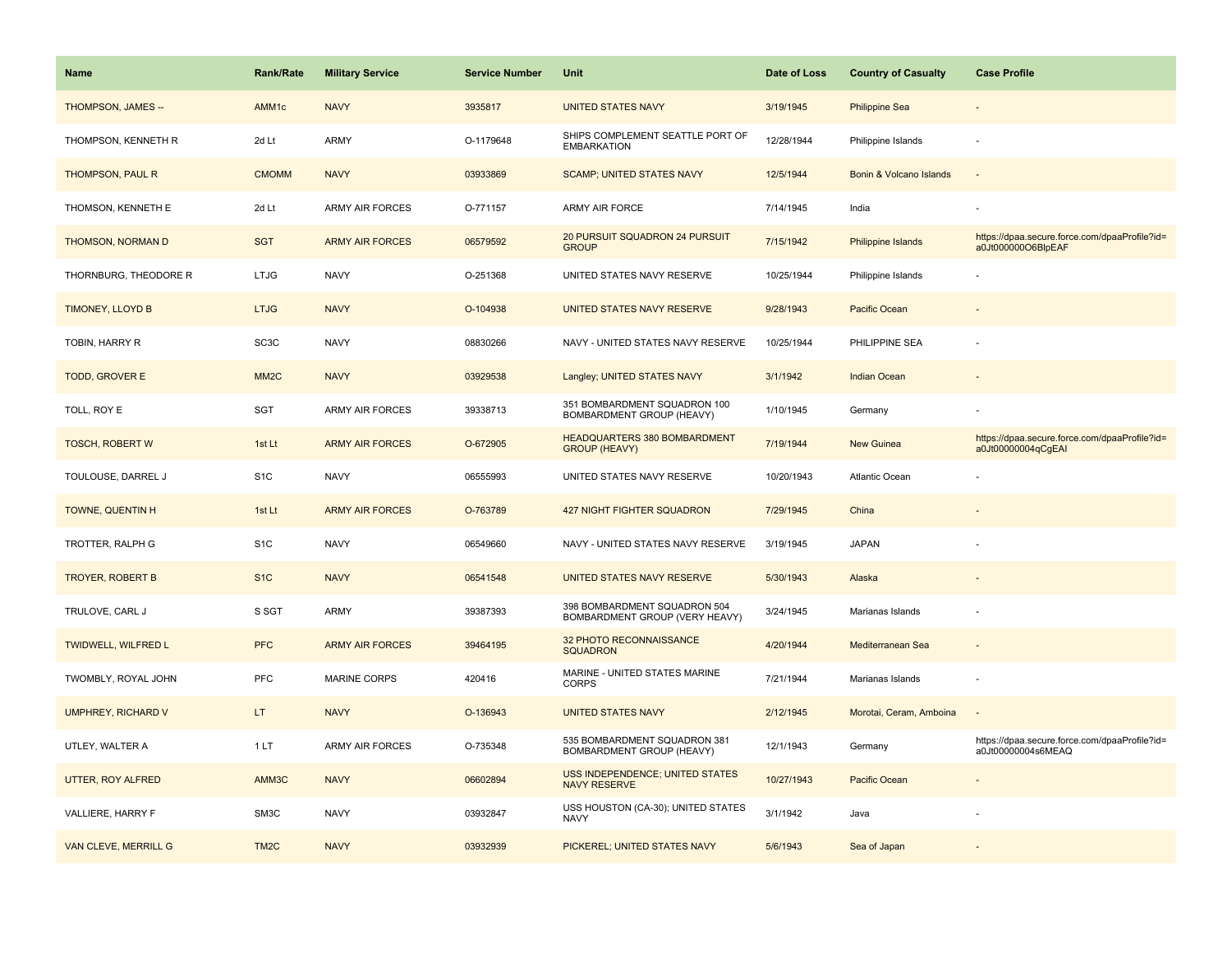| Name | Rank/Rate | Military Service | Service Number | Unit | Date of Loss | Country of Casualty | Case Profile |
|---|---|---|---|---|---|---|---|
| THOMPSON, JAMES -- | AMM1c | NAVY | 3935817 | UNITED STATES NAVY | 3/19/1945 | Philippine Sea | - |
| THOMPSON, KENNETH R | 2d Lt | ARMY | O-1179648 | SHIPS COMPLEMENT SEATTLE PORT OF EMBARKATION | 12/28/1944 | Philippine Islands | - |
| THOMPSON, PAUL R | CMOMM | NAVY | 03933869 | SCAMP; UNITED STATES NAVY | 12/5/1944 | Bonin & Volcano Islands | - |
| THOMSON, KENNETH E | 2d Lt | ARMY AIR FORCES | O-771157 | ARMY AIR FORCE | 7/14/1945 | India | - |
| THOMSON, NORMAN D | SGT | ARMY AIR FORCES | 06579592 | 20 PURSUIT SQUADRON 24 PURSUIT GROUP | 7/15/1942 | Philippine Islands | https://dpaa.secure.force.com/dpaaProfile?id=a0Jt000000O6BlpEAF |
| THORNBURG, THEODORE R | LTJG | NAVY | O-251368 | UNITED STATES NAVY RESERVE | 10/25/1944 | Philippine Islands | - |
| TIMONEY, LLOYD B | LTJG | NAVY | O-104938 | UNITED STATES NAVY RESERVE | 9/28/1943 | Pacific Ocean | - |
| TOBIN, HARRY R | SC3C | NAVY | 08830266 | NAVY - UNITED STATES NAVY RESERVE | 10/25/1944 | PHILIPPINE SEA | - |
| TODD, GROVER E | MM2C | NAVY | 03929538 | Langley; UNITED STATES NAVY | 3/1/1942 | Indian Ocean | - |
| TOLL, ROY E | SGT | ARMY AIR FORCES | 39338713 | 351 BOMBARDMENT SQUADRON 100 BOMBARDMENT GROUP (HEAVY) | 1/10/1945 | Germany | - |
| TOSCH, ROBERT W | 1st Lt | ARMY AIR FORCES | O-672905 | HEADQUARTERS 380 BOMBARDMENT GROUP (HEAVY) | 7/19/1944 | New Guinea | https://dpaa.secure.force.com/dpaaProfile?id=a0Jt00000004qCgEAI |
| TOULOUSE, DARREL J | S1C | NAVY | 06555993 | UNITED STATES NAVY RESERVE | 10/20/1943 | Atlantic Ocean | - |
| TOWNE, QUENTIN H | 1st Lt | ARMY AIR FORCES | O-763789 | 427 NIGHT FIGHTER SQUADRON | 7/29/1945 | China | - |
| TROTTER, RALPH G | S1C | NAVY | 06549660 | NAVY - UNITED STATES NAVY RESERVE | 3/19/1945 | JAPAN | - |
| TROYER, ROBERT B | S1C | NAVY | 06541548 | UNITED STATES NAVY RESERVE | 5/30/1943 | Alaska | - |
| TRULOVE, CARL J | S SGT | ARMY | 39387393 | 398 BOMBARDMENT SQUADRON 504 BOMBARDMENT GROUP (VERY HEAVY) | 3/24/1945 | Marianas Islands | - |
| TWIDWELL, WILFRED L | PFC | ARMY AIR FORCES | 39464195 | 32 PHOTO RECONNAISSANCE SQUADRON | 4/20/1944 | Mediterranean Sea | - |
| TWOMBLY, ROYAL JOHN | PFC | MARINE CORPS | 420416 | MARINE - UNITED STATES MARINE CORPS | 7/21/1944 | Marianas Islands | - |
| UMPHREY, RICHARD V | LT | NAVY | O-136943 | UNITED STATES NAVY | 2/12/1945 | Morotai, Ceram, Amboina | - |
| UTLEY, WALTER A | 1 LT | ARMY AIR FORCES | O-735348 | 535 BOMBARDMENT SQUADRON 381 BOMBARDMENT GROUP (HEAVY) | 12/1/1943 | Germany | https://dpaa.secure.force.com/dpaaProfile?id=a0Jt00000004s6MEAQ |
| UTTER, ROY ALFRED | AMM3C | NAVY | 06602894 | USS INDEPENDENCE; UNITED STATES NAVY RESERVE | 10/27/1943 | Pacific Ocean | - |
| VALLIERE, HARRY F | SM3C | NAVY | 03932847 | USS HOUSTON (CA-30); UNITED STATES NAVY | 3/1/1942 | Java | - |
| VAN CLEVE, MERRILL G | TM2C | NAVY | 03932939 | PICKEREL; UNITED STATES NAVY | 5/6/1943 | Sea of Japan | - |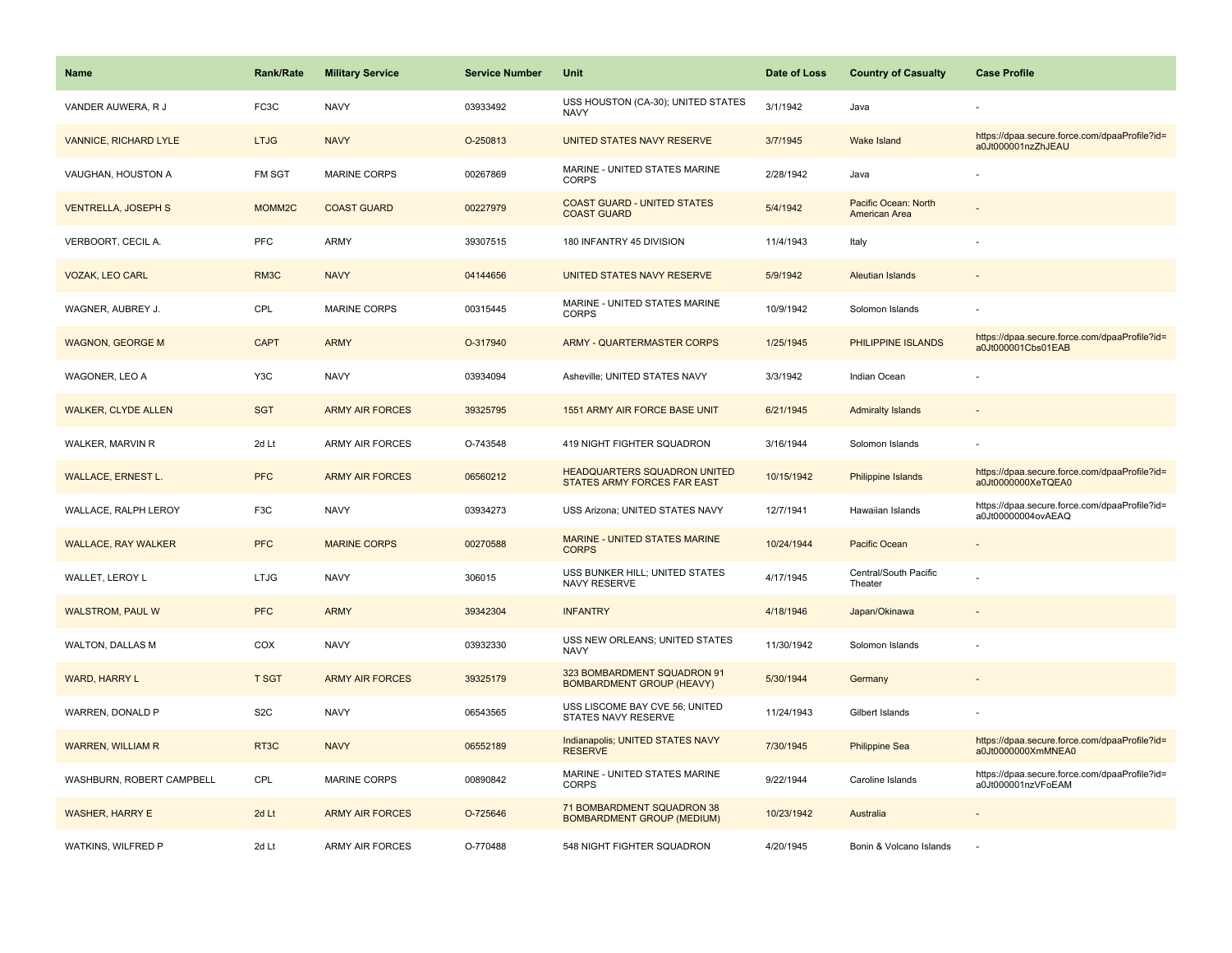| Name | Rank/Rate | Military Service | Service Number | Unit | Date of Loss | Country of Casualty | Case Profile |
|---|---|---|---|---|---|---|---|
| VANDER AUWERA, R J | FC3C | NAVY | 03933492 | USS HOUSTON (CA-30); UNITED STATES NAVY | 3/1/1942 | Java | - |
| VANNICE, RICHARD LYLE | LTJG | NAVY | O-250813 | UNITED STATES NAVY RESERVE | 3/7/1945 | Wake Island | https://dpaa.secure.force.com/dpaaProfile?id=a0Jt000001nzZhJEAU |
| VAUGHAN, HOUSTON A | FM SGT | MARINE CORPS | 00267869 | MARINE - UNITED STATES MARINE CORPS | 2/28/1942 | Java | - |
| VENTRELLA, JOSEPH S | MOMM2C | COAST GUARD | 00227979 | COAST GUARD - UNITED STATES COAST GUARD | 5/4/1942 | Pacific Ocean: North American Area | - |
| VERBOORT, CECIL A. | PFC | ARMY | 39307515 | 180 INFANTRY 45 DIVISION | 11/4/1943 | Italy | - |
| VOZAK, LEO CARL | RM3C | NAVY | 04144656 | UNITED STATES NAVY RESERVE | 5/9/1942 | Aleutian Islands | - |
| WAGNER, AUBREY J. | CPL | MARINE CORPS | 00315445 | MARINE - UNITED STATES MARINE CORPS | 10/9/1942 | Solomon Islands | - |
| WAGNON, GEORGE M | CAPT | ARMY | O-317940 | ARMY - QUARTERMASTER CORPS | 1/25/1945 | PHILIPPINE ISLANDS | https://dpaa.secure.force.com/dpaaProfile?id=a0Jt000001Cbs01EAB |
| WAGONER, LEO A | Y3C | NAVY | 03934094 | Asheville; UNITED STATES NAVY | 3/3/1942 | Indian Ocean | - |
| WALKER, CLYDE ALLEN | SGT | ARMY AIR FORCES | 39325795 | 1551 ARMY AIR FORCE BASE UNIT | 6/21/1945 | Admiralty Islands | - |
| WALKER, MARVIN R | 2d Lt | ARMY AIR FORCES | O-743548 | 419 NIGHT FIGHTER SQUADRON | 3/16/1944 | Solomon Islands | - |
| WALLACE, ERNEST L. | PFC | ARMY AIR FORCES | 06560212 | HEADQUARTERS SQUADRON UNITED STATES ARMY FORCES FAR EAST | 10/15/1942 | Philippine Islands | https://dpaa.secure.force.com/dpaaProfile?id=a0Jt0000000XeTQEA0 |
| WALLACE, RALPH LEROY | F3C | NAVY | 03934273 | USS Arizona; UNITED STATES NAVY | 12/7/1941 | Hawaiian Islands | https://dpaa.secure.force.com/dpaaProfile?id=a0Jt00000004ovAEAQ |
| WALLACE, RAY WALKER | PFC | MARINE CORPS | 00270588 | MARINE - UNITED STATES MARINE CORPS | 10/24/1944 | Pacific Ocean | - |
| WALLET, LEROY L | LTJG | NAVY | 306015 | USS BUNKER HILL; UNITED STATES NAVY RESERVE | 4/17/1945 | Central/South Pacific Theater | - |
| WALSTROM, PAUL W | PFC | ARMY | 39342304 | INFANTRY | 4/18/1946 | Japan/Okinawa | - |
| WALTON, DALLAS M | COX | NAVY | 03932330 | USS NEW ORLEANS; UNITED STATES NAVY | 11/30/1942 | Solomon Islands | - |
| WARD, HARRY L | T SGT | ARMY AIR FORCES | 39325179 | 323 BOMBARDMENT SQUADRON 91 BOMBARDMENT GROUP (HEAVY) | 5/30/1944 | Germany | - |
| WARREN, DONALD P | S2C | NAVY | 06543565 | USS LISCOME BAY CVE 56; UNITED STATES NAVY RESERVE | 11/24/1943 | Gilbert Islands | - |
| WARREN, WILLIAM R | RT3C | NAVY | 06552189 | Indianapolis; UNITED STATES NAVY RESERVE | 7/30/1945 | Philippine Sea | https://dpaa.secure.force.com/dpaaProfile?id=a0Jt0000000XmMNEA0 |
| WASHBURN, ROBERT CAMPBELL | CPL | MARINE CORPS | 00890842 | MARINE - UNITED STATES MARINE CORPS | 9/22/1944 | Caroline Islands | https://dpaa.secure.force.com/dpaaProfile?id=a0Jt000001nzVFoEAM |
| WASHER, HARRY E | 2d Lt | ARMY AIR FORCES | O-725646 | 71 BOMBARDMENT SQUADRON 38 BOMBARDMENT GROUP (MEDIUM) | 10/23/1942 | Australia | - |
| WATKINS, WILFRED P | 2d Lt | ARMY AIR FORCES | O-770488 | 548 NIGHT FIGHTER SQUADRON | 4/20/1945 | Bonin & Volcano Islands | - |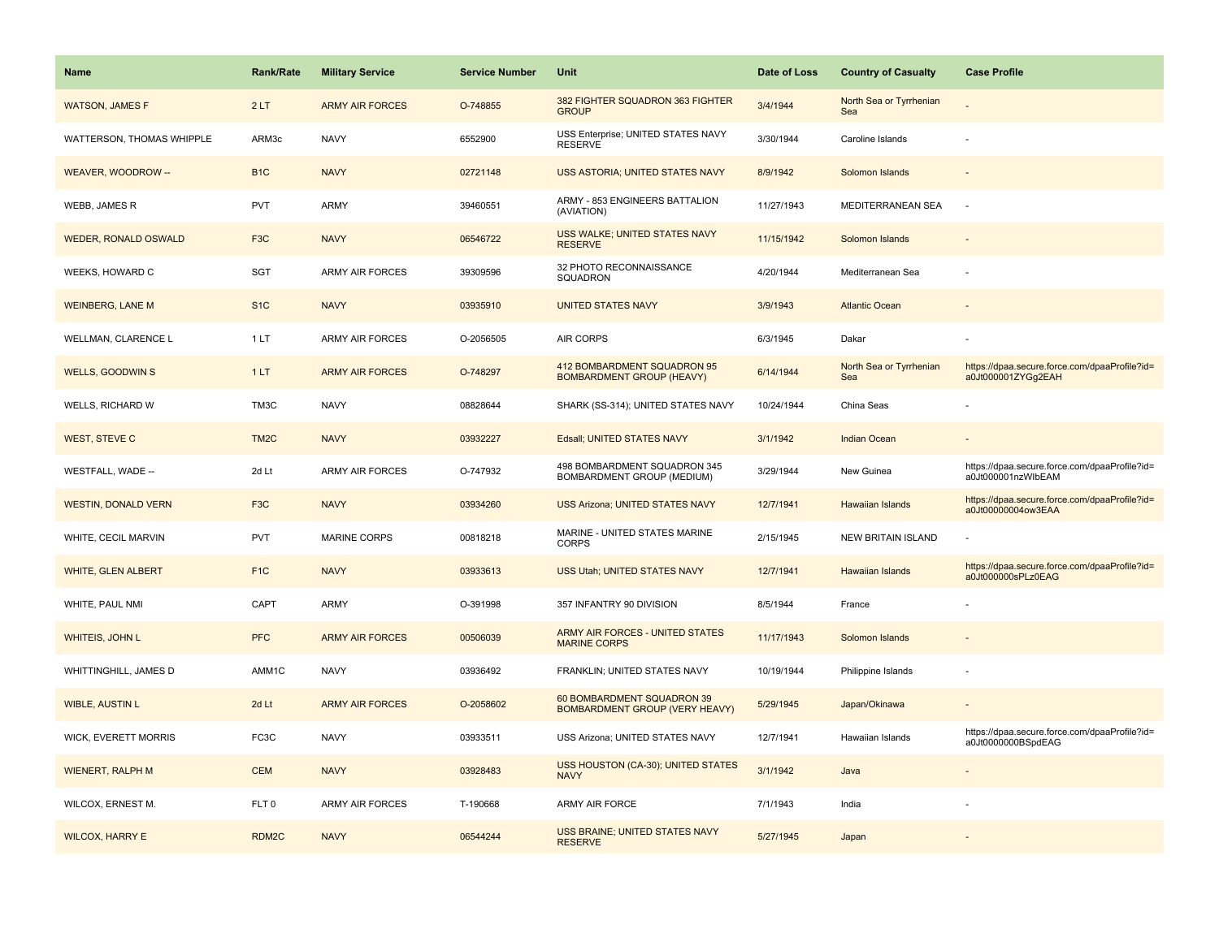| Name | Rank/Rate | Military Service | Service Number | Unit | Date of Loss | Country of Casualty | Case Profile |
|---|---|---|---|---|---|---|---|
| WATSON, JAMES F | 2 LT | ARMY AIR FORCES | O-748855 | 382 FIGHTER SQUADRON 363 FIGHTER GROUP | 3/4/1944 | North Sea or Tyrrhenian Sea | - |
| WATTERSON, THOMAS WHIPPLE | ARM3c | NAVY | 6552900 | USS Enterprise; UNITED STATES NAVY RESERVE | 3/30/1944 | Caroline Islands | - |
| WEAVER, WOODROW -- | B1C | NAVY | 02721148 | USS ASTORIA; UNITED STATES NAVY | 8/9/1942 | Solomon Islands | - |
| WEBB, JAMES R | PVT | ARMY | 39460551 | ARMY - 853 ENGINEERS BATTALION (AVIATION) | 11/27/1943 | MEDITERRANEAN SEA | - |
| WEDER, RONALD OSWALD | F3C | NAVY | 06546722 | USS WALKE; UNITED STATES NAVY RESERVE | 11/15/1942 | Solomon Islands | - |
| WEEKS, HOWARD C | SGT | ARMY AIR FORCES | 39309596 | 32 PHOTO RECONNAISSANCE SQUADRON | 4/20/1944 | Mediterranean Sea | - |
| WEINBERG, LANE M | S1C | NAVY | 03935910 | UNITED STATES NAVY | 3/9/1943 | Atlantic Ocean | - |
| WELLMAN, CLARENCE L | 1 LT | ARMY AIR FORCES | O-2056505 | AIR CORPS | 6/3/1945 | Dakar | - |
| WELLS, GOODWIN S | 1 LT | ARMY AIR FORCES | O-748297 | 412 BOMBARDMENT SQUADRON 95 BOMBARDMENT GROUP (HEAVY) | 6/14/1944 | North Sea or Tyrrhenian Sea | https://dpaa.secure.force.com/dpaaProfile?id=a0Jt000001ZYGg2EAH |
| WELLS, RICHARD W | TM3C | NAVY | 08828644 | SHARK (SS-314); UNITED STATES NAVY | 10/24/1944 | China Seas | - |
| WEST, STEVE C | TM2C | NAVY | 03932227 | Edsall; UNITED STATES NAVY | 3/1/1942 | Indian Ocean | - |
| WESTFALL, WADE -- | 2d Lt | ARMY AIR FORCES | O-747932 | 498 BOMBARDMENT SQUADRON 345 BOMBARDMENT GROUP (MEDIUM) | 3/29/1944 | New Guinea | https://dpaa.secure.force.com/dpaaProfile?id=a0Jt000001nzWlbEAM |
| WESTIN, DONALD VERN | F3C | NAVY | 03934260 | USS Arizona; UNITED STATES NAVY | 12/7/1941 | Hawaiian Islands | https://dpaa.secure.force.com/dpaaProfile?id=a0Jt00000004ow3EAA |
| WHITE, CECIL MARVIN | PVT | MARINE CORPS | 00818218 | MARINE - UNITED STATES MARINE CORPS | 2/15/1945 | NEW BRITAIN ISLAND | - |
| WHITE, GLEN ALBERT | F1C | NAVY | 03933613 | USS Utah; UNITED STATES NAVY | 12/7/1941 | Hawaiian Islands | https://dpaa.secure.force.com/dpaaProfile?id=a0Jt000000sPLz0EAG |
| WHITE, PAUL NMI | CAPT | ARMY | O-391998 | 357 INFANTRY 90 DIVISION | 8/5/1944 | France | - |
| WHITEIS, JOHN L | PFC | ARMY AIR FORCES | 00506039 | ARMY AIR FORCES - UNITED STATES MARINE CORPS | 11/17/1943 | Solomon Islands | - |
| WHITTINGHILL, JAMES D | AMM1C | NAVY | 03936492 | FRANKLIN; UNITED STATES NAVY | 10/19/1944 | Philippine Islands | - |
| WIBLE, AUSTIN L | 2d Lt | ARMY AIR FORCES | O-2058602 | 60 BOMBARDMENT SQUADRON 39 BOMBARDMENT GROUP (VERY HEAVY) | 5/29/1945 | Japan/Okinawa | - |
| WICK, EVERETT MORRIS | FC3C | NAVY | 03933511 | USS Arizona; UNITED STATES NAVY | 12/7/1941 | Hawaiian Islands | https://dpaa.secure.force.com/dpaaProfile?id=a0Jt0000000BSpdEAG |
| WIENERT, RALPH M | CEM | NAVY | 03928483 | USS HOUSTON (CA-30); UNITED STATES NAVY | 3/1/1942 | Java | - |
| WILCOX, ERNEST M. | FLT 0 | ARMY AIR FORCES | T-190668 | ARMY AIR FORCE | 7/1/1943 | India | - |
| WILCOX, HARRY E | RDM2C | NAVY | 06544244 | USS BRAINE; UNITED STATES NAVY RESERVE | 5/27/1945 | Japan | - |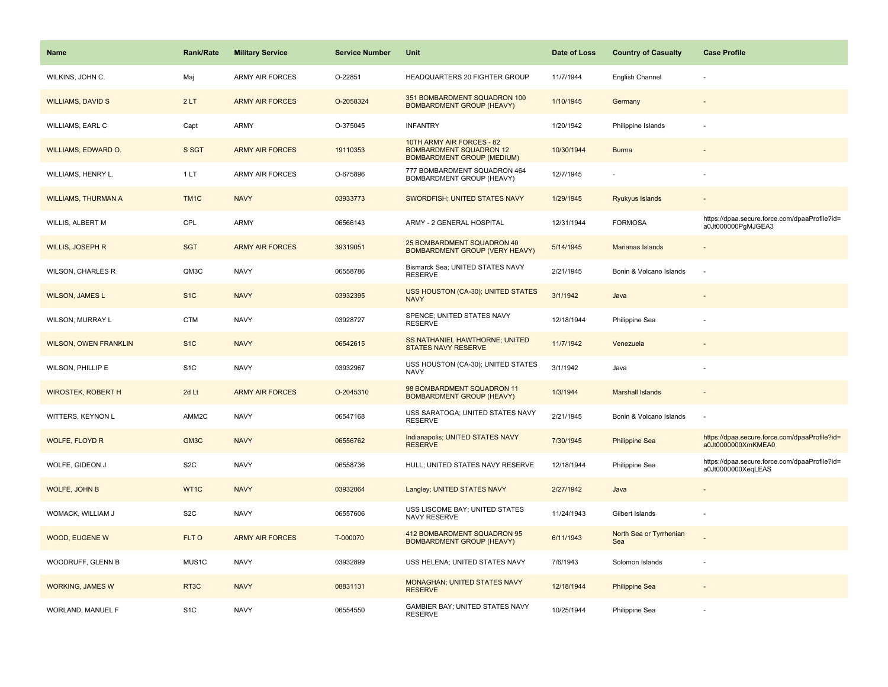| Name | Rank/Rate | Military Service | Service Number | Unit | Date of Loss | Country of Casualty | Case Profile |
| --- | --- | --- | --- | --- | --- | --- | --- |
| WILKINS, JOHN C. | Maj | ARMY AIR FORCES | O-22851 | HEADQUARTERS 20 FIGHTER GROUP | 11/7/1944 | English Channel | - |
| WILLIAMS, DAVID S | 2 LT | ARMY AIR FORCES | O-2058324 | 351 BOMBARDMENT SQUADRON 100 BOMBARDMENT GROUP (HEAVY) | 1/10/1945 | Germany | - |
| WILLIAMS, EARL C | Capt | ARMY | O-375045 | INFANTRY | 1/20/1942 | Philippine Islands | - |
| WILLIAMS, EDWARD O. | S SGT | ARMY AIR FORCES | 19110353 | 10TH ARMY AIR FORCES - 82 BOMBARDMENT SQUADRON 12 BOMBARDMENT GROUP (MEDIUM) | 10/30/1944 | Burma | - |
| WILLIAMS, HENRY L. | 1 LT | ARMY AIR FORCES | O-675896 | 777 BOMBARDMENT SQUADRON 464 BOMBARDMENT GROUP (HEAVY) | 12/7/1945 | - | - |
| WILLIAMS, THURMAN A | TM1C | NAVY | 03933773 | SWORDFISH; UNITED STATES NAVY | 1/29/1945 | Ryukyus Islands | - |
| WILLIS, ALBERT M | CPL | ARMY | 06566143 | ARMY - 2 GENERAL HOSPITAL | 12/31/1944 | FORMOSA | https://dpaa.secure.force.com/dpaaProfile?id=a0Jt000000PgMJGEA3 |
| WILLIS, JOSEPH R | SGT | ARMY AIR FORCES | 39319051 | 25 BOMBARDMENT SQUADRON 40 BOMBARDMENT GROUP (VERY HEAVY) | 5/14/1945 | Marianas Islands | - |
| WILSON, CHARLES R | QM3C | NAVY | 06558786 | Bismarck Sea; UNITED STATES NAVY RESERVE | 2/21/1945 | Bonin & Volcano Islands | - |
| WILSON, JAMES L | S1C | NAVY | 03932395 | USS HOUSTON (CA-30); UNITED STATES NAVY | 3/1/1942 | Java | - |
| WILSON, MURRAY L | CTM | NAVY | 03928727 | SPENCE; UNITED STATES NAVY RESERVE | 12/18/1944 | Philippine Sea | - |
| WILSON, OWEN FRANKLIN | S1C | NAVY | 06542615 | SS NATHANIEL HAWTHORNE; UNITED STATES NAVY RESERVE | 11/7/1942 | Venezuela | - |
| WILSON, PHILLIP E | S1C | NAVY | 03932967 | USS HOUSTON (CA-30); UNITED STATES NAVY | 3/1/1942 | Java | - |
| WIROSTEK, ROBERT H | 2d Lt | ARMY AIR FORCES | O-2045310 | 98 BOMBARDMENT SQUADRON 11 BOMBARDMENT GROUP (HEAVY) | 1/3/1944 | Marshall Islands | - |
| WITTERS, KEYNON L | AMM2C | NAVY | 06547168 | USS SARATOGA; UNITED STATES NAVY RESERVE | 2/21/1945 | Bonin & Volcano Islands | - |
| WOLFE, FLOYD R | GM3C | NAVY | 06556762 | Indianapolis; UNITED STATES NAVY RESERVE | 7/30/1945 | Philippine Sea | https://dpaa.secure.force.com/dpaaProfile?id=a0Jt0000000XmKMEA0 |
| WOLFE, GIDEON J | S2C | NAVY | 06558736 | HULL; UNITED STATES NAVY RESERVE | 12/18/1944 | Philippine Sea | https://dpaa.secure.force.com/dpaaProfile?id=a0Jt0000000XeqLEAS |
| WOLFE, JOHN B | WT1C | NAVY | 03932064 | Langley; UNITED STATES NAVY | 2/27/1942 | Java | - |
| WOMACK, WILLIAM J | S2C | NAVY | 06557606 | USS LISCOME BAY; UNITED STATES NAVY RESERVE | 11/24/1943 | Gilbert Islands | - |
| WOOD, EUGENE W | FLT O | ARMY AIR FORCES | T-000070 | 412 BOMBARDMENT SQUADRON 95 BOMBARDMENT GROUP (HEAVY) | 6/11/1943 | North Sea or Tyrrhenian Sea | - |
| WOODRUFF, GLENN B | MUS1C | NAVY | 03932899 | USS HELENA; UNITED STATES NAVY | 7/6/1943 | Solomon Islands | - |
| WORKING, JAMES W | RT3C | NAVY | 08831131 | MONAGHAN; UNITED STATES NAVY RESERVE | 12/18/1944 | Philippine Sea | - |
| WORLAND, MANUEL F | S1C | NAVY | 06554550 | GAMBIER BAY; UNITED STATES NAVY RESERVE | 10/25/1944 | Philippine Sea | - |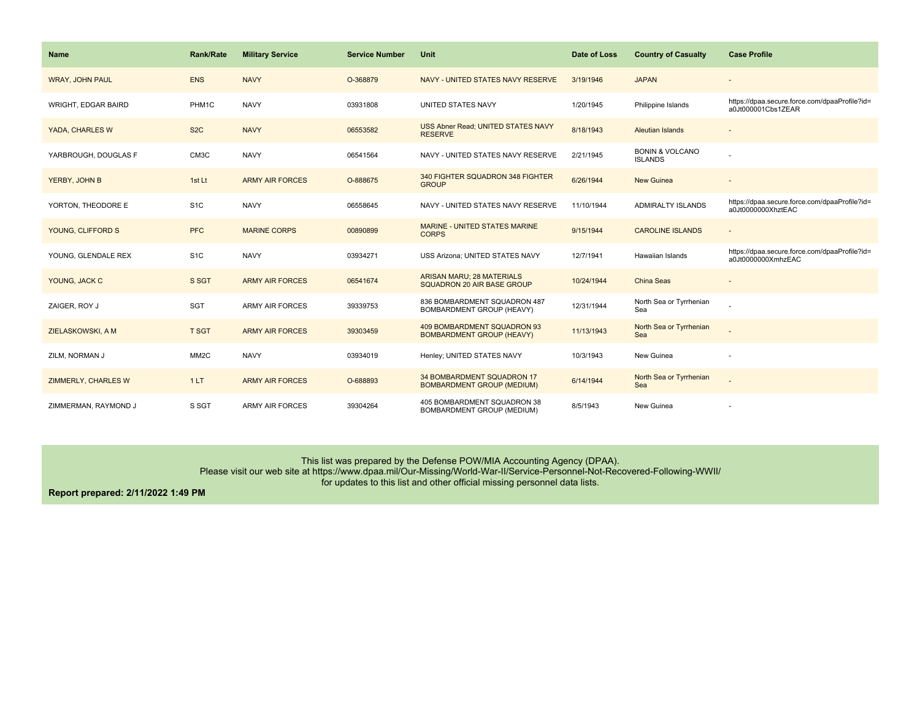| Name | Rank/Rate | Military Service | Service Number | Unit | Date of Loss | Country of Casualty | Case Profile |
|---|---|---|---|---|---|---|---|
| WRAY, JOHN PAUL | ENS | NAVY | O-368879 | NAVY - UNITED STATES NAVY RESERVE | 3/19/1946 | JAPAN | - |
| WRIGHT, EDGAR BAIRD | PHM1C | NAVY | 03931808 | UNITED STATES NAVY | 1/20/1945 | Philippine Islands | https://dpaa.secure.force.com/dpaaProfile?id=a0Jt000001Cbs1ZEAR |
| YADA, CHARLES W | S2C | NAVY | 06553582 | USS Abner Read; UNITED STATES NAVY RESERVE | 8/18/1943 | Aleutian Islands | - |
| YARBROUGH, DOUGLAS F | CM3C | NAVY | 06541564 | NAVY - UNITED STATES NAVY RESERVE | 2/21/1945 | BONIN & VOLCANO ISLANDS | - |
| YERBY, JOHN B | 1st Lt | ARMY AIR FORCES | O-888675 | 340 FIGHTER SQUADRON 348 FIGHTER GROUP | 6/26/1944 | New Guinea | - |
| YORTON, THEODORE E | S1C | NAVY | 06558645 | NAVY - UNITED STATES NAVY RESERVE | 11/10/1944 | ADMIRALTY ISLANDS | https://dpaa.secure.force.com/dpaaProfile?id=a0Jt0000000XhztEAC |
| YOUNG, CLIFFORD S | PFC | MARINE CORPS | 00890899 | MARINE - UNITED STATES MARINE CORPS | 9/15/1944 | CAROLINE ISLANDS | - |
| YOUNG, GLENDALE REX | S1C | NAVY | 03934271 | USS Arizona; UNITED STATES NAVY | 12/7/1941 | Hawaiian Islands | https://dpaa.secure.force.com/dpaaProfile?id=a0Jt0000000XmhzEAC |
| YOUNG, JACK C | S SGT | ARMY AIR FORCES | 06541674 | ARISAN MARU; 28 MATERIALS SQUADRON 20 AIR BASE GROUP | 10/24/1944 | China Seas | - |
| ZAIGER, ROY J | SGT | ARMY AIR FORCES | 39339753 | 836 BOMBARDMENT SQUADRON 487 BOMBARDMENT GROUP (HEAVY) | 12/31/1944 | North Sea or Tyrrhenian Sea | - |
| ZIELASKOWSKI, A M | T SGT | ARMY AIR FORCES | 39303459 | 409 BOMBARDMENT SQUADRON 93 BOMBARDMENT GROUP (HEAVY) | 11/13/1943 | North Sea or Tyrrhenian Sea | - |
| ZILM, NORMAN J | MM2C | NAVY | 03934019 | Henley; UNITED STATES NAVY | 10/3/1943 | New Guinea | - |
| ZIMMERLY, CHARLES W | 1 LT | ARMY AIR FORCES | O-688893 | 34 BOMBARDMENT SQUADRON 17 BOMBARDMENT GROUP (MEDIUM) | 6/14/1944 | North Sea or Tyrrhenian Sea | - |
| ZIMMERMAN, RAYMOND J | S SGT | ARMY AIR FORCES | 39304264 | 405 BOMBARDMENT SQUADRON 38 BOMBARDMENT GROUP (MEDIUM) | 8/5/1943 | New Guinea | - |

This list was prepared by the Defense POW/MIA Accounting Agency (DPAA).
Please visit our web site at https://www.dpaa.mil/Our-Missing/World-War-II/Service-Personnel-Not-Recovered-Following-WWII/
for updates to this list and other official missing personnel data lists.

**Report prepared: 2/11/2022 1:49 PM**